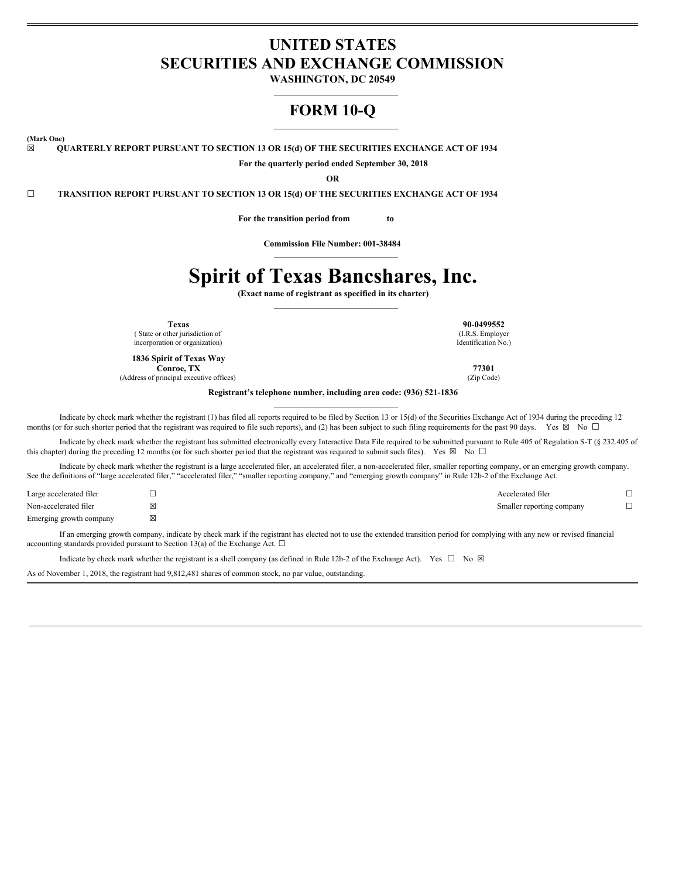# UNITED STATES
# SECURITIES AND EXCHANGE COMMISSION

**WASHINGTON, DC 20549**

# FORM 10-Q

**(Mark One)**

☒ **QUARTERLY REPORT PURSUANT TO SECTION 13 OR 15(d) OF THE SECURITIES EXCHANGE ACT OF 1934**

**For the quarterly period ended September 30, 2018**

**OR**

☐ **TRANSITION REPORT PURSUANT TO SECTION 13 OR 15(d) OF THE SECURITIES EXCHANGE ACT OF 1934**

**For the transition period from to**

**Commission File Number: 001-38484**

# Spirit of Texas Bancshares, Inc.

**(Exact name of registrant as specified in its charter)**

| **Texas** | **90-0499552** |
|---|---|
| ( State or other jurisdiction of incorporation or organization) | (I.R.S. Employer Identification No.) |
| **1836 Spirit of Texas Way** | |
| **Conroe, TX** | **77301** |
| (Address of principal executive offices) | (Zip Code) |

**Registrant's telephone number, including area code: (936) 521-1836**

Indicate by check mark whether the registrant (1) has filed all reports required to be filed by Section 13 or 15(d) of the Securities Exchange Act of 1934 during the preceding 12 months (or for such shorter period that the registrant was required to file such reports), and (2) has been subject to such filing requirements for the past 90 days. Yes ☒ No ☐

Indicate by check mark whether the registrant has submitted electronically every Interactive Data File required to be submitted pursuant to Rule 405 of Regulation S-T (§ 232.405 of this chapter) during the preceding 12 months (or for such shorter period that the registrant was required to submit such files). Yes ☒ No ☐

Indicate by check mark whether the registrant is a large accelerated filer, an accelerated filer, a non-accelerated filer, smaller reporting company, or an emerging growth company. See the definitions of "large accelerated filer," "accelerated filer," "smaller reporting company," and "emerging growth company" in Rule 12b-2 of the Exchange Act.

| | | | |
|---|---|---|---|
| Large accelerated filer | ☐ | Accelerated filer | ☐ |
| Non-accelerated filer | ☒ | Smaller reporting company | ☐ |
| Emerging growth company | ☒ | | |

If an emerging growth company, indicate by check mark if the registrant has elected not to use the extended transition period for complying with any new or revised financial accounting standards provided pursuant to Section 13(a) of the Exchange Act. ☐

Indicate by check mark whether the registrant is a shell company (as defined in Rule 12b-2 of the Exchange Act). Yes ☐ No ☒

As of November 1, 2018, the registrant had 9,812,481 shares of common stock, no par value, outstanding.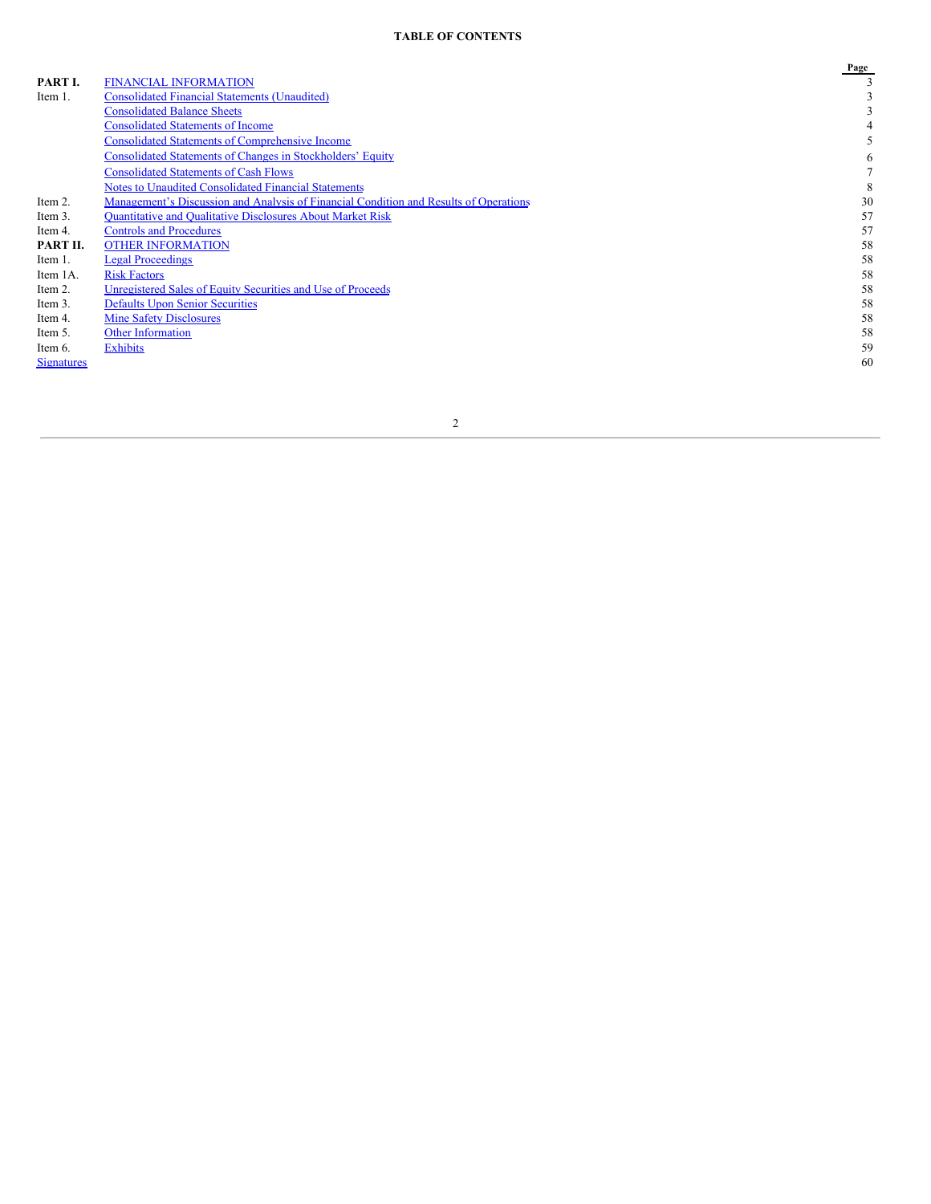**TABLE OF CONTENTS**

| | | Page |
|---|---|---|
| **PART I.** | FINANCIAL INFORMATION | 3 |
| Item 1. | Consolidated Financial Statements (Unaudited) | 3 |
| | Consolidated Balance Sheets | 3 |
| | Consolidated Statements of Income | 4 |
| | Consolidated Statements of Comprehensive Income | 5 |
| | Consolidated Statements of Changes in Stockholders' Equity | 6 |
| | Consolidated Statements of Cash Flows | 7 |
| | Notes to Unaudited Consolidated Financial Statements | 8 |
| Item 2. | Management's Discussion and Analysis of Financial Condition and Results of Operations | 30 |
| Item 3. | Quantitative and Qualitative Disclosures About Market Risk | 57 |
| Item 4. | Controls and Procedures | 57 |
| **PART II.** | OTHER INFORMATION | 58 |
| Item 1. | Legal Proceedings | 58 |
| Item 1A. | Risk Factors | 58 |
| Item 2. | Unregistered Sales of Equity Securities and Use of Proceeds | 58 |
| Item 3. | Defaults Upon Senior Securities | 58 |
| Item 4. | Mine Safety Disclosures | 58 |
| Item 5. | Other Information | 58 |
| Item 6. | Exhibits | 59 |
| Signatures | | 60 |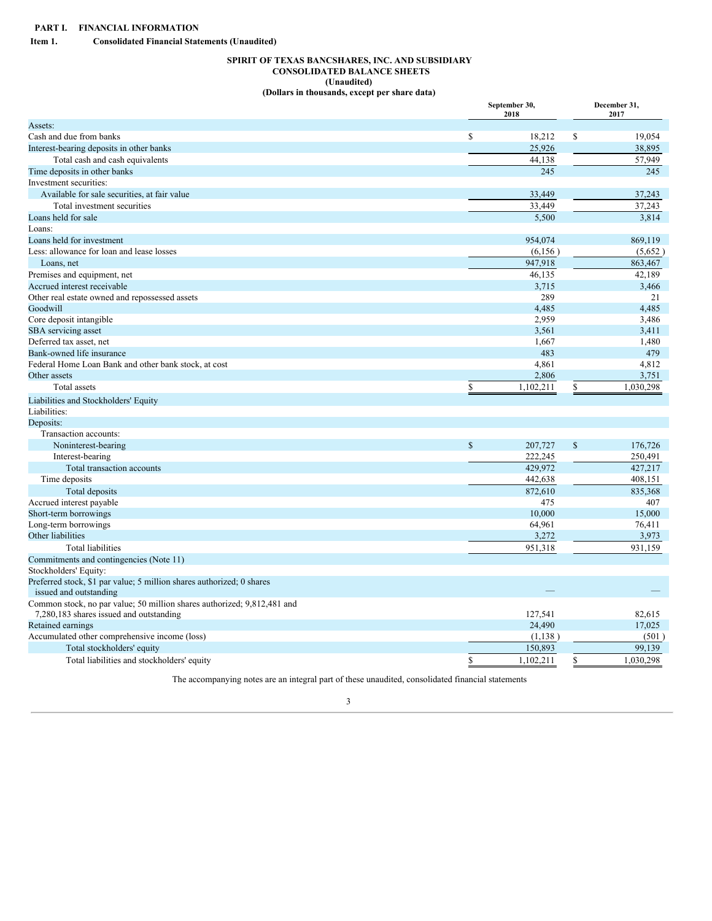**PART I. FINANCIAL INFORMATION**

**Item 1. Consolidated Financial Statements (Unaudited)**

**SPIRIT OF TEXAS BANCSHARES, INC. AND SUBSIDIARY**
**CONSOLIDATED BALANCE SHEETS**
**(Unaudited)**
**(Dollars in thousands, except per share data)**

| | September 30, 2018 | December 31, 2017 |
|---|---|---|
| Assets: | | |
| Cash and due from banks | $ 18,212 | $ 19,054 |
| Interest-bearing deposits in other banks | 25,926 | 38,895 |
| Total cash and cash equivalents | 44,138 | 57,949 |
| Time deposits in other banks | 245 | 245 |
| Investment securities: | | |
| Available for sale securities, at fair value | 33,449 | 37,243 |
| Total investment securities | 33,449 | 37,243 |
| Loans held for sale | 5,500 | 3,814 |
| Loans: | | |
| Loans held for investment | 954,074 | 869,119 |
| Less: allowance for loan and lease losses | (6,156 ) | (5,652 ) |
| Loans, net | 947,918 | 863,467 |
| Premises and equipment, net | 46,135 | 42,189 |
| Accrued interest receivable | 3,715 | 3,466 |
| Other real estate owned and repossessed assets | 289 | 21 |
| Goodwill | 4,485 | 4,485 |
| Core deposit intangible | 2,959 | 3,486 |
| SBA servicing asset | 3,561 | 3,411 |
| Deferred tax asset, net | 1,667 | 1,480 |
| Bank-owned life insurance | 483 | 479 |
| Federal Home Loan Bank and other bank stock, at cost | 4,861 | 4,812 |
| Other assets | 2,806 | 3,751 |
| Total assets | $ 1,102,211 | $ 1,030,298 |
| Liabilities and Stockholders' Equity | | |
| Liabilities: | | |
| Deposits: | | |
| Transaction accounts: | | |
| Noninterest-bearing | $ 207,727 | $ 176,726 |
| Interest-bearing | 222,245 | 250,491 |
| Total transaction accounts | 429,972 | 427,217 |
| Time deposits | 442,638 | 408,151 |
| Total deposits | 872,610 | 835,368 |
| Accrued interest payable | 475 | 407 |
| Short-term borrowings | 10,000 | 15,000 |
| Long-term borrowings | 64,961 | 76,411 |
| Other liabilities | 3,272 | 3,973 |
| Total liabilities | 951,318 | 931,159 |
| Commitments and contingencies (Note 11) | | |
| Stockholders' Equity: | | |
| Preferred stock, $1 par value; 5 million shares authorized; 0 shares issued and outstanding | — | — |
| Common stock, no par value; 50 million shares authorized; 9,812,481 and 7,280,183 shares issued and outstanding | 127,541 | 82,615 |
| Retained earnings | 24,490 | 17,025 |
| Accumulated other comprehensive income (loss) | (1,138 ) | (501 ) |
| Total stockholders' equity | 150,893 | 99,139 |
| Total liabilities and stockholders' equity | $ 1,102,211 | $ 1,030,298 |

The accompanying notes are an integral part of these unaudited, consolidated financial statements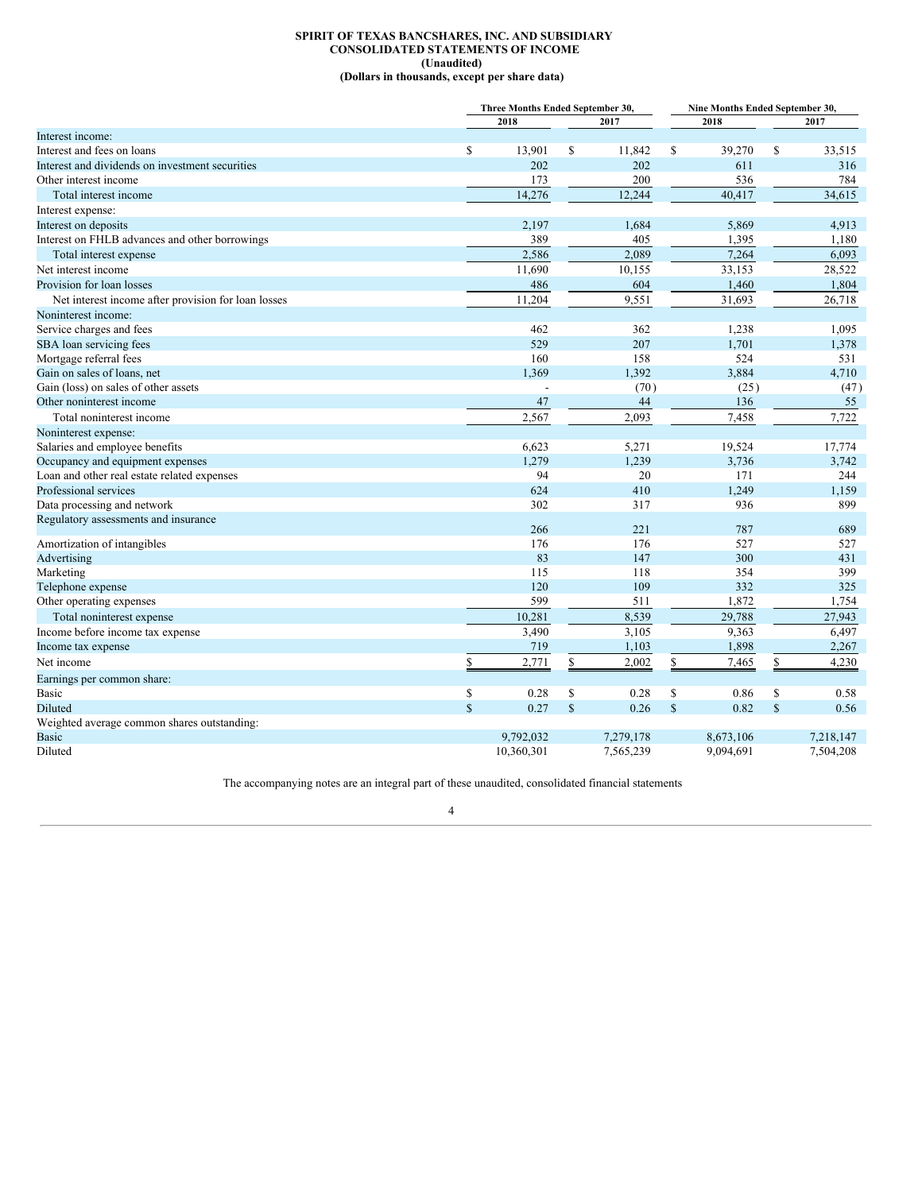**SPIRIT OF TEXAS BANCSHARES, INC. AND SUBSIDIARY**
**CONSOLIDATED STATEMENTS OF INCOME**
**(Unaudited)**
**(Dollars in thousands, except per share data)**

| | Three Months Ended September 30, | | Nine Months Ended September 30, | |
|---|---|---|---|---|
| | 2018 | 2017 | 2018 | 2017 |
| Interest income: | | | | |
| Interest and fees on loans | $ 13,901 | $ 11,842 | $ 39,270 | $ 33,515 |
| Interest and dividends on investment securities | 202 | 202 | 611 | 316 |
| Other interest income | 173 | 200 | 536 | 784 |
| Total interest income | 14,276 | 12,244 | 40,417 | 34,615 |
| Interest expense: | | | | |
| Interest on deposits | 2,197 | 1,684 | 5,869 | 4,913 |
| Interest on FHLB advances and other borrowings | 389 | 405 | 1,395 | 1,180 |
| Total interest expense | 2,586 | 2,089 | 7,264 | 6,093 |
| Net interest income | 11,690 | 10,155 | 33,153 | 28,522 |
| Provision for loan losses | 486 | 604 | 1,460 | 1,804 |
| Net interest income after provision for loan losses | 11,204 | 9,551 | 31,693 | 26,718 |
| Noninterest income: | | | | |
| Service charges and fees | 462 | 362 | 1,238 | 1,095 |
| SBA loan servicing fees | 529 | 207 | 1,701 | 1,378 |
| Mortgage referral fees | 160 | 158 | 524 | 531 |
| Gain on sales of loans, net | 1,369 | 1,392 | 3,884 | 4,710 |
| Gain (loss) on sales of other assets | - | (70) | (25) | (47) |
| Other noninterest income | 47 | 44 | 136 | 55 |
| Total noninterest income | 2,567 | 2,093 | 7,458 | 7,722 |
| Noninterest expense: | | | | |
| Salaries and employee benefits | 6,623 | 5,271 | 19,524 | 17,774 |
| Occupancy and equipment expenses | 1,279 | 1,239 | 3,736 | 3,742 |
| Loan and other real estate related expenses | 94 | 20 | 171 | 244 |
| Professional services | 624 | 410 | 1,249 | 1,159 |
| Data processing and network | 302 | 317 | 936 | 899 |
| Regulatory assessments and insurance | 266 | 221 | 787 | 689 |
| Amortization of intangibles | 176 | 176 | 527 | 527 |
| Advertising | 83 | 147 | 300 | 431 |
| Marketing | 115 | 118 | 354 | 399 |
| Telephone expense | 120 | 109 | 332 | 325 |
| Other operating expenses | 599 | 511 | 1,872 | 1,754 |
| Total noninterest expense | 10,281 | 8,539 | 29,788 | 27,943 |
| Income before income tax expense | 3,490 | 3,105 | 9,363 | 6,497 |
| Income tax expense | 719 | 1,103 | 1,898 | 2,267 |
| Net income | $ 2,771 | $ 2,002 | $ 7,465 | $ 4,230 |
| Earnings per common share: | | | | |
| Basic | $ 0.28 | $ 0.28 | $ 0.86 | $ 0.58 |
| Diluted | $ 0.27 | $ 0.26 | $ 0.82 | $ 0.56 |
| Weighted average common shares outstanding: | | | | |
| Basic | 9,792,032 | 7,279,178 | 8,673,106 | 7,218,147 |
| Diluted | 10,360,301 | 7,565,239 | 9,094,691 | 7,504,208 |

The accompanying notes are an integral part of these unaudited, consolidated financial statements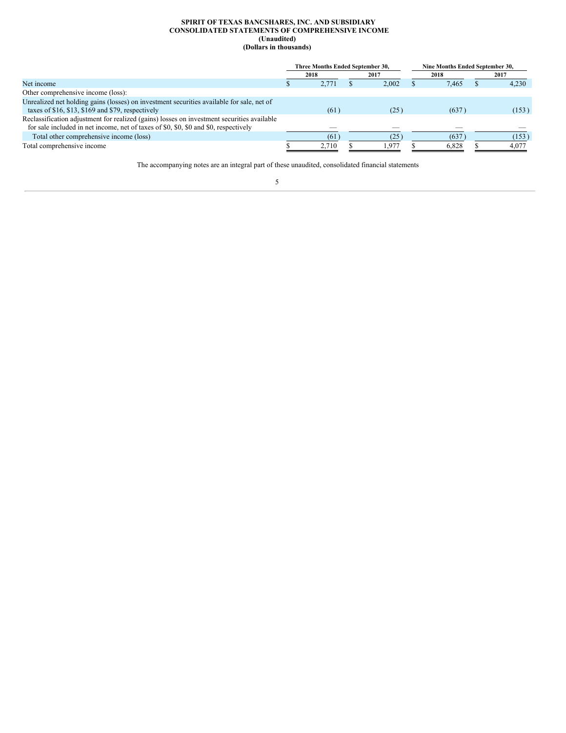**SPIRIT OF TEXAS BANCSHARES, INC. AND SUBSIDIARY**
**CONSOLIDATED STATEMENTS OF COMPREHENSIVE INCOME**
**(Unaudited)**
**(Dollars in thousands)**

| | Three Months Ended September 30, | | Nine Months Ended September 30, | |
|---|---|---|---|---|
| | 2018 | 2017 | 2018 | 2017 |
| Net income | $ 2,771 | $ 2,002 | $ 7,465 | $ 4,230 |
| Other comprehensive income (loss): | | | | |
| Unrealized net holding gains (losses) on investment securities available for sale, net of taxes of $16, $13, $169 and $79, respectively | (61) | (25) | (637) | (153) |
| Reclassification adjustment for realized (gains) losses on investment securities available for sale included in net income, net of taxes of $0, $0, $0 and $0, respectively | — | — | — | — |
| Total other comprehensive income (loss) | (61) | (25) | (637) | (153) |
| Total comprehensive income | $ 2,710 | $ 1,977 | $ 6,828 | $ 4,077 |

The accompanying notes are an integral part of these unaudited, consolidated financial statements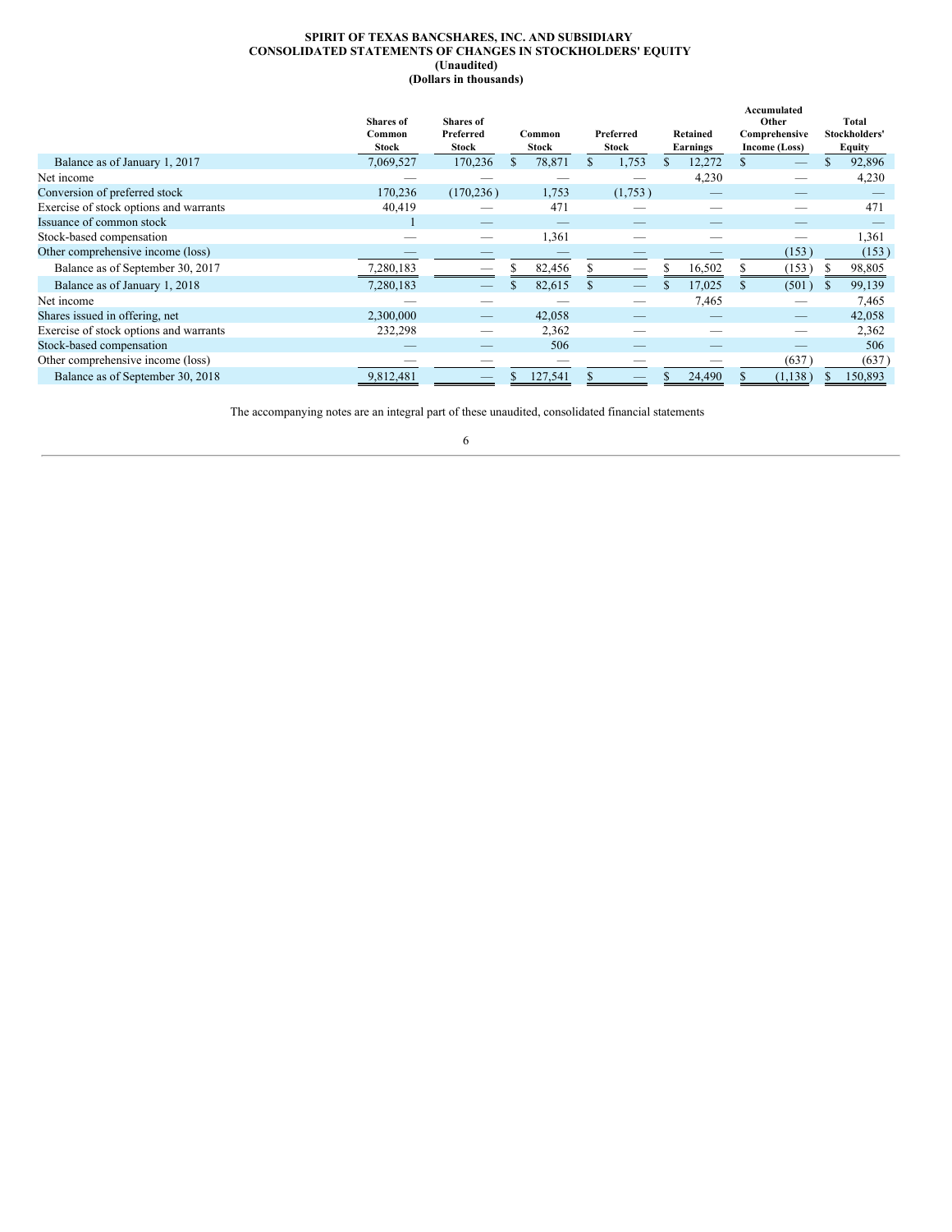**SPIRIT OF TEXAS BANCSHARES, INC. AND SUBSIDIARY**
**CONSOLIDATED STATEMENTS OF CHANGES IN STOCKHOLDERS' EQUITY**
**(Unaudited)**
**(Dollars in thousands)**

| | Shares of Common Stock | Shares of Preferred Stock | Common Stock | Preferred Stock | Retained Earnings | Accumulated Other Comprehensive Income (Loss) | Total Stockholders' Equity |
|---|---|---|---|---|---|---|---|
| Balance as of January 1, 2017 | 7,069,527 | 170,236 | $ 78,871 | $ 1,753 | $ 12,272 | $ — | $ 92,896 |
| Net income | — | — | — | — | 4,230 | — | 4,230 |
| Conversion of preferred stock | 170,236 | (170,236) | 1,753 | (1,753) | — | — | — |
| Exercise of stock options and warrants | 40,419 | — | 471 | — | — | — | 471 |
| Issuance of common stock | 1 | — | — | — | — | — | — |
| Stock-based compensation | — | — | 1,361 | — | — | — | 1,361 |
| Other comprehensive income (loss) | — | — | — | — | — | (153) | (153) |
| Balance as of September 30, 2017 | 7,280,183 | — | $ 82,456 | $ — | $ 16,502 | $ (153) | $ 98,805 |
| Balance as of January 1, 2018 | 7,280,183 | — | $ 82,615 | $ — | $ 17,025 | $ (501) | $ 99,139 |
| Net income | — | — | — | — | 7,465 | — | 7,465 |
| Shares issued in offering, net | 2,300,000 | — | 42,058 | — | — | — | 42,058 |
| Exercise of stock options and warrants | 232,298 | — | 2,362 | — | — | — | 2,362 |
| Stock-based compensation | — | — | 506 | — | — | — | 506 |
| Other comprehensive income (loss) | — | — | — | — | — | (637) | (637) |
| Balance as of September 30, 2018 | 9,812,481 | — | $ 127,541 | $ — | $ 24,490 | $ (1,138) | $ 150,893 |

The accompanying notes are an integral part of these unaudited, consolidated financial statements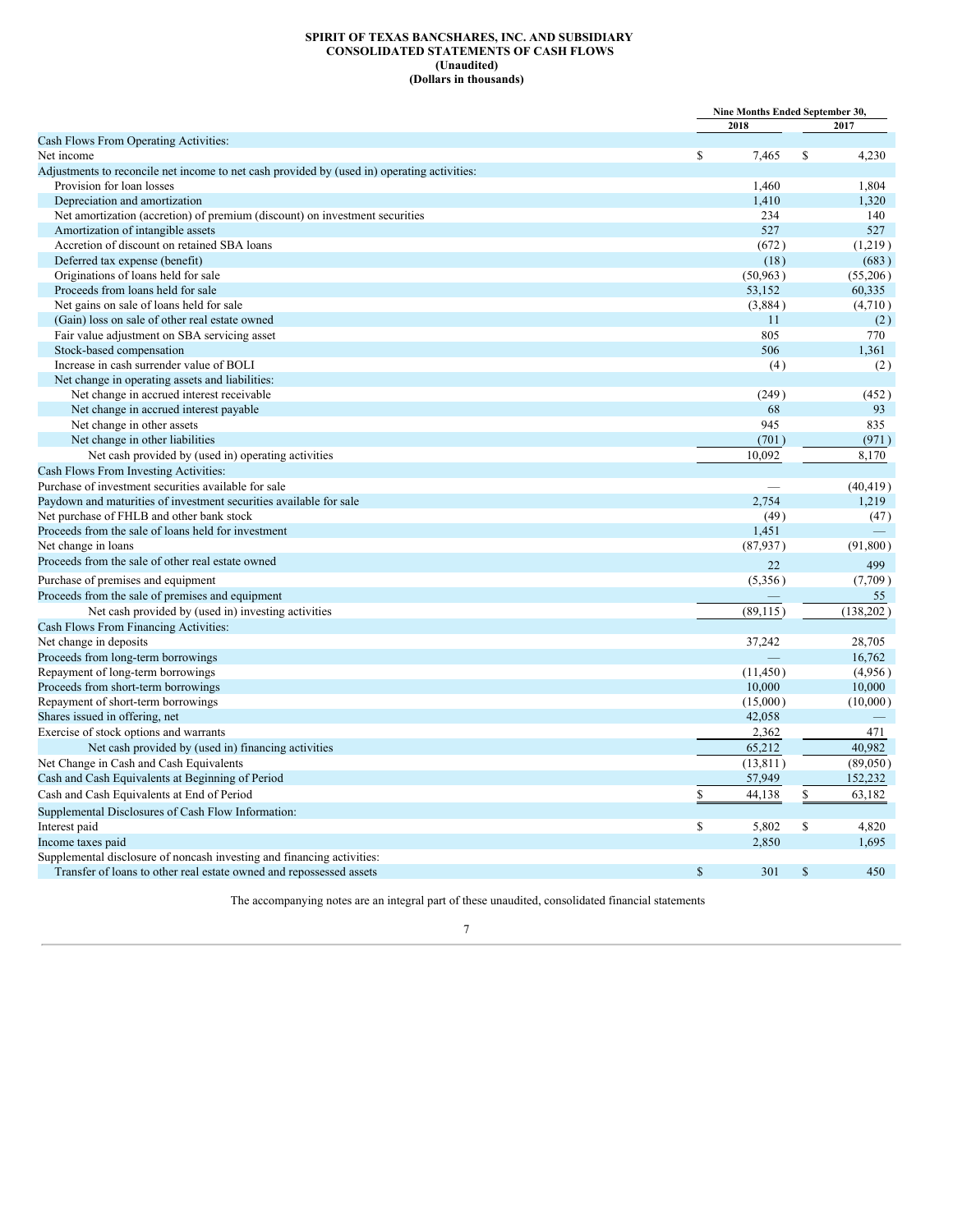**SPIRIT OF TEXAS BANCSHARES, INC. AND SUBSIDIARY**
**CONSOLIDATED STATEMENTS OF CASH FLOWS**
**(Unaudited)**
**(Dollars in thousands)**

| | Nine Months Ended September 30, | |
|---|---|---|
| | 2018 | 2017 |
| Cash Flows From Operating Activities: | | |
| Net income | $ 7,465 | $ 4,230 |
| Adjustments to reconcile net income to net cash provided by (used in) operating activities: | | |
| Provision for loan losses | 1,460 | 1,804 |
| Depreciation and amortization | 1,410 | 1,320 |
| Net amortization (accretion) of premium (discount) on investment securities | 234 | 140 |
| Amortization of intangible assets | 527 | 527 |
| Accretion of discount on retained SBA loans | (672) | (1,219) |
| Deferred tax expense (benefit) | (18) | (683) |
| Originations of loans held for sale | (50,963) | (55,206) |
| Proceeds from loans held for sale | 53,152 | 60,335 |
| Net gains on sale of loans held for sale | (3,884) | (4,710) |
| (Gain) loss on sale of other real estate owned | 11 | (2) |
| Fair value adjustment on SBA servicing asset | 805 | 770 |
| Stock-based compensation | 506 | 1,361 |
| Increase in cash surrender value of BOLI | (4) | (2) |
| Net change in operating assets and liabilities: | | |
| Net change in accrued interest receivable | (249) | (452) |
| Net change in accrued interest payable | 68 | 93 |
| Net change in other assets | 945 | 835 |
| Net change in other liabilities | (701) | (971) |
| Net cash provided by (used in) operating activities | 10,092 | 8,170 |
| Cash Flows From Investing Activities: | | |
| Purchase of investment securities available for sale | — | (40,419) |
| Paydown and maturities of investment securities available for sale | 2,754 | 1,219 |
| Net purchase of FHLB and other bank stock | (49) | (47) |
| Proceeds from the sale of loans held for investment | 1,451 | — |
| Net change in loans | (87,937) | (91,800) |
| Proceeds from the sale of other real estate owned | 22 | 499 |
| Purchase of premises and equipment | (5,356) | (7,709) |
| Proceeds from the sale of premises and equipment | — | 55 |
| Net cash provided by (used in) investing activities | (89,115) | (138,202) |
| Cash Flows From Financing Activities: | | |
| Net change in deposits | 37,242 | 28,705 |
| Proceeds from long-term borrowings | — | 16,762 |
| Repayment of long-term borrowings | (11,450) | (4,956) |
| Proceeds from short-term borrowings | 10,000 | 10,000 |
| Repayment of short-term borrowings | (15,000) | (10,000) |
| Shares issued in offering, net | 42,058 | — |
| Exercise of stock options and warrants | 2,362 | 471 |
| Net cash provided by (used in) financing activities | 65,212 | 40,982 |
| Net Change in Cash and Cash Equivalents | (13,811) | (89,050) |
| Cash and Cash Equivalents at Beginning of Period | 57,949 | 152,232 |
| Cash and Cash Equivalents at End of Period | $ 44,138 | $ 63,182 |
| Supplemental Disclosures of Cash Flow Information: | | |
| Interest paid | $ 5,802 | $ 4,820 |
| Income taxes paid | 2,850 | 1,695 |
| Supplemental disclosure of noncash investing and financing activities: | | |
| Transfer of loans to other real estate owned and repossessed assets | $ 301 | $ 450 |

The accompanying notes are an integral part of these unaudited, consolidated financial statements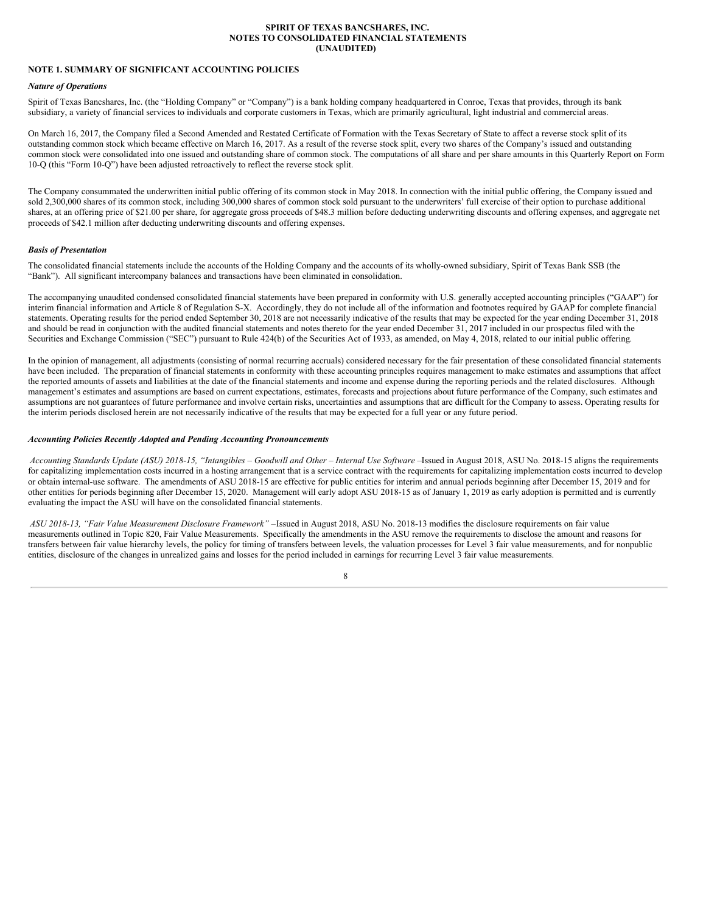**SPIRIT OF TEXAS BANCSHARES, INC.**
**NOTES TO CONSOLIDATED FINANCIAL STATEMENTS**
**(UNAUDITED)**

## NOTE 1. SUMMARY OF SIGNIFICANT ACCOUNTING POLICIES

### *Nature of Operations*

Spirit of Texas Bancshares, Inc. (the "Holding Company" or "Company") is a bank holding company headquartered in Conroe, Texas that provides, through its bank subsidiary, a variety of financial services to individuals and corporate customers in Texas, which are primarily agricultural, light industrial and commercial areas.

On March 16, 2017, the Company filed a Second Amended and Restated Certificate of Formation with the Texas Secretary of State to affect a reverse stock split of its outstanding common stock which became effective on March 16, 2017. As a result of the reverse stock split, every two shares of the Company's issued and outstanding common stock were consolidated into one issued and outstanding share of common stock. The computations of all share and per share amounts in this Quarterly Report on Form 10-Q (this "Form 10-Q") have been adjusted retroactively to reflect the reverse stock split.

The Company consummated the underwritten initial public offering of its common stock in May 2018. In connection with the initial public offering, the Company issued and sold 2,300,000 shares of its common stock, including 300,000 shares of common stock sold pursuant to the underwriters' full exercise of their option to purchase additional shares, at an offering price of $21.00 per share, for aggregate gross proceeds of $48.3 million before deducting underwriting discounts and offering expenses, and aggregate net proceeds of $42.1 million after deducting underwriting discounts and offering expenses.

### *Basis of Presentation*

The consolidated financial statements include the accounts of the Holding Company and the accounts of its wholly-owned subsidiary, Spirit of Texas Bank SSB (the "Bank"). All significant intercompany balances and transactions have been eliminated in consolidation.

The accompanying unaudited condensed consolidated financial statements have been prepared in conformity with U.S. generally accepted accounting principles ("GAAP") for interim financial information and Article 8 of Regulation S-X. Accordingly, they do not include all of the information and footnotes required by GAAP for complete financial statements. Operating results for the period ended September 30, 2018 are not necessarily indicative of the results that may be expected for the year ending December 31, 2018 and should be read in conjunction with the audited financial statements and notes thereto for the year ended December 31, 2017 included in our prospectus filed with the Securities and Exchange Commission ("SEC") pursuant to Rule 424(b) of the Securities Act of 1933, as amended, on May 4, 2018, related to our initial public offering.

In the opinion of management, all adjustments (consisting of normal recurring accruals) considered necessary for the fair presentation of these consolidated financial statements have been included. The preparation of financial statements in conformity with these accounting principles requires management to make estimates and assumptions that affect the reported amounts of assets and liabilities at the date of the financial statements and income and expense during the reporting periods and the related disclosures. Although management's estimates and assumptions are based on current expectations, estimates, forecasts and projections about future performance of the Company, such estimates and assumptions are not guarantees of future performance and involve certain risks, uncertainties and assumptions that are difficult for the Company to assess. Operating results for the interim periods disclosed herein are not necessarily indicative of the results that may be expected for a full year or any future period.

### *Accounting Policies Recently Adopted and Pending Accounting Pronouncements*

*Accounting Standards Update (ASU) 2018-15, "Intangibles – Goodwill and Other – Internal Use Software* –Issued in August 2018, ASU No. 2018-15 aligns the requirements for capitalizing implementation costs incurred in a hosting arrangement that is a service contract with the requirements for capitalizing implementation costs incurred to develop or obtain internal-use software. The amendments of ASU 2018-15 are effective for public entities for interim and annual periods beginning after December 15, 2019 and for other entities for periods beginning after December 15, 2020. Management will early adopt ASU 2018-15 as of January 1, 2019 as early adoption is permitted and is currently evaluating the impact the ASU will have on the consolidated financial statements.

*ASU 2018-13, "Fair Value Measurement Disclosure Framework"* –Issued in August 2018, ASU No. 2018-13 modifies the disclosure requirements on fair value measurements outlined in Topic 820, Fair Value Measurements. Specifically the amendments in the ASU remove the requirements to disclose the amount and reasons for transfers between fair value hierarchy levels, the policy for timing of transfers between levels, the valuation processes for Level 3 fair value measurements, and for nonpublic entities, disclosure of the changes in unrealized gains and losses for the period included in earnings for recurring Level 3 fair value measurements.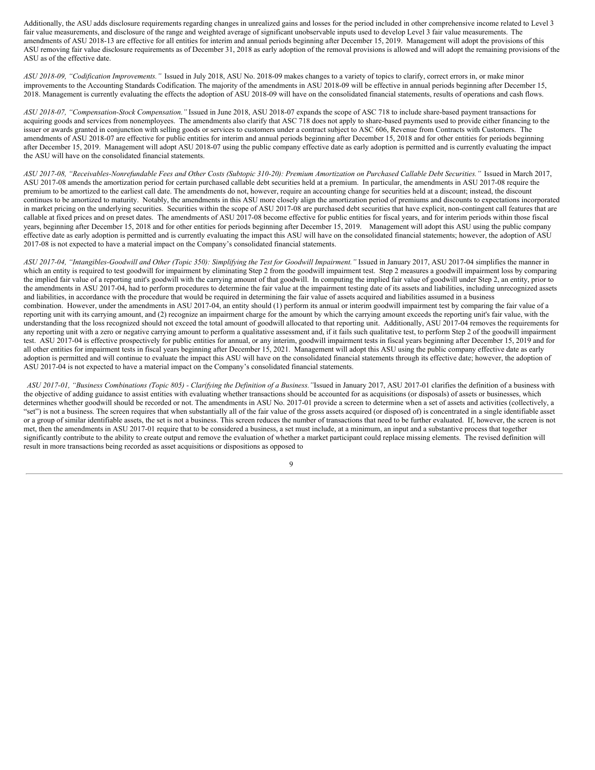Additionally, the ASU adds disclosure requirements regarding changes in unrealized gains and losses for the period included in other comprehensive income related to Level 3 fair value measurements, and disclosure of the range and weighted average of significant unobservable inputs used to develop Level 3 fair value measurements. The amendments of ASU 2018-13 are effective for all entities for interim and annual periods beginning after December 15, 2019. Management will adopt the provisions of this ASU removing fair value disclosure requirements as of December 31, 2018 as early adoption of the removal provisions is allowed and will adopt the remaining provisions of the ASU as of the effective date.

*ASU 2018-09, "Codification Improvements."* Issued in July 2018, ASU No. 2018-09 makes changes to a variety of topics to clarify, correct errors in, or make minor improvements to the Accounting Standards Codification. The majority of the amendments in ASU 2018-09 will be effective in annual periods beginning after December 15, 2018. Management is currently evaluating the effects the adoption of ASU 2018-09 will have on the consolidated financial statements, results of operations and cash flows.

*ASU 2018-07, "Compensation-Stock Compensation."* Issued in June 2018, ASU 2018-07 expands the scope of ASC 718 to include share-based payment transactions for acquiring goods and services from nonemployees. The amendments also clarify that ASC 718 does not apply to share-based payments used to provide either financing to the issuer or awards granted in conjunction with selling goods or services to customers under a contract subject to ASC 606, Revenue from Contracts with Customers. The amendments of ASU 2018-07 are effective for public entities for interim and annual periods beginning after December 15, 2018 and for other entities for periods beginning after December 15, 2019. Management will adopt ASU 2018-07 using the public company effective date as early adoption is permitted and is currently evaluating the impact the ASU will have on the consolidated financial statements.

*ASU 2017-08, "Receivables-Nonrefundable Fees and Other Costs (Subtopic 310-20): Premium Amortization on Purchased Callable Debt Securities."* Issued in March 2017, ASU 2017-08 amends the amortization period for certain purchased callable debt securities held at a premium. In particular, the amendments in ASU 2017-08 require the premium to be amortized to the earliest call date. The amendments do not, however, require an accounting change for securities held at a discount; instead, the discount continues to be amortized to maturity. Notably, the amendments in this ASU more closely align the amortization period of premiums and discounts to expectations incorporated in market pricing on the underlying securities. Securities within the scope of ASU 2017-08 are purchased debt securities that have explicit, non-contingent call features that are callable at fixed prices and on preset dates. The amendments of ASU 2017-08 become effective for public entities for fiscal years, and for interim periods within those fiscal years, beginning after December 15, 2018 and for other entities for periods beginning after December 15, 2019. Management will adopt this ASU using the public company effective date as early adoption is permitted and is currently evaluating the impact this ASU will have on the consolidated financial statements; however, the adoption of ASU 2017-08 is not expected to have a material impact on the Company's consolidated financial statements.

*ASU 2017-04, "Intangibles-Goodwill and Other (Topic 350): Simplifying the Test for Goodwill Impairment."* Issued in January 2017, ASU 2017-04 simplifies the manner in which an entity is required to test goodwill for impairment by eliminating Step 2 from the goodwill impairment test. Step 2 measures a goodwill impairment loss by comparing the implied fair value of a reporting unit's goodwill with the carrying amount of that goodwill. In computing the implied fair value of goodwill under Step 2, an entity, prior to the amendments in ASU 2017-04, had to perform procedures to determine the fair value at the impairment testing date of its assets and liabilities, including unrecognized assets and liabilities, in accordance with the procedure that would be required in determining the fair value of assets acquired and liabilities assumed in a business combination. However, under the amendments in ASU 2017-04, an entity should (1) perform its annual or interim goodwill impairment test by comparing the fair value of a reporting unit with its carrying amount, and (2) recognize an impairment charge for the amount by which the carrying amount exceeds the reporting unit's fair value, with the understanding that the loss recognized should not exceed the total amount of goodwill allocated to that reporting unit. Additionally, ASU 2017-04 removes the requirements for any reporting unit with a zero or negative carrying amount to perform a qualitative assessment and, if it fails such qualitative test, to perform Step 2 of the goodwill impairment test. ASU 2017-04 is effective prospectively for public entities for annual, or any interim, goodwill impairment tests in fiscal years beginning after December 15, 2019 and for all other entities for impairment tests in fiscal years beginning after December 15, 2021. Management will adopt this ASU using the public company effective date as early adoption is permitted and will continue to evaluate the impact this ASU will have on the consolidated financial statements through its effective date; however, the adoption of ASU 2017-04 is not expected to have a material impact on the Company's consolidated financial statements.

*ASU 2017-01, "Business Combinations (Topic 805) - Clarifying the Definition of a Business."* Issued in January 2017, ASU 2017-01 clarifies the definition of a business with the objective of adding guidance to assist entities with evaluating whether transactions should be accounted for as acquisitions (or disposals) of assets or businesses, which determines whether goodwill should be recorded or not. The amendments in ASU No. 2017-01 provide a screen to determine when a set of assets and activities (collectively, a "set") is not a business. The screen requires that when substantially all of the fair value of the gross assets acquired (or disposed of) is concentrated in a single identifiable asset or a group of similar identifiable assets, the set is not a business. This screen reduces the number of transactions that need to be further evaluated. If, however, the screen is not met, then the amendments in ASU 2017-01 require that to be considered a business, a set must include, at a minimum, an input and a substantive process that together significantly contribute to the ability to create output and remove the evaluation of whether a market participant could replace missing elements. The revised definition will result in more transactions being recorded as asset acquisitions or dispositions as opposed to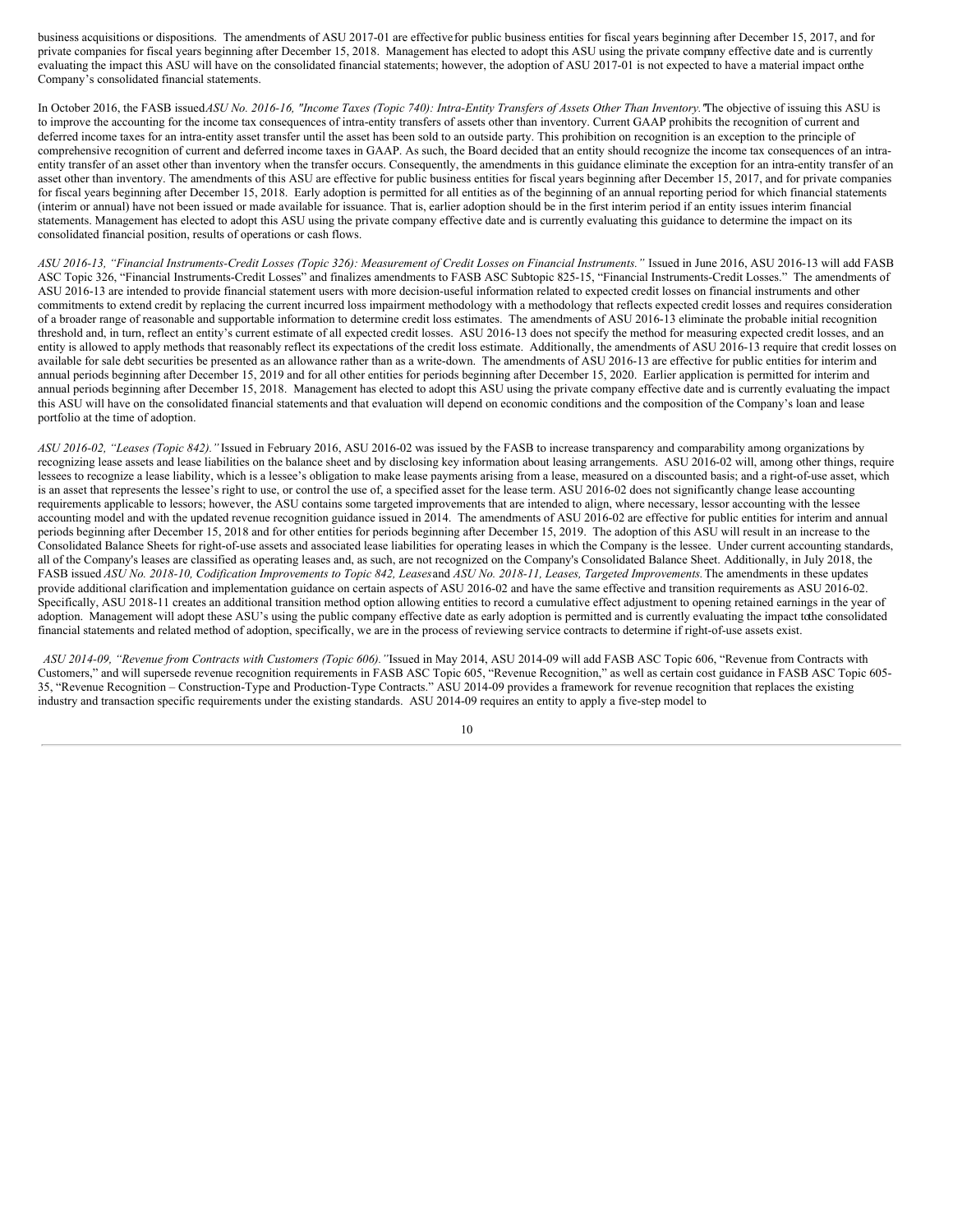business acquisitions or dispositions. The amendments of ASU 2017-01 are effective for public business entities for fiscal years beginning after December 15, 2017, and for private companies for fiscal years beginning after December 15, 2018. Management has elected to adopt this ASU using the private company effective date and is currently evaluating the impact this ASU will have on the consolidated financial statements; however, the adoption of ASU 2017-01 is not expected to have a material impact on the Company's consolidated financial statements.

In October 2016, the FASB issued *ASU No. 2016-16, "Income Taxes (Topic 740): Intra-Entity Transfers of Assets Other Than Inventory."* The objective of issuing this ASU is to improve the accounting for the income tax consequences of intra-entity transfers of assets other than inventory. Current GAAP prohibits the recognition of current and deferred income taxes for an intra-entity asset transfer until the asset has been sold to an outside party. This prohibition on recognition is an exception to the principle of comprehensive recognition of current and deferred income taxes in GAAP. As such, the Board decided that an entity should recognize the income tax consequences of an intra-entity transfer of an asset other than inventory when the transfer occurs. Consequently, the amendments in this guidance eliminate the exception for an intra-entity transfer of an asset other than inventory. The amendments of this ASU are effective for public business entities for fiscal years beginning after December 15, 2017, and for private companies for fiscal years beginning after December 15, 2018. Early adoption is permitted for all entities as of the beginning of an annual reporting period for which financial statements (interim or annual) have not been issued or made available for issuance. That is, earlier adoption should be in the first interim period if an entity issues interim financial statements. Management has elected to adopt this ASU using the private company effective date and is currently evaluating this guidance to determine the impact on its consolidated financial position, results of operations or cash flows.

*ASU 2016-13, "Financial Instruments-Credit Losses (Topic 326): Measurement of Credit Losses on Financial Instruments."* Issued in June 2016, ASU 2016-13 will add FASB ASC Topic 326, "Financial Instruments-Credit Losses" and finalizes amendments to FASB ASC Subtopic 825-15, "Financial Instruments-Credit Losses." The amendments of ASU 2016-13 are intended to provide financial statement users with more decision-useful information related to expected credit losses on financial instruments and other commitments to extend credit by replacing the current incurred loss impairment methodology with a methodology that reflects expected credit losses and requires consideration of a broader range of reasonable and supportable information to determine credit loss estimates. The amendments of ASU 2016-13 eliminate the probable initial recognition threshold and, in turn, reflect an entity's current estimate of all expected credit losses. ASU 2016-13 does not specify the method for measuring expected credit losses, and an entity is allowed to apply methods that reasonably reflect its expectations of the credit loss estimate. Additionally, the amendments of ASU 2016-13 require that credit losses on available for sale debt securities be presented as an allowance rather than as a write-down. The amendments of ASU 2016-13 are effective for public entities for interim and annual periods beginning after December 15, 2019 and for all other entities for periods beginning after December 15, 2020. Earlier application is permitted for interim and annual periods beginning after December 15, 2018. Management has elected to adopt this ASU using the private company effective date and is currently evaluating the impact this ASU will have on the consolidated financial statements and that evaluation will depend on economic conditions and the composition of the Company's loan and lease portfolio at the time of adoption.

*ASU 2016-02, "Leases (Topic 842)."* Issued in February 2016, ASU 2016-02 was issued by the FASB to increase transparency and comparability among organizations by recognizing lease assets and lease liabilities on the balance sheet and by disclosing key information about leasing arrangements. ASU 2016-02 will, among other things, require lessees to recognize a lease liability, which is a lessee's obligation to make lease payments arising from a lease, measured on a discounted basis; and a right-of-use asset, which is an asset that represents the lessee's right to use, or control the use of, a specified asset for the lease term. ASU 2016-02 does not significantly change lease accounting requirements applicable to lessors; however, the ASU contains some targeted improvements that are intended to align, where necessary, lessor accounting with the lessee accounting model and with the updated revenue recognition guidance issued in 2014. The amendments of ASU 2016-02 are effective for public entities for interim and annual periods beginning after December 15, 2018 and for other entities for periods beginning after December 15, 2019. The adoption of this ASU will result in an increase to the Consolidated Balance Sheets for right-of-use assets and associated lease liabilities for operating leases in which the Company is the lessee. Under current accounting standards, all of the Company's leases are classified as operating leases and, as such, are not recognized on the Company's Consolidated Balance Sheet. Additionally, in July 2018, the FASB issued *ASU No. 2018-10, Codification Improvements to Topic 842, Leases* and *ASU No. 2018-11, Leases, Targeted Improvements.* The amendments in these updates provide additional clarification and implementation guidance on certain aspects of ASU 2016-02 and have the same effective and transition requirements as ASU 2016-02. Specifically, ASU 2018-11 creates an additional transition method option allowing entities to record a cumulative effect adjustment to opening retained earnings in the year of adoption. Management will adopt these ASU's using the public company effective date as early adoption is permitted and is currently evaluating the impact to the consolidated financial statements and related method of adoption, specifically, we are in the process of reviewing service contracts to determine if right-of-use assets exist.

*ASU 2014-09, "Revenue from Contracts with Customers (Topic 606)."* Issued in May 2014, ASU 2014-09 will add FASB ASC Topic 606, "Revenue from Contracts with Customers," and will supersede revenue recognition requirements in FASB ASC Topic 605, "Revenue Recognition," as well as certain cost guidance in FASB ASC Topic 605-35, "Revenue Recognition – Construction-Type and Production-Type Contracts." ASU 2014-09 provides a framework for revenue recognition that replaces the existing industry and transaction specific requirements under the existing standards. ASU 2014-09 requires an entity to apply a five-step model to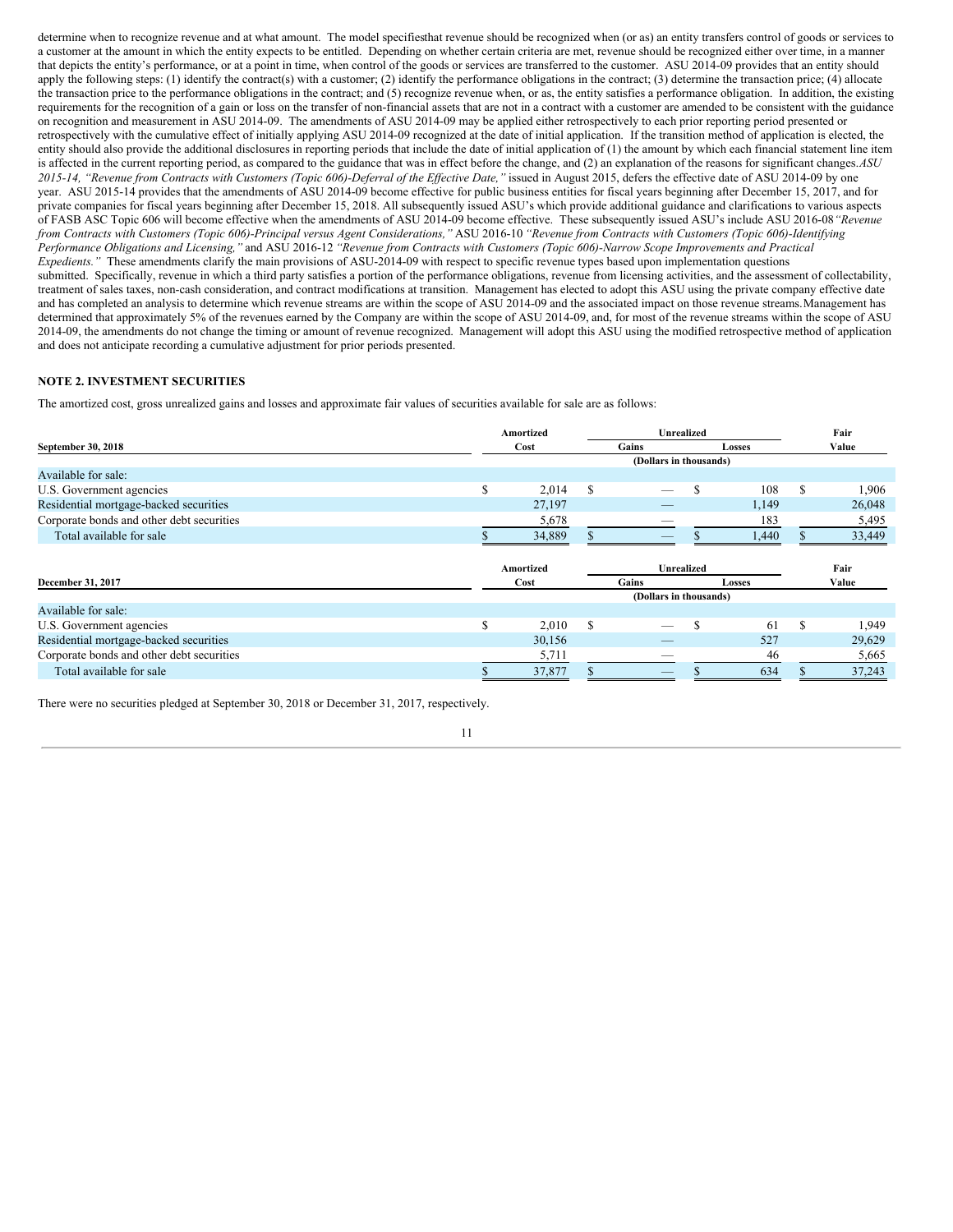determine when to recognize revenue and at what amount. The model specifiesthat revenue should be recognized when (or as) an entity transfers control of goods or services to a customer at the amount in which the entity expects to be entitled. Depending on whether certain criteria are met, revenue should be recognized either over time, in a manner that depicts the entity's performance, or at a point in time, when control of the goods or services are transferred to the customer. ASU 2014-09 provides that an entity should apply the following steps: (1) identify the contract(s) with a customer; (2) identify the performance obligations in the contract; (3) determine the transaction price; (4) allocate the transaction price to the performance obligations in the contract; and (5) recognize revenue when, or as, the entity satisfies a performance obligation. In addition, the existing requirements for the recognition of a gain or loss on the transfer of non-financial assets that are not in a contract with a customer are amended to be consistent with the guidance on recognition and measurement in ASU 2014-09. The amendments of ASU 2014-09 may be applied either retrospectively to each prior reporting period presented or retrospectively with the cumulative effect of initially applying ASU 2014-09 recognized at the date of initial application. If the transition method of application is elected, the entity should also provide the additional disclosures in reporting periods that include the date of initial application of (1) the amount by which each financial statement line item is affected in the current reporting period, as compared to the guidance that was in effect before the change, and (2) an explanation of the reasons for significant changes.*ASU 2015-14, "Revenue from Contracts with Customers (Topic 606)-Deferral of the Effective Date,"* issued in August 2015, defers the effective date of ASU 2014-09 by one year. ASU 2015-14 provides that the amendments of ASU 2014-09 become effective for public business entities for fiscal years beginning after December 15, 2017, and for private companies for fiscal years beginning after December 15, 2018. All subsequently issued ASU's which provide additional guidance and clarifications to various aspects of FASB ASC Topic 606 will become effective when the amendments of ASU 2014-09 become effective. These subsequently issued ASU's include ASU 2016-08*"Revenue from Contracts with Customers (Topic 606)-Principal versus Agent Considerations,"* ASU 2016-10 *"Revenue from Contracts with Customers (Topic 606)-Identifying Performance Obligations and Licensing,"* and ASU 2016-12 *"Revenue from Contracts with Customers (Topic 606)-Narrow Scope Improvements and Practical Expedients."* These amendments clarify the main provisions of ASU-2014-09 with respect to specific revenue types based upon implementation questions submitted. Specifically, revenue in which a third party satisfies a portion of the performance obligations, revenue from licensing activities, and the assessment of collectability, treatment of sales taxes, non-cash consideration, and contract modifications at transition. Management has elected to adopt this ASU using the private company effective date and has completed an analysis to determine which revenue streams are within the scope of ASU 2014-09 and the associated impact on those revenue streams.Management has determined that approximately 5% of the revenues earned by the Company are within the scope of ASU 2014-09, and, for most of the revenue streams within the scope of ASU 2014-09, the amendments do not change the timing or amount of revenue recognized. Management will adopt this ASU using the modified retrospective method of application and does not anticipate recording a cumulative adjustment for prior periods presented.

**NOTE 2. INVESTMENT SECURITIES**

The amortized cost, gross unrealized gains and losses and approximate fair values of securities available for sale are as follows:

| September 30, 2018 | Amortized Cost | Unrealized Gains | Unrealized Losses | Fair Value |
|---|---|---|---|---|
| | (Dollars in thousands) | | | |
| Available for sale: | | | | |
| U.S. Government agencies | $ 2,014 | $ — | $ 108 | $ 1,906 |
| Residential mortgage-backed securities | 27,197 | — | 1,149 | 26,048 |
| Corporate bonds and other debt securities | 5,678 | — | 183 | 5,495 |
| Total available for sale | $ 34,889 | $ — | $ 1,440 | $ 33,449 |

| December 31, 2017 | Amortized Cost | Unrealized Gains | Unrealized Losses | Fair Value |
|---|---|---|---|---|
| | (Dollars in thousands) | | | |
| Available for sale: | | | | |
| U.S. Government agencies | $ 2,010 | $ — | $ 61 | $ 1,949 |
| Residential mortgage-backed securities | 30,156 | — | 527 | 29,629 |
| Corporate bonds and other debt securities | 5,711 | — | 46 | 5,665 |
| Total available for sale | $ 37,877 | $ — | $ 634 | $ 37,243 |

There were no securities pledged at September 30, 2018 or December 31, 2017, respectively.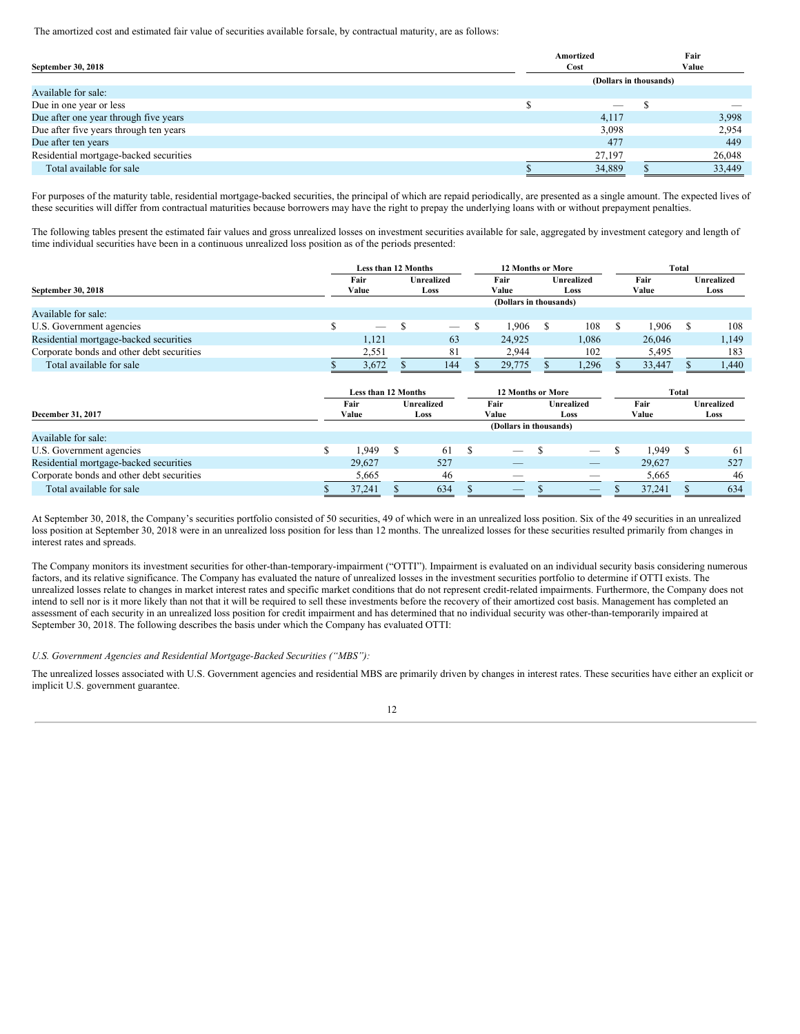The amortized cost and estimated fair value of securities available forsale, by contractual maturity, are as follows:

| September 30, 2018 | Amortized Cost | Fair Value |
|---|---|---|
| | (Dollars in thousands) | |
| Available for sale: | | |
| Due in one year or less | $ — | $ — |
| Due after one year through five years | 4,117 | 3,998 |
| Due after five years through ten years | 3,098 | 2,954 |
| Due after ten years | 477 | 449 |
| Residential mortgage-backed securities | 27,197 | 26,048 |
| Total available for sale | $ 34,889 | $ 33,449 |

For purposes of the maturity table, residential mortgage-backed securities, the principal of which are repaid periodically, are presented as a single amount. The expected lives of these securities will differ from contractual maturities because borrowers may have the right to prepay the underlying loans with or without prepayment penalties.

The following tables present the estimated fair values and gross unrealized losses on investment securities available for sale, aggregated by investment category and length of time individual securities have been in a continuous unrealized loss position as of the periods presented:

| | Less than 12 Months | | 12 Months or More | | Total | |
|---|---|---|---|---|---|---|
| September 30, 2018 | Fair Value | Unrealized Loss | Fair Value | Unrealized Loss | Fair Value | Unrealized Loss |
| | (Dollars in thousands) | | | | | |
| Available for sale: | | | | | | |
| U.S. Government agencies | $ — | $ — | $ 1,906 | $ 108 | $ 1,906 | $ 108 |
| Residential mortgage-backed securities | 1,121 | 63 | 24,925 | 1,086 | 26,046 | 1,149 |
| Corporate bonds and other debt securities | 2,551 | 81 | 2,944 | 102 | 5,495 | 183 |
| Total available for sale | $ 3,672 | $ 144 | $ 29,775 | $ 1,296 | $ 33,447 | $ 1,440 |

| | Less than 12 Months | | 12 Months or More | | Total | |
|---|---|---|---|---|---|---|
| December 31, 2017 | Fair Value | Unrealized Loss | Fair Value | Unrealized Loss | Fair Value | Unrealized Loss |
| | (Dollars in thousands) | | | | | |
| Available for sale: | | | | | | |
| U.S. Government agencies | $ 1,949 | $ 61 | $ — | $ — | $ 1,949 | $ 61 |
| Residential mortgage-backed securities | 29,627 | 527 | — | — | 29,627 | 527 |
| Corporate bonds and other debt securities | 5,665 | 46 | — | — | 5,665 | 46 |
| Total available for sale | $ 37,241 | $ 634 | $ — | $ — | $ 37,241 | $ 634 |

At September 30, 2018, the Company's securities portfolio consisted of 50 securities, 49 of which were in an unrealized loss position. Six of the 49 securities in an unrealized loss position at September 30, 2018 were in an unrealized loss position for less than 12 months. The unrealized losses for these securities resulted primarily from changes in interest rates and spreads.

The Company monitors its investment securities for other-than-temporary-impairment ("OTTI"). Impairment is evaluated on an individual security basis considering numerous factors, and its relative significance. The Company has evaluated the nature of unrealized losses in the investment securities portfolio to determine if OTTI exists. The unrealized losses relate to changes in market interest rates and specific market conditions that do not represent credit-related impairments. Furthermore, the Company does not intend to sell nor is it more likely than not that it will be required to sell these investments before the recovery of their amortized cost basis. Management has completed an assessment of each security in an unrealized loss position for credit impairment and has determined that no individual security was other-than-temporarily impaired at September 30, 2018. The following describes the basis under which the Company has evaluated OTTI:

*U.S. Government Agencies and Residential Mortgage-Backed Securities ("MBS"):*

The unrealized losses associated with U.S. Government agencies and residential MBS are primarily driven by changes in interest rates. These securities have either an explicit or implicit U.S. government guarantee.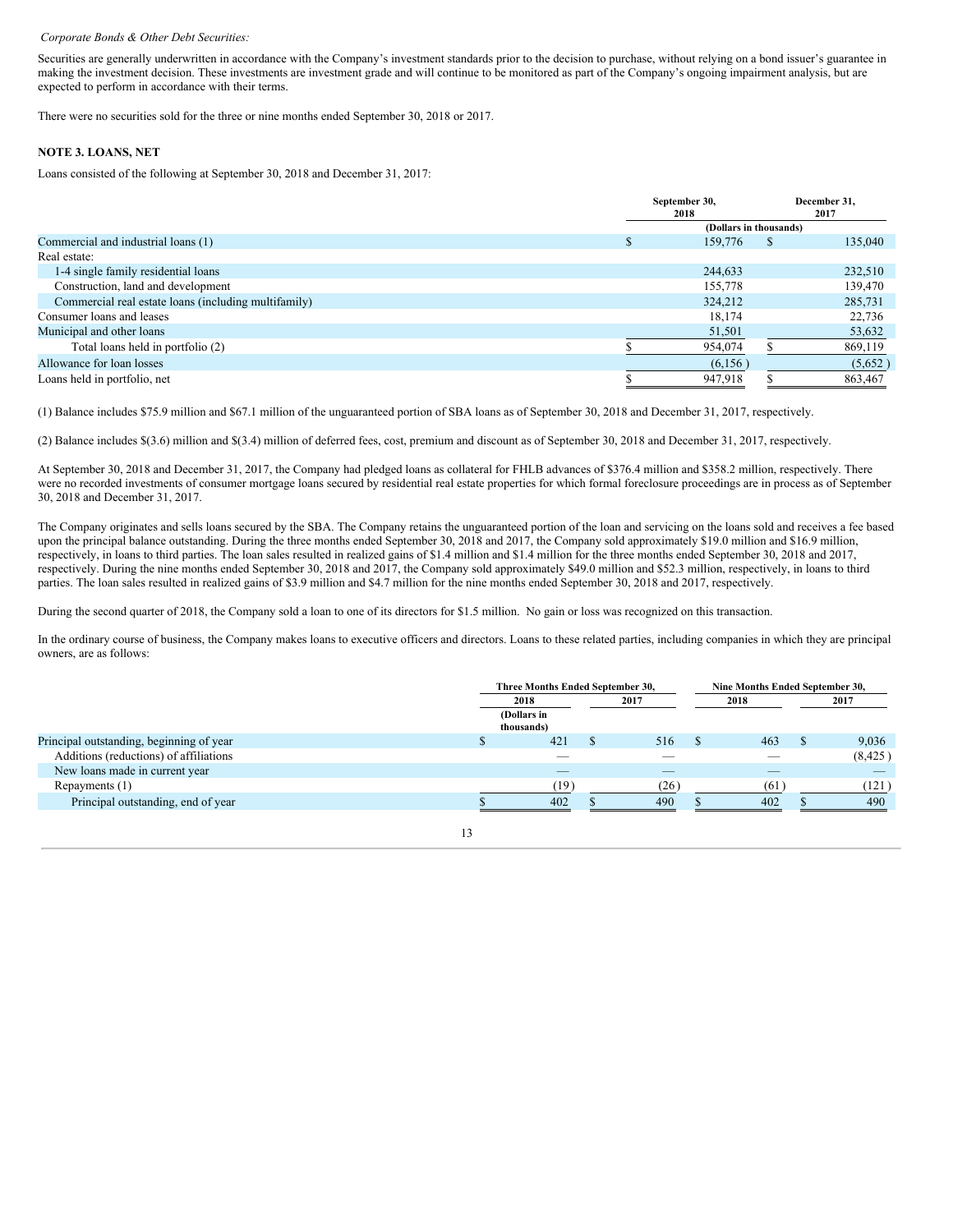*Corporate Bonds & Other Debt Securities:*

Securities are generally underwritten in accordance with the Company's investment standards prior to the decision to purchase, without relying on a bond issuer's guarantee in making the investment decision. These investments are investment grade and will continue to be monitored as part of the Company's ongoing impairment analysis, but are expected to perform in accordance with their terms.

There were no securities sold for the three or nine months ended September 30, 2018 or 2017.

## NOTE 3. LOANS, NET

Loans consisted of the following at September 30, 2018 and December 31, 2017:

| | September 30, 2018 | December 31, 2017 |
|---|---|---|
| | (Dollars in thousands) | |
| Commercial and industrial loans (1) | $ 159,776 | $ 135,040 |
| Real estate: | | |
| 1-4 single family residential loans | 244,633 | 232,510 |
| Construction, land and development | 155,778 | 139,470 |
| Commercial real estate loans (including multifamily) | 324,212 | 285,731 |
| Consumer loans and leases | 18,174 | 22,736 |
| Municipal and other loans | 51,501 | 53,632 |
| Total loans held in portfolio (2) | $ 954,074 | $ 869,119 |
| Allowance for loan losses | (6,156 ) | (5,652 ) |
| Loans held in portfolio, net | $ 947,918 | $ 863,467 |

(1) Balance includes $75.9 million and $67.1 million of the unguaranteed portion of SBA loans as of September 30, 2018 and December 31, 2017, respectively.

(2) Balance includes $(3.6) million and $(3.4) million of deferred fees, cost, premium and discount as of September 30, 2018 and December 31, 2017, respectively.

At September 30, 2018 and December 31, 2017, the Company had pledged loans as collateral for FHLB advances of $376.4 million and $358.2 million, respectively. There were no recorded investments of consumer mortgage loans secured by residential real estate properties for which formal foreclosure proceedings are in process as of September 30, 2018 and December 31, 2017.

The Company originates and sells loans secured by the SBA. The Company retains the unguaranteed portion of the loan and servicing on the loans sold and receives a fee based upon the principal balance outstanding. During the three months ended September 30, 2018 and 2017, the Company sold approximately $19.0 million and $16.9 million, respectively, in loans to third parties. The loan sales resulted in realized gains of $1.4 million and $1.4 million for the three months ended September 30, 2018 and 2017, respectively. During the nine months ended September 30, 2018 and 2017, the Company sold approximately $49.0 million and $52.3 million, respectively, in loans to third parties. The loan sales resulted in realized gains of $3.9 million and $4.7 million for the nine months ended September 30, 2018 and 2017, respectively.

During the second quarter of 2018, the Company sold a loan to one of its directors for $1.5 million. No gain or loss was recognized on this transaction.

In the ordinary course of business, the Company makes loans to executive officers and directors. Loans to these related parties, including companies in which they are principal owners, are as follows:

| | Three Months Ended September 30, | | Nine Months Ended September 30, | |
|---|---|---|---|---|
| | 2018 | 2017 | 2018 | 2017 |
| | (Dollars in thousands) | | | |
| Principal outstanding, beginning of year | $ 421 | $ 516 | $ 463 | $ 9,036 |
| Additions (reductions) of affiliations | — | — | — | (8,425 ) |
| New loans made in current year | — | — | — | — |
| Repayments (1) | (19 ) | (26 ) | (61 ) | (121 ) |
| Principal outstanding, end of year | $ 402 | $ 490 | $ 402 | $ 490 |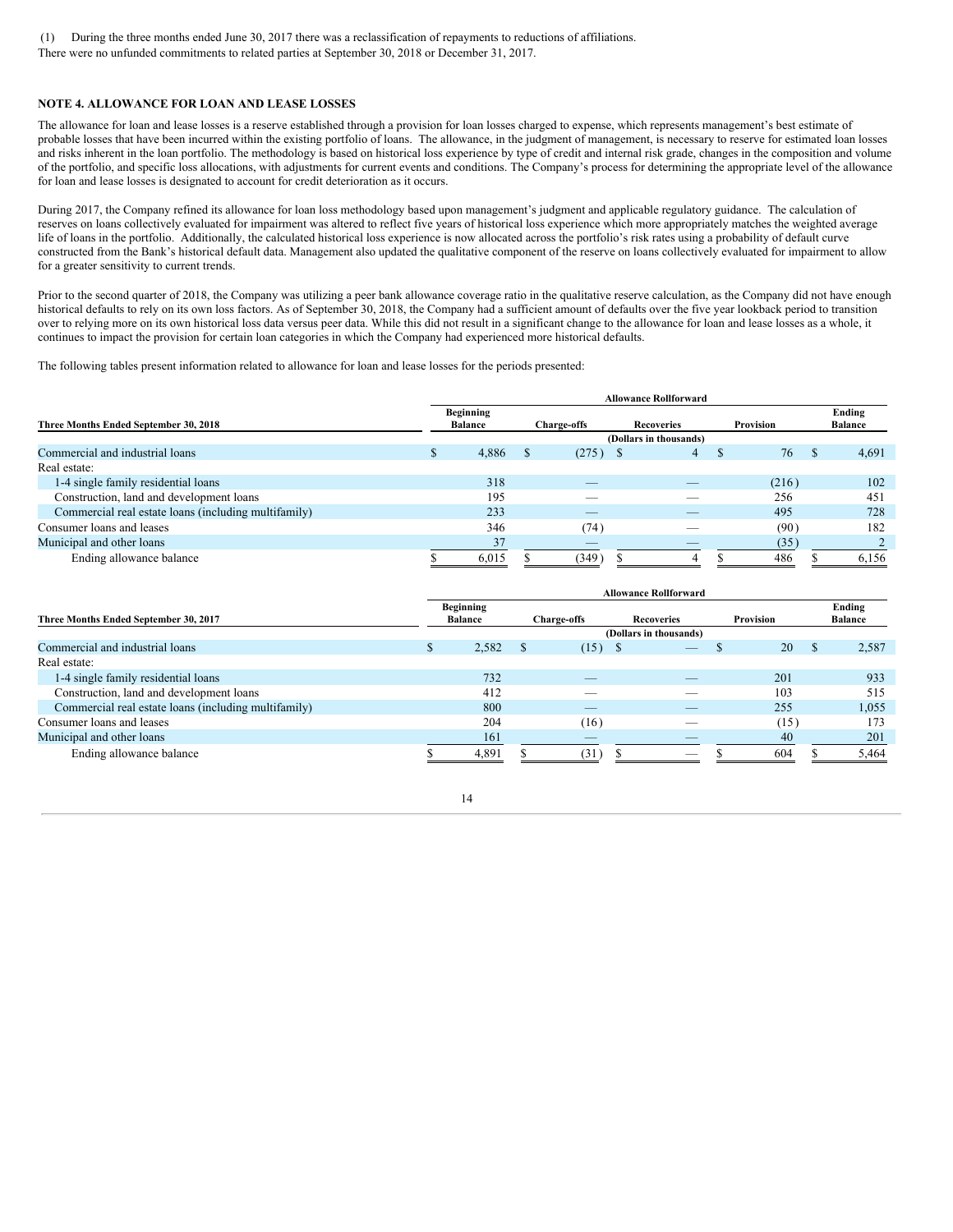(1) During the three months ended June 30, 2017 there was a reclassification of repayments to reductions of affiliations.

There were no unfunded commitments to related parties at September 30, 2018 or December 31, 2017.

## NOTE 4. ALLOWANCE FOR LOAN AND LEASE LOSSES

The allowance for loan and lease losses is a reserve established through a provision for loan losses charged to expense, which represents management's best estimate of probable losses that have been incurred within the existing portfolio of loans. The allowance, in the judgment of management, is necessary to reserve for estimated loan losses and risks inherent in the loan portfolio. The methodology is based on historical loss experience by type of credit and internal risk grade, changes in the composition and volume of the portfolio, and specific loss allocations, with adjustments for current events and conditions. The Company's process for determining the appropriate level of the allowance for loan and lease losses is designated to account for credit deterioration as it occurs.

During 2017, the Company refined its allowance for loan loss methodology based upon management's judgment and applicable regulatory guidance. The calculation of reserves on loans collectively evaluated for impairment was altered to reflect five years of historical loss experience which more appropriately matches the weighted average life of loans in the portfolio. Additionally, the calculated historical loss experience is now allocated across the portfolio's risk rates using a probability of default curve constructed from the Bank's historical default data. Management also updated the qualitative component of the reserve on loans collectively evaluated for impairment to allow for a greater sensitivity to current trends.

Prior to the second quarter of 2018, the Company was utilizing a peer bank allowance coverage ratio in the qualitative reserve calculation, as the Company did not have enough historical defaults to rely on its own loss factors. As of September 30, 2018, the Company had a sufficient amount of defaults over the five year lookback period to transition over to relying more on its own historical loss data versus peer data. While this did not result in a significant change to the allowance for loan and lease losses as a whole, it continues to impact the provision for certain loan categories in which the Company had experienced more historical defaults.

The following tables present information related to allowance for loan and lease losses for the periods presented:

| Three Months Ended September 30, 2018 | Allowance Rollforward | | | | |
|---|---|---|---|---|---|
| | Beginning Balance | Charge-offs | Recoveries | Provision | Ending Balance |
| | (Dollars in thousands) | | | | |
| Commercial and industrial loans | $ 4,886 | $ (275) | $ 4 | $ 76 | $ 4,691 |
| Real estate: | | | | | |
| 1-4 single family residential loans | 318 | — | — | (216) | 102 |
| Construction, land and development loans | 195 | — | — | 256 | 451 |
| Commercial real estate loans (including multifamily) | 233 | — | — | 495 | 728 |
| Consumer loans and leases | 346 | (74) | — | (90) | 182 |
| Municipal and other loans | 37 | — | — | (35) | 2 |
| Ending allowance balance | $ 6,015 | $ (349) | $ 4 | $ 486 | $ 6,156 |

| Three Months Ended September 30, 2017 | Allowance Rollforward | | | | |
|---|---|---|---|---|---|
| | Beginning Balance | Charge-offs | Recoveries | Provision | Ending Balance |
| | (Dollars in thousands) | | | | |
| Commercial and industrial loans | $ 2,582 | $ (15) | $ — | $ 20 | $ 2,587 |
| Real estate: | | | | | |
| 1-4 single family residential loans | 732 | — | — | 201 | 933 |
| Construction, land and development loans | 412 | — | — | 103 | 515 |
| Commercial real estate loans (including multifamily) | 800 | — | — | 255 | 1,055 |
| Consumer loans and leases | 204 | (16) | — | (15) | 173 |
| Municipal and other loans | 161 | — | — | 40 | 201 |
| Ending allowance balance | $ 4,891 | $ (31) | $ — | $ 604 | $ 5,464 |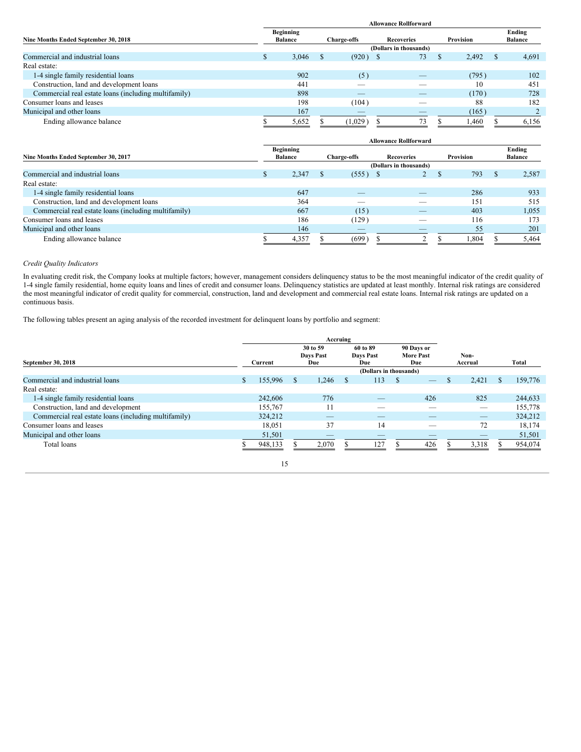| Nine Months Ended September 30, 2018 | Allowance Rollforward | | | | |
|---|---|---|---|---|---|
| | Beginning Balance | Charge-offs | Recoveries | Provision | Ending Balance |
| | (Dollars in thousands) | | | | |
| Commercial and industrial loans | $ 3,046 | $ (920) | $ 73 | $ 2,492 | $ 4,691 |
| Real estate: | | | | | |
| 1-4 single family residential loans | 902 | (5) | — | (795) | 102 |
| Construction, land and development loans | 441 | — | — | 10 | 451 |
| Commercial real estate loans (including multifamily) | 898 | — | — | (170) | 728 |
| Consumer loans and leases | 198 | (104) | — | 88 | 182 |
| Municipal and other loans | 167 | — | — | (165) | 2 |
| Ending allowance balance | $ 5,652 | $ (1,029) | $ 73 | $ 1,460 | $ 6,156 |

| Nine Months Ended September 30, 2017 | Allowance Rollforward | | | | |
|---|---|---|---|---|---|
| | Beginning Balance | Charge-offs | Recoveries | Provision | Ending Balance |
| | (Dollars in thousands) | | | | |
| Commercial and industrial loans | $ 2,347 | $ (555) | $ 2 | $ 793 | $ 2,587 |
| Real estate: | | | | | |
| 1-4 single family residential loans | 647 | — | — | 286 | 933 |
| Construction, land and development loans | 364 | — | — | 151 | 515 |
| Commercial real estate loans (including multifamily) | 667 | (15) | — | 403 | 1,055 |
| Consumer loans and leases | 186 | (129) | — | 116 | 173 |
| Municipal and other loans | 146 | — | — | 55 | 201 |
| Ending allowance balance | $ 4,357 | $ (699) | $ 2 | $ 1,804 | $ 5,464 |

*Credit Quality Indicators*

In evaluating credit risk, the Company looks at multiple factors; however, management considers delinquency status to be the most meaningful indicator of the credit quality of 1-4 single family residential, home equity loans and lines of credit and consumer loans. Delinquency statistics are updated at least monthly. Internal risk ratings are considered the most meaningful indicator of credit quality for commercial, construction, land and development and commercial real estate loans. Internal risk ratings are updated on a continuous basis.

The following tables present an aging analysis of the recorded investment for delinquent loans by portfolio and segment:

| September 30, 2018 | | Accruing | | | | |
|---|---|---|---|---|---|---|
| | Current | 30 to 59 Days Past Due | 60 to 89 Days Past Due | 90 Days or More Past Due | Non-Accrual | Total |
| | (Dollars in thousands) | | | | | |
| Commercial and industrial loans | $ 155,996 | $ 1,246 | $ 113 | $ — | $ 2,421 | $ 159,776 |
| Real estate: | | | | | | |
| 1-4 single family residential loans | 242,606 | 776 | — | 426 | 825 | 244,633 |
| Construction, land and development | 155,767 | 11 | — | — | — | 155,778 |
| Commercial real estate loans (including multifamily) | 324,212 | — | — | — | — | 324,212 |
| Consumer loans and leases | 18,051 | 37 | 14 | — | 72 | 18,174 |
| Municipal and other loans | 51,501 | — | — | — | — | 51,501 |
| Total loans | $ 948,133 | $ 2,070 | $ 127 | $ 426 | $ 3,318 | $ 954,074 |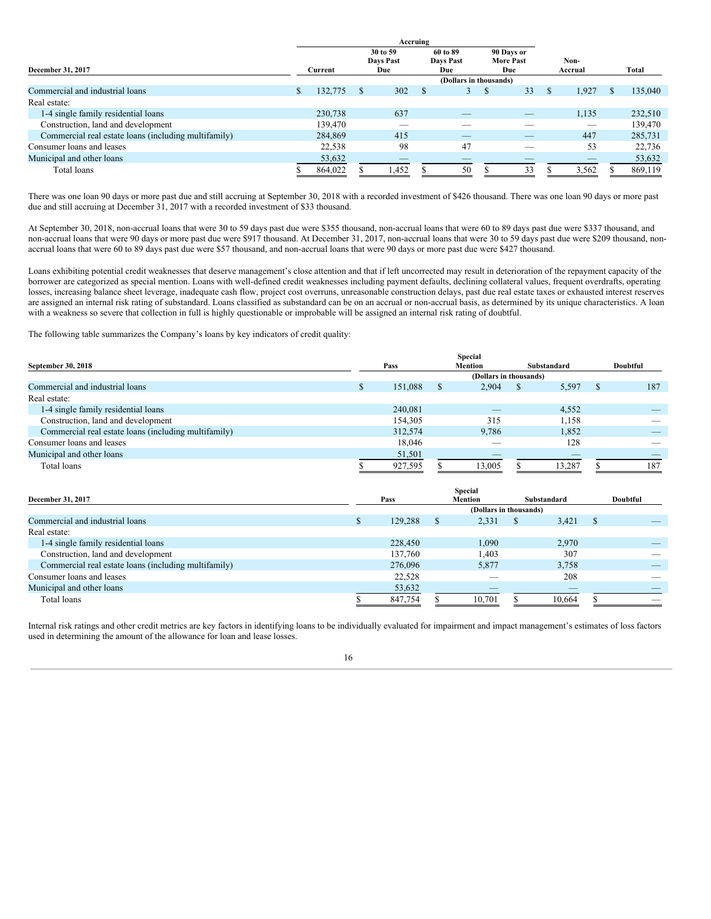| December 31, 2017 | Accruing | | | | | |
|---|---|---|---|---|---|---|
| | Current | 30 to 59 Days Past Due | 60 to 89 Days Past Due | 90 Days or More Past Due | Non-Accrual | Total |
| | (Dollars in thousands) | | | | | |
| Commercial and industrial loans | $ 132,775 | $ 302 | $ 3 | $ 33 | $ 1,927 | $ 135,040 |
| Real estate: | | | | | | |
| 1-4 single family residential loans | 230,738 | 637 | — | — | 1,135 | 232,510 |
| Construction, land and development | 139,470 | — | — | — | — | 139,470 |
| Commercial real estate loans (including multifamily) | 284,869 | 415 | — | — | 447 | 285,731 |
| Consumer loans and leases | 22,538 | 98 | 47 | — | 53 | 22,736 |
| Municipal and other loans | 53,632 | — | — | — | — | 53,632 |
| Total loans | $ 864,022 | $ 1,452 | $ 50 | $ 33 | $ 3,562 | $ 869,119 |

There was one loan 90 days or more past due and still accruing at September 30, 2018 with a recorded investment of $426 thousand. There was one loan 90 days or more past due and still accruing at December 31, 2017 with a recorded investment of $33 thousand.

At September 30, 2018, non-accrual loans that were 30 to 59 days past due were $355 thousand, non-accrual loans that were 60 to 89 days past due were $337 thousand, and non-accrual loans that were 90 days or more past due were $917 thousand. At December 31, 2017, non-accrual loans that were 30 to 59 days past due were $209 thousand, non-accrual loans that were 60 to 89 days past due were $57 thousand, and non-accrual loans that were 90 days or more past due were $427 thousand.

Loans exhibiting potential credit weaknesses that deserve management's close attention and that if left uncorrected may result in deterioration of the repayment capacity of the borrower are categorized as special mention. Loans with well-defined credit weaknesses including payment defaults, declining collateral values, frequent overdrafts, operating losses, increasing balance sheet leverage, inadequate cash flow, project cost overruns, unreasonable construction delays, past due real estate taxes or exhausted interest reserves are assigned an internal risk rating of substandard. Loans classified as substandard can be on an accrual or non-accrual basis, as determined by its unique characteristics. A loan with a weakness so severe that collection in full is highly questionable or improbable will be assigned an internal risk rating of doubtful.

The following table summarizes the Company's loans by key indicators of credit quality:

| September 30, 2018 | Pass | Special Mention | Substandard | Doubtful |
|---|---|---|---|---|
| | (Dollars in thousands) | | | |
| Commercial and industrial loans | $ 151,088 | $ 2,904 | $ 5,597 | $ 187 |
| Real estate: | | | | |
| 1-4 single family residential loans | 240,081 | — | 4,552 | — |
| Construction, land and development | 154,305 | 315 | 1,158 | — |
| Commercial real estate loans (including multifamily) | 312,574 | 9,786 | 1,852 | — |
| Consumer loans and leases | 18,046 | — | 128 | — |
| Municipal and other loans | 51,501 | — | — | — |
| Total loans | $ 927,595 | $ 13,005 | $ 13,287 | $ 187 |

| December 31, 2017 | Pass | Special Mention | Substandard | Doubtful |
|---|---|---|---|---|
| | (Dollars in thousands) | | | |
| Commercial and industrial loans | $ 129,288 | $ 2,331 | $ 3,421 | $ — |
| Real estate: | | | | |
| 1-4 single family residential loans | 228,450 | 1,090 | 2,970 | — |
| Construction, land and development | 137,760 | 1,403 | 307 | — |
| Commercial real estate loans (including multifamily) | 276,096 | 5,877 | 3,758 | — |
| Consumer loans and leases | 22,528 | — | 208 | — |
| Municipal and other loans | 53,632 | — | — | — |
| Total loans | $ 847,754 | $ 10,701 | $ 10,664 | $ — |

Internal risk ratings and other credit metrics are key factors in identifying loans to be individually evaluated for impairment and impact management's estimates of loss factors used in determining the amount of the allowance for loan and lease losses.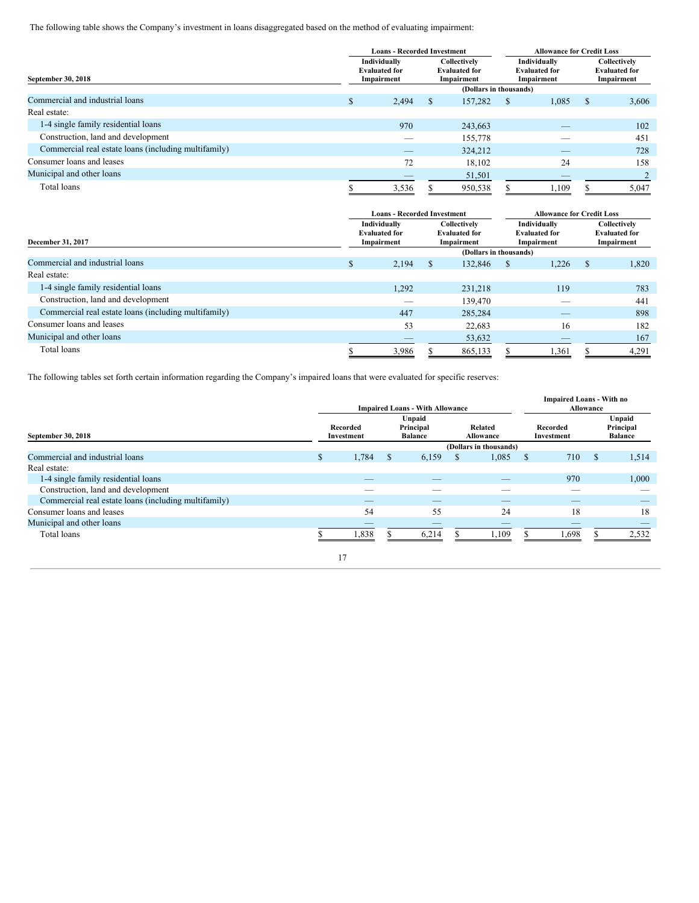The following table shows the Company's investment in loans disaggregated based on the method of evaluating impairment:

| September 30, 2018 | Loans - Recorded Investment | | Allowance for Credit Loss | |
|---|---|---|---|---|
| | Individually Evaluated for Impairment | Collectively Evaluated for Impairment | Individually Evaluated for Impairment | Collectively Evaluated for Impairment |
| | (Dollars in thousands) | | | |
| Commercial and industrial loans | $ 2,494 | $ 157,282 | $ 1,085 | $ 3,606 |
| Real estate: | | | | |
| 1-4 single family residential loans | 970 | 243,663 | — | 102 |
| Construction, land and development | — | 155,778 | — | 451 |
| Commercial real estate loans (including multifamily) | — | 324,212 | — | 728 |
| Consumer loans and leases | 72 | 18,102 | 24 | 158 |
| Municipal and other loans | — | 51,501 | — | 2 |
| Total loans | $ 3,536 | $ 950,538 | $ 1,109 | $ 5,047 |

| December 31, 2017 | Loans - Recorded Investment | | Allowance for Credit Loss | |
|---|---|---|---|---|
| | Individually Evaluated for Impairment | Collectively Evaluated for Impairment | Individually Evaluated for Impairment | Collectively Evaluated for Impairment |
| | (Dollars in thousands) | | | |
| Commercial and industrial loans | $ 2,194 | $ 132,846 | $ 1,226 | $ 1,820 |
| Real estate: | | | | |
| 1-4 single family residential loans | 1,292 | 231,218 | 119 | 783 |
| Construction, land and development | — | 139,470 | — | 441 |
| Commercial real estate loans (including multifamily) | 447 | 285,284 | — | 898 |
| Consumer loans and leases | 53 | 22,683 | 16 | 182 |
| Municipal and other loans | — | 53,632 | — | 167 |
| Total loans | $ 3,986 | $ 865,133 | $ 1,361 | $ 4,291 |

The following tables set forth certain information regarding the Company's impaired loans that were evaluated for specific reserves:

| September 30, 2018 | Impaired Loans - With Allowance | | | Impaired Loans - With no Allowance | |
|---|---|---|---|---|---|
| | Recorded Investment | Unpaid Principal Balance | Related Allowance | Recorded Investment | Unpaid Principal Balance |
| | (Dollars in thousands) | | | | |
| Commercial and industrial loans | $ 1,784 | $ 6,159 | $ 1,085 | $ 710 | $ 1,514 |
| Real estate: | | | | | |
| 1-4 single family residential loans | — | — | — | 970 | 1,000 |
| Construction, land and development | — | — | — | — | — |
| Commercial real estate loans (including multifamily) | — | — | — | — | — |
| Consumer loans and leases | 54 | 55 | 24 | 18 | 18 |
| Municipal and other loans | — | — | — | — | — |
| Total loans | $ 1,838 | $ 6,214 | $ 1,109 | $ 1,698 | $ 2,532 |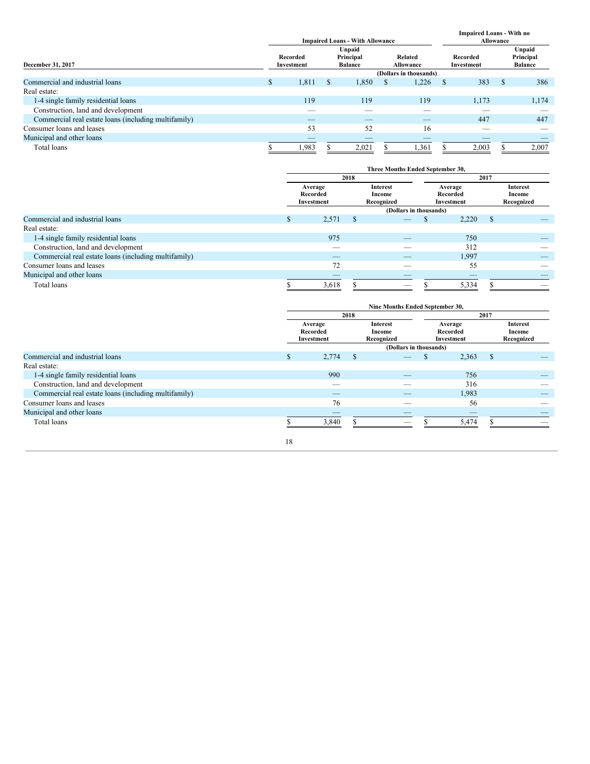| December 31, 2017 | Impaired Loans - With Allowance | | | Impaired Loans - With no Allowance | |
|---|---|---|---|---|---|
| | Recorded Investment | Unpaid Principal Balance | Related Allowance | Recorded Investment | Unpaid Principal Balance |
| | (Dollars in thousands) | | | | |
| Commercial and industrial loans | $ 1,811 | $ 1,850 | $ 1,226 | $ 383 | $ 386 |
| Real estate: | | | | | |
| 1-4 single family residential loans | 119 | 119 | 119 | 1,173 | 1,174 |
| Construction, land and development | — | — | — | — | — |
| Commercial real estate loans (including multifamily) | — | — | — | 447 | 447 |
| Consumer loans and leases | 53 | 52 | 16 | — | — |
| Municipal and other loans | — | — | — | — | — |
| Total loans | $ 1,983 | $ 2,021 | $ 1,361 | $ 2,003 | $ 2,007 |

| | Three Months Ended September 30, | | | |
|---|---|---|---|---|
| | 2018 | | 2017 | |
| | Average Recorded Investment | Interest Income Recognized | Average Recorded Investment | Interest Income Recognized |
| | (Dollars in thousands) | | | |
| Commercial and industrial loans | $ 2,571 | $ — | $ 2,220 | $ — |
| Real estate: | | | | |
| 1-4 single family residential loans | 975 | — | 750 | — |
| Construction, land and development | — | — | 312 | — |
| Commercial real estate loans (including multifamily) | — | — | 1,997 | — |
| Consumer loans and leases | 72 | — | 55 | — |
| Municipal and other loans | — | — | — | — |
| Total loans | $ 3,618 | $ — | $ 5,334 | $ — |

| | Nine Months Ended September 30, | | | |
|---|---|---|---|---|
| | 2018 | | 2017 | |
| | Average Recorded Investment | Interest Income Recognized | Average Recorded Investment | Interest Income Recognized |
| | (Dollars in thousands) | | | |
| Commercial and industrial loans | $ 2,774 | $ — | $ 2,363 | $ — |
| Real estate: | | | | |
| 1-4 single family residential loans | 990 | — | 756 | — |
| Construction, land and development | — | — | 316 | — |
| Commercial real estate loans (including multifamily) | — | — | 1,983 | — |
| Consumer loans and leases | 76 | — | 56 | — |
| Municipal and other loans | — | — | — | — |
| Total loans | $ 3,840 | $ — | $ 5,474 | $ — |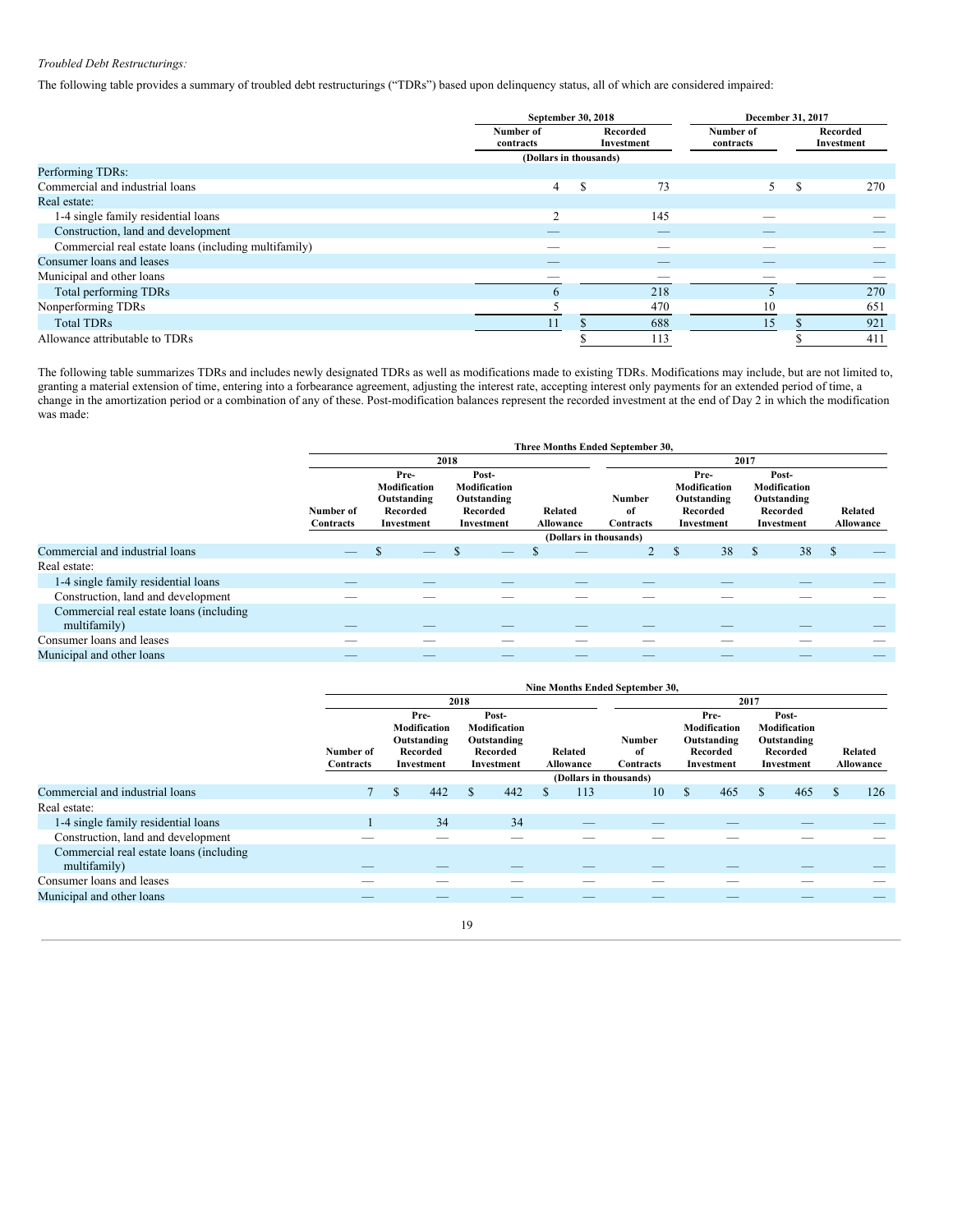*Troubled Debt Restructurings:*

The following table provides a summary of troubled debt restructurings ("TDRs") based upon delinquency status, all of which are considered impaired:

| | September 30, 2018 | | December 31, 2017 | |
|---|---|---|---|---|
| | Number of contracts | Recorded Investment | Number of contracts | Recorded Investment |
| | (Dollars in thousands) | | | |
| Performing TDRs: | | | | |
| Commercial and industrial loans | 4 | $ 73 | 5 | $ 270 |
| Real estate: | | | | |
| 1-4 single family residential loans | 2 | 145 | — | — |
| Construction, land and development | — | — | — | — |
| Commercial real estate loans (including multifamily) | — | — | — | — |
| Consumer loans and leases | — | — | — | — |
| Municipal and other loans | — | — | — | — |
| Total performing TDRs | 6 | 218 | 5 | 270 |
| Nonperforming TDRs | 5 | 470 | 10 | 651 |
| Total TDRs | 11 | $ 688 | 15 | $ 921 |
| Allowance attributable to TDRs | | $ 113 | | $ 411 |

The following table summarizes TDRs and includes newly designated TDRs as well as modifications made to existing TDRs. Modifications may include, but are not limited to, granting a material extension of time, entering into a forbearance agreement, adjusting the interest rate, accepting interest only payments for an extended period of time, a change in the amortization period or a combination of any of these. Post-modification balances represent the recorded investment at the end of Day 2 in which the modification was made:

| | Three Months Ended September 30, | | | | | | | |
|---|---|---|---|---|---|---|---|---|
| | 2018 | | | | 2017 | | | |
| | Number of Contracts | Pre-Modification Outstanding Recorded Investment | Post-Modification Outstanding Recorded Investment | Related Allowance | Number of Contracts | Pre-Modification Outstanding Recorded Investment | Post-Modification Outstanding Recorded Investment | Related Allowance |
| | (Dollars in thousands) | | | | | | | |
| Commercial and industrial loans | — | $ — | $ — | $ — | 2 | $ 38 | $ 38 | $ — |
| Real estate: | | | | | | | | |
| 1-4 single family residential loans | — | — | — | — | — | — | — | — |
| Construction, land and development | — | — | — | — | — | — | — | — |
| Commercial real estate loans (including multifamily) | — | — | — | — | — | — | — | — |
| Consumer loans and leases | — | — | — | — | — | — | — | — |
| Municipal and other loans | — | — | — | — | — | — | — | — |

| | Nine Months Ended September 30, | | | | | | | |
|---|---|---|---|---|---|---|---|---|
| | 2018 | | | | 2017 | | | |
| | Number of Contracts | Pre-Modification Outstanding Recorded Investment | Post-Modification Outstanding Recorded Investment | Related Allowance | Number of Contracts | Pre-Modification Outstanding Recorded Investment | Post-Modification Outstanding Recorded Investment | Related Allowance |
| | (Dollars in thousands) | | | | | | | |
| Commercial and industrial loans | 7 | $ 442 | $ 442 | $ 113 | 10 | $ 465 | $ 465 | $ 126 |
| Real estate: | | | | | | | | |
| 1-4 single family residential loans | 1 | 34 | 34 | — | — | — | — | — |
| Construction, land and development | — | — | — | — | — | — | — | — |
| Commercial real estate loans (including multifamily) | — | — | — | — | — | — | — | — |
| Consumer loans and leases | — | — | — | — | — | — | — | — |
| Municipal and other loans | — | — | — | — | — | — | — | — |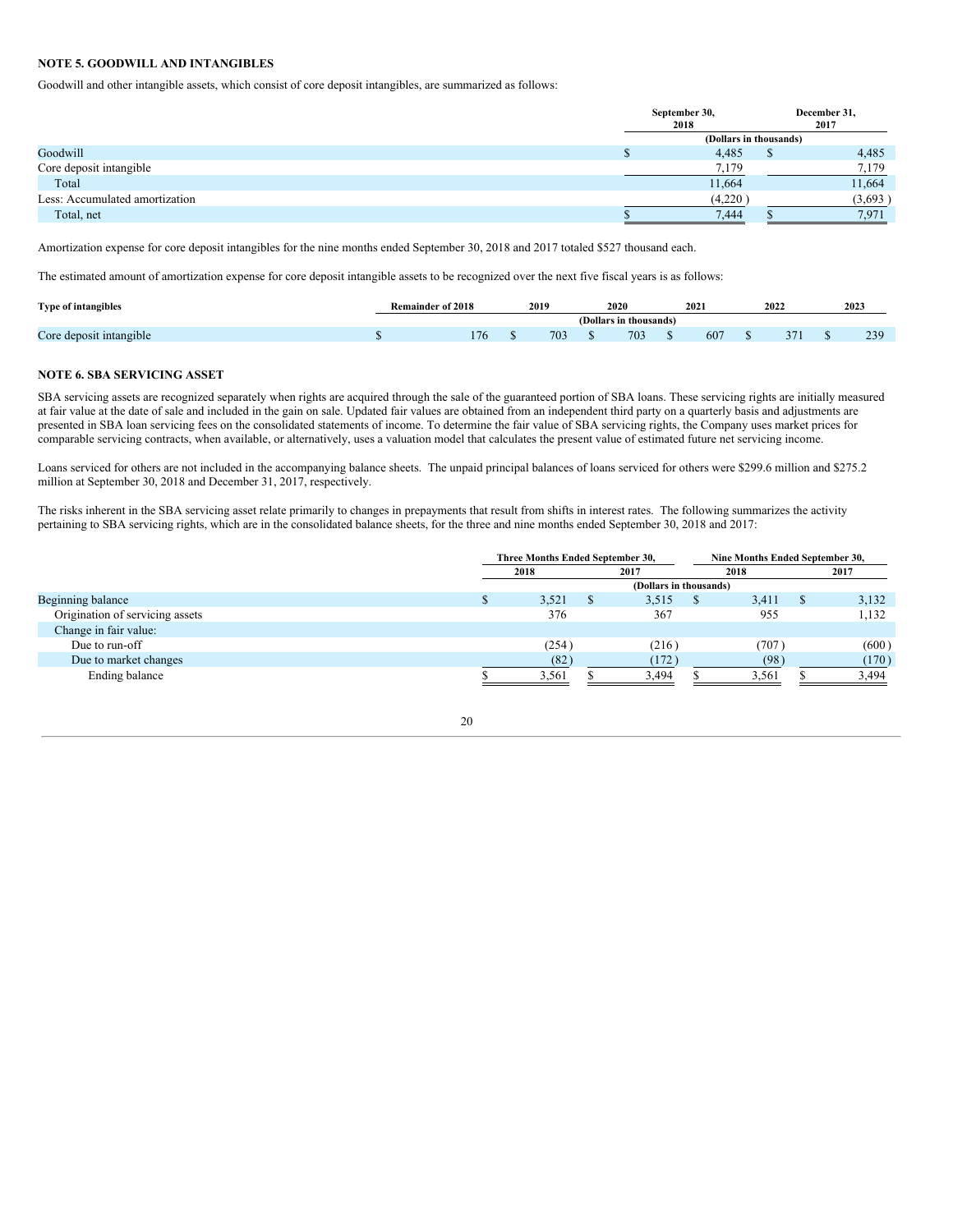**NOTE 5. GOODWILL AND INTANGIBLES**

Goodwill and other intangible assets, which consist of core deposit intangibles, are summarized as follows:

| | September 30, 2018 | December 31, 2017 |
|---|---|---|
| | (Dollars in thousands) | |
| Goodwill | $ 4,485 | $ 4,485 |
| Core deposit intangible | 7,179 | 7,179 |
| Total | 11,664 | 11,664 |
| Less: Accumulated amortization | (4,220 ) | (3,693 ) |
| Total, net | $ 7,444 | $ 7,971 |

Amortization expense for core deposit intangibles for the nine months ended September 30, 2018 and 2017 totaled $527 thousand each.

The estimated amount of amortization expense for core deposit intangible assets to be recognized over the next five fiscal years is as follows:

| Type of intangibles | Remainder of 2018 | 2019 | 2020 | 2021 | 2022 | 2023 |
|---|---|---|---|---|---|---|
| | | | (Dollars in thousands) | | | |
| Core deposit intangible | $ 176 | $ 703 | $ 703 | $ 607 | $ 371 | $ 239 |

**NOTE 6. SBA SERVICING ASSET**

SBA servicing assets are recognized separately when rights are acquired through the sale of the guaranteed portion of SBA loans. These servicing rights are initially measured at fair value at the date of sale and included in the gain on sale. Updated fair values are obtained from an independent third party on a quarterly basis and adjustments are presented in SBA loan servicing fees on the consolidated statements of income. To determine the fair value of SBA servicing rights, the Company uses market prices for comparable servicing contracts, when available, or alternatively, uses a valuation model that calculates the present value of estimated future net servicing income.

Loans serviced for others are not included in the accompanying balance sheets. The unpaid principal balances of loans serviced for others were $299.6 million and $275.2 million at September 30, 2018 and December 31, 2017, respectively.

The risks inherent in the SBA servicing asset relate primarily to changes in prepayments that result from shifts in interest rates. The following summarizes the activity pertaining to SBA servicing rights, which are in the consolidated balance sheets, for the three and nine months ended September 30, 2018 and 2017:

| | Three Months Ended September 30, | | Nine Months Ended September 30, | |
|---|---|---|---|---|
| | 2018 | 2017 | 2018 | 2017 |
| | (Dollars in thousands) | | | |
| Beginning balance | $ 3,521 | $ 3,515 | $ 3,411 | $ 3,132 |
| Origination of servicing assets | 376 | 367 | 955 | 1,132 |
| Change in fair value: | | | | |
| Due to run-off | (254 ) | (216 ) | (707 ) | (600 ) |
| Due to market changes | (82 ) | (172 ) | (98 ) | (170 ) |
| Ending balance | $ 3,561 | $ 3,494 | $ 3,561 | $ 3,494 |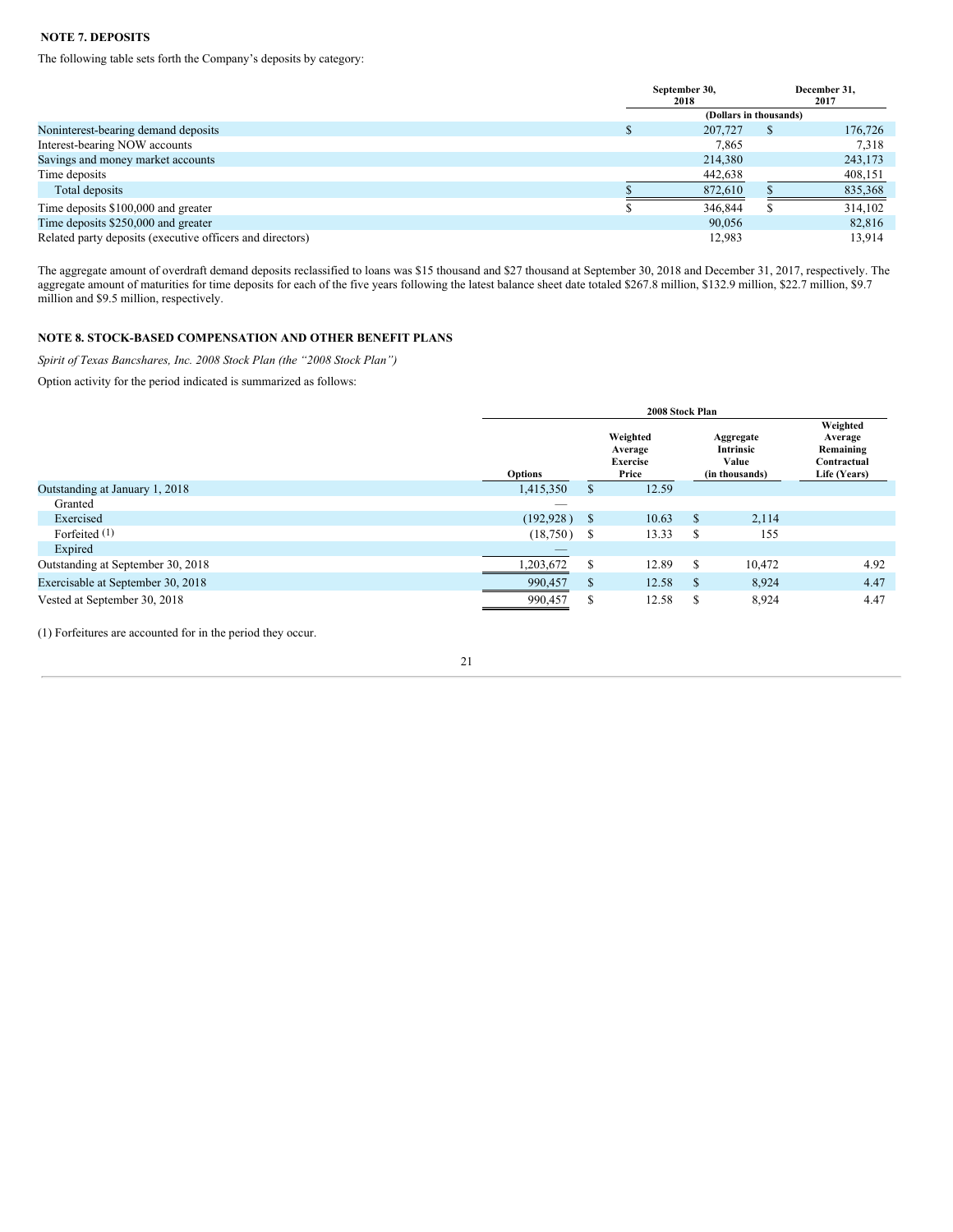**NOTE 7. DEPOSITS**

The following table sets forth the Company's deposits by category:

| | September 30, 2018 | December 31, 2017 |
|---|---|---|
| | (Dollars in thousands) | |
| Noninterest-bearing demand deposits | $ 207,727 | $ 176,726 |
| Interest-bearing NOW accounts | 7,865 | 7,318 |
| Savings and money market accounts | 214,380 | 243,173 |
| Time deposits | 442,638 | 408,151 |
| Total deposits | $ 872,610 | $ 835,368 |
| Time deposits $100,000 and greater | $ 346,844 | $ 314,102 |
| Time deposits $250,000 and greater | 90,056 | 82,816 |
| Related party deposits (executive officers and directors) | 12,983 | 13,914 |

The aggregate amount of overdraft demand deposits reclassified to loans was $15 thousand and $27 thousand at September 30, 2018 and December 31, 2017, respectively. The aggregate amount of maturities for time deposits for each of the five years following the latest balance sheet date totaled $267.8 million, $132.9 million, $22.7 million, $9.7 million and $9.5 million, respectively.

**NOTE 8. STOCK-BASED COMPENSATION AND OTHER BENEFIT PLANS**

*Spirit of Texas Bancshares, Inc. 2008 Stock Plan (the "2008 Stock Plan")*

Option activity for the period indicated is summarized as follows:

| | 2008 Stock Plan | | | |
|---|---|---|---|---|
| | Options | Weighted Average Exercise Price | Aggregate Intrinsic Value (in thousands) | Weighted Average Remaining Contractual Life (Years) |
| Outstanding at January 1, 2018 | 1,415,350 | $ 12.59 | | |
| Granted | — | | | |
| Exercised | (192,928) | $ 10.63 | $ 2,114 | |
| Forfeited [1] | (18,750) | $ 13.33 | $ 155 | |
| Expired | — | | | |
| Outstanding at September 30, 2018 | 1,203,672 | $ 12.89 | $ 10,472 | 4.92 |
| Exercisable at September 30, 2018 | 990,457 | $ 12.58 | $ 8,924 | 4.47 |
| Vested at September 30, 2018 | 990,457 | $ 12.58 | $ 8,924 | 4.47 |

(1) Forfeitures are accounted for in the period they occur.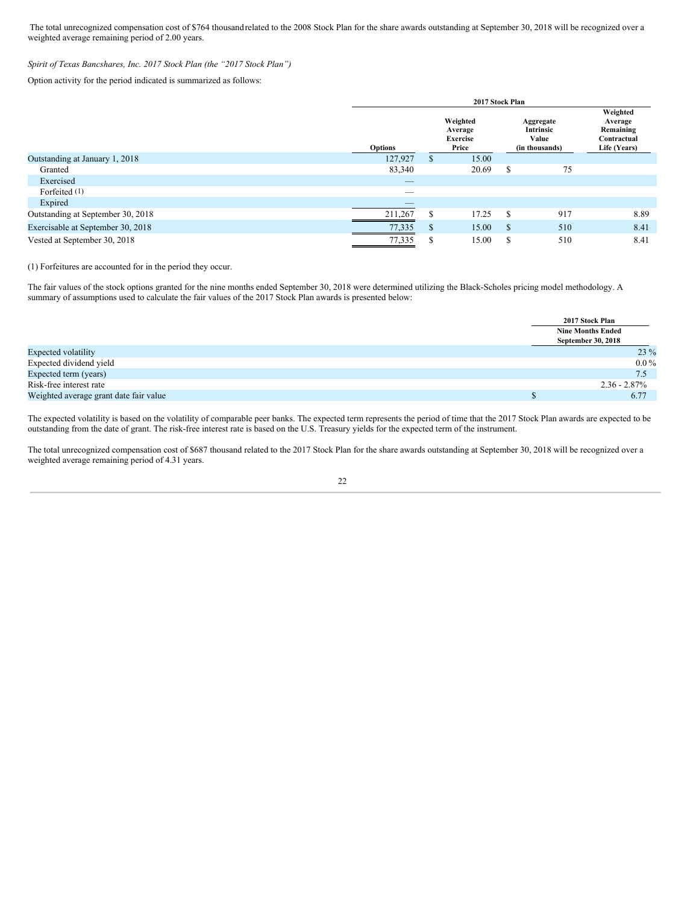The total unrecognized compensation cost of $764 thousand related to the 2008 Stock Plan for the share awards outstanding at September 30, 2018 will be recognized over a weighted average remaining period of 2.00 years.

*Spirit of Texas Bancshares, Inc. 2017 Stock Plan (the "2017 Stock Plan")*

Option activity for the period indicated is summarized as follows:

| | 2017 Stock Plan | | | |
|---|---|---|---|---|
| | **Options** | **Weighted Average Exercise Price** | **Aggregate Intrinsic Value (in thousands)** | **Weighted Average Remaining Contractual Life (Years)** |
| Outstanding at January 1, 2018 | 127,927 | $ 15.00 | | |
| Granted | 83,340 | 20.69 | $ 75 | |
| Exercised | — | | | |
| Forfeited (1) | — | | | |
| Expired | — | | | |
| Outstanding at September 30, 2018 | 211,267 | $ 17.25 | $ 917 | 8.89 |
| Exercisable at September 30, 2018 | 77,335 | $ 15.00 | $ 510 | 8.41 |
| Vested at September 30, 2018 | 77,335 | $ 15.00 | $ 510 | 8.41 |

(1) Forfeitures are accounted for in the period they occur.

The fair values of the stock options granted for the nine months ended September 30, 2018 were determined utilizing the Black-Scholes pricing model methodology. A summary of assumptions used to calculate the fair values of the 2017 Stock Plan awards is presented below:

| | 2017 Stock Plan |
|---|---|
| | **Nine Months Ended September 30, 2018** |
| Expected volatility | 23 % |
| Expected dividend yield | 0.0 % |
| Expected term (years) | 7.5 |
| Risk-free interest rate | 2.36 - 2.87% |
| Weighted average grant date fair value | $ 6.77 |

The expected volatility is based on the volatility of comparable peer banks. The expected term represents the period of time that the 2017 Stock Plan awards are expected to be outstanding from the date of grant. The risk-free interest rate is based on the U.S. Treasury yields for the expected term of the instrument.

The total unrecognized compensation cost of $687 thousand related to the 2017 Stock Plan for the share awards outstanding at September 30, 2018 will be recognized over a weighted average remaining period of 4.31 years.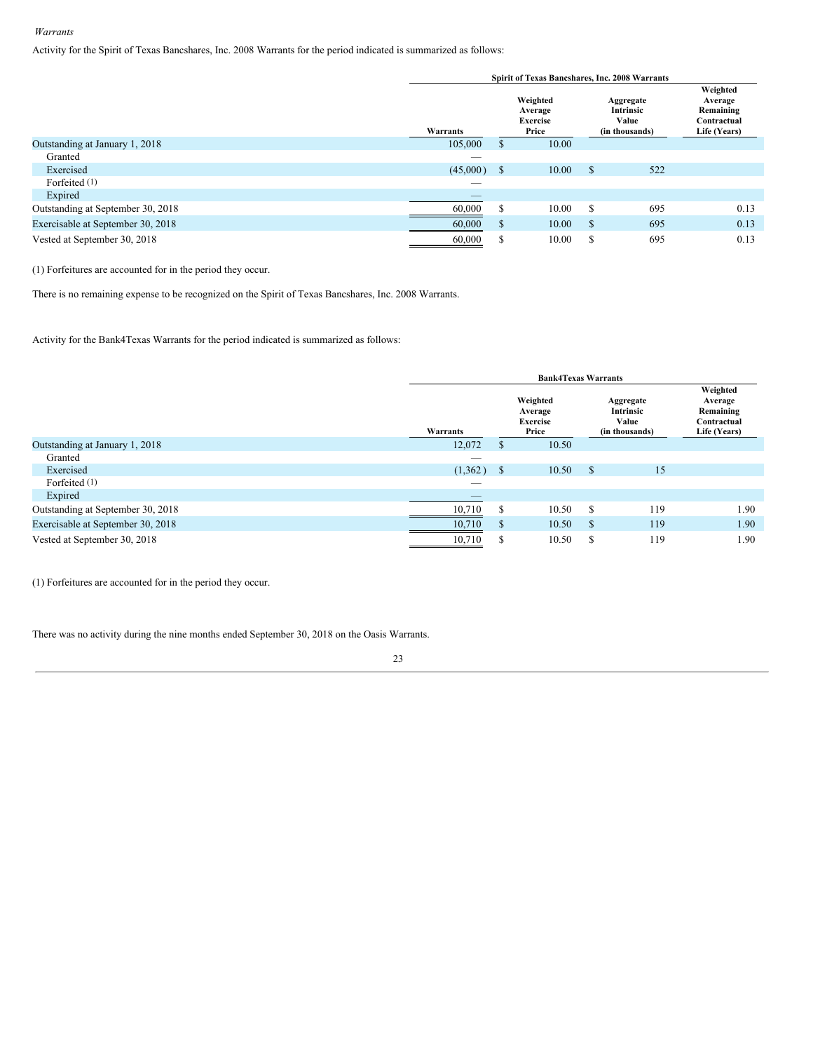*Warrants*

Activity for the Spirit of Texas Bancshares, Inc. 2008 Warrants for the period indicated is summarized as follows:

| | Spirit of Texas Bancshares, Inc. 2008 Warrants | | | |
|---|---|---|---|---|
| | Warrants | Weighted Average Exercise Price | Aggregate Intrinsic Value (in thousands) | Weighted Average Remaining Contractual Life (Years) |
| Outstanding at January 1, 2018 | 105,000 | $ 10.00 | | |
| Granted | — | | | |
| Exercised | (45,000) | $ 10.00 | $ 522 | |
| Forfeited (1) | — | | | |
| Expired | — | | | |
| Outstanding at September 30, 2018 | 60,000 | $ 10.00 | $ 695 | 0.13 |
| Exercisable at September 30, 2018 | 60,000 | $ 10.00 | $ 695 | 0.13 |
| Vested at September 30, 2018 | 60,000 | $ 10.00 | $ 695 | 0.13 |

(1) Forfeitures are accounted for in the period they occur.

There is no remaining expense to be recognized on the Spirit of Texas Bancshares, Inc. 2008 Warrants.

Activity for the Bank4Texas Warrants for the period indicated is summarized as follows:

| | Bank4Texas Warrants | | | |
|---|---|---|---|---|
| | Warrants | Weighted Average Exercise Price | Aggregate Intrinsic Value (in thousands) | Weighted Average Remaining Contractual Life (Years) |
| Outstanding at January 1, 2018 | 12,072 | $ 10.50 | | |
| Granted | — | | | |
| Exercised | (1,362) | $ 10.50 | $ 15 | |
| Forfeited (1) | — | | | |
| Expired | — | | | |
| Outstanding at September 30, 2018 | 10,710 | $ 10.50 | $ 119 | 1.90 |
| Exercisable at September 30, 2018 | 10,710 | $ 10.50 | $ 119 | 1.90 |
| Vested at September 30, 2018 | 10,710 | $ 10.50 | $ 119 | 1.90 |

(1) Forfeitures are accounted for in the period they occur.

There was no activity during the nine months ended September 30, 2018 on the Oasis Warrants.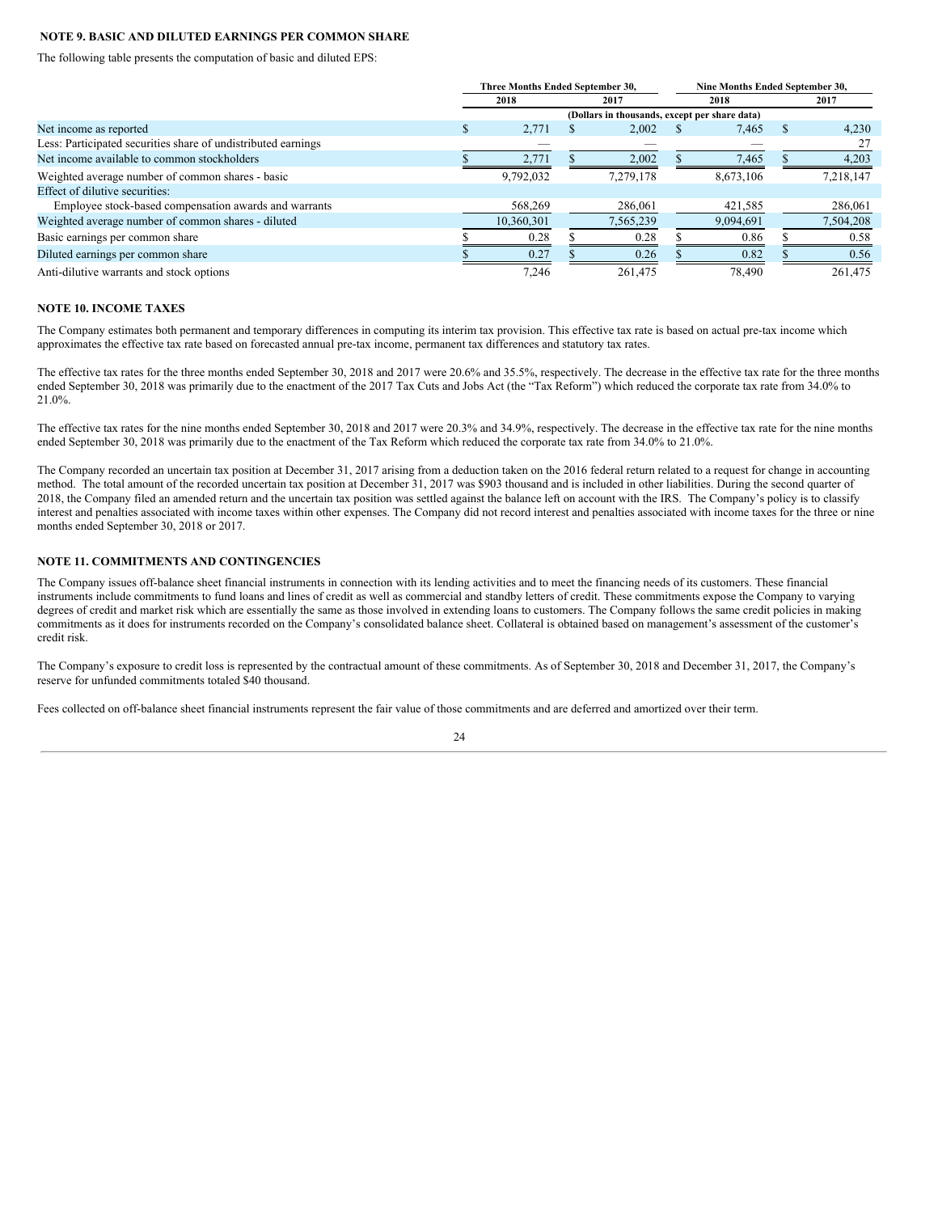**NOTE 9. BASIC AND DILUTED EARNINGS PER COMMON SHARE**

The following table presents the computation of basic and diluted EPS:

| | Three Months Ended September 30, | | Nine Months Ended September 30, | |
|---|---|---|---|---|
| | 2018 | 2017 | 2018 | 2017 |
| | (Dollars in thousands, except per share data) | | | |
| Net income as reported | $ 2,771 | $ 2,002 | $ 7,465 | $ 4,230 |
| Less: Participated securities share of undistributed earnings | — | — | — | 27 |
| Net income available to common stockholders | $ 2,771 | $ 2,002 | $ 7,465 | $ 4,203 |
| Weighted average number of common shares - basic | 9,792,032 | 7,279,178 | 8,673,106 | 7,218,147 |
| Effect of dilutive securities: | | | | |
| Employee stock-based compensation awards and warrants | 568,269 | 286,061 | 421,585 | 286,061 |
| Weighted average number of common shares - diluted | 10,360,301 | 7,565,239 | 9,094,691 | 7,504,208 |
| Basic earnings per common share | $ 0.28 | $ 0.28 | $ 0.86 | $ 0.58 |
| Diluted earnings per common share | $ 0.27 | $ 0.26 | $ 0.82 | $ 0.56 |
| Anti-dilutive warrants and stock options | 7,246 | 261,475 | 78,490 | 261,475 |

**NOTE 10. INCOME TAXES**

The Company estimates both permanent and temporary differences in computing its interim tax provision. This effective tax rate is based on actual pre-tax income which approximates the effective tax rate based on forecasted annual pre-tax income, permanent tax differences and statutory tax rates.

The effective tax rates for the three months ended September 30, 2018 and 2017 were 20.6% and 35.5%, respectively. The decrease in the effective tax rate for the three months ended September 30, 2018 was primarily due to the enactment of the 2017 Tax Cuts and Jobs Act (the "Tax Reform") which reduced the corporate tax rate from 34.0% to 21.0%.

The effective tax rates for the nine months ended September 30, 2018 and 2017 were 20.3% and 34.9%, respectively. The decrease in the effective tax rate for the nine months ended September 30, 2018 was primarily due to the enactment of the Tax Reform which reduced the corporate tax rate from 34.0% to 21.0%.

The Company recorded an uncertain tax position at December 31, 2017 arising from a deduction taken on the 2016 federal return related to a request for change in accounting method. The total amount of the recorded uncertain tax position at December 31, 2017 was $903 thousand and is included in other liabilities. During the second quarter of 2018, the Company filed an amended return and the uncertain tax position was settled against the balance left on account with the IRS. The Company's policy is to classify interest and penalties associated with income taxes within other expenses. The Company did not record interest and penalties associated with income taxes for the three or nine months ended September 30, 2018 or 2017.

**NOTE 11. COMMITMENTS AND CONTINGENCIES**

The Company issues off-balance sheet financial instruments in connection with its lending activities and to meet the financing needs of its customers. These financial instruments include commitments to fund loans and lines of credit as well as commercial and standby letters of credit. These commitments expose the Company to varying degrees of credit and market risk which are essentially the same as those involved in extending loans to customers. The Company follows the same credit policies in making commitments as it does for instruments recorded on the Company's consolidated balance sheet. Collateral is obtained based on management's assessment of the customer's credit risk.

The Company's exposure to credit loss is represented by the contractual amount of these commitments. As of September 30, 2018 and December 31, 2017, the Company's reserve for unfunded commitments totaled $40 thousand.

Fees collected on off-balance sheet financial instruments represent the fair value of those commitments and are deferred and amortized over their term.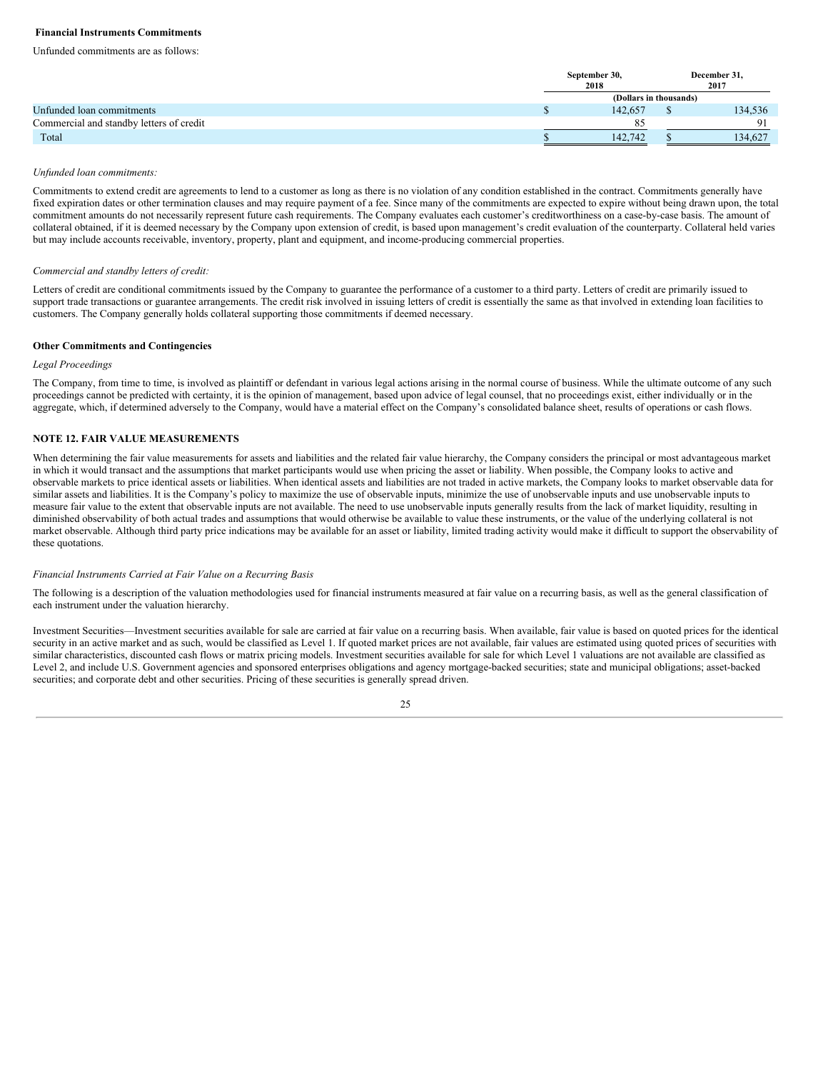**Financial Instruments Commitments**

Unfunded commitments are as follows:

| | September 30, 2018 | December 31, 2017 |
|---|---|---|
| | (Dollars in thousands) | |
| Unfunded loan commitments | $ 142,657 | $ 134,536 |
| Commercial and standby letters of credit | 85 | 91 |
| Total | $ 142,742 | $ 134,627 |

*Unfunded loan commitments:*

Commitments to extend credit are agreements to lend to a customer as long as there is no violation of any condition established in the contract. Commitments generally have fixed expiration dates or other termination clauses and may require payment of a fee. Since many of the commitments are expected to expire without being drawn upon, the total commitment amounts do not necessarily represent future cash requirements. The Company evaluates each customer's creditworthiness on a case-by-case basis. The amount of collateral obtained, if it is deemed necessary by the Company upon extension of credit, is based upon management's credit evaluation of the counterparty. Collateral held varies but may include accounts receivable, inventory, property, plant and equipment, and income-producing commercial properties.

*Commercial and standby letters of credit:*

Letters of credit are conditional commitments issued by the Company to guarantee the performance of a customer to a third party. Letters of credit are primarily issued to support trade transactions or guarantee arrangements. The credit risk involved in issuing letters of credit is essentially the same as that involved in extending loan facilities to customers. The Company generally holds collateral supporting those commitments if deemed necessary.

**Other Commitments and Contingencies**

*Legal Proceedings*

The Company, from time to time, is involved as plaintiff or defendant in various legal actions arising in the normal course of business. While the ultimate outcome of any such proceedings cannot be predicted with certainty, it is the opinion of management, based upon advice of legal counsel, that no proceedings exist, either individually or in the aggregate, which, if determined adversely to the Company, would have a material effect on the Company's consolidated balance sheet, results of operations or cash flows.

## NOTE 12. FAIR VALUE MEASUREMENTS

When determining the fair value measurements for assets and liabilities and the related fair value hierarchy, the Company considers the principal or most advantageous market in which it would transact and the assumptions that market participants would use when pricing the asset or liability. When possible, the Company looks to active and observable markets to price identical assets or liabilities. When identical assets and liabilities are not traded in active markets, the Company looks to market observable data for similar assets and liabilities. It is the Company's policy to maximize the use of observable inputs, minimize the use of unobservable inputs and use unobservable inputs to measure fair value to the extent that observable inputs are not available. The need to use unobservable inputs generally results from the lack of market liquidity, resulting in diminished observability of both actual trades and assumptions that would otherwise be available to value these instruments, or the value of the underlying collateral is not market observable. Although third party price indications may be available for an asset or liability, limited trading activity would make it difficult to support the observability of these quotations.

*Financial Instruments Carried at Fair Value on a Recurring Basis*

The following is a description of the valuation methodologies used for financial instruments measured at fair value on a recurring basis, as well as the general classification of each instrument under the valuation hierarchy.

Investment Securities—Investment securities available for sale are carried at fair value on a recurring basis. When available, fair value is based on quoted prices for the identical security in an active market and as such, would be classified as Level 1. If quoted market prices are not available, fair values are estimated using quoted prices of securities with similar characteristics, discounted cash flows or matrix pricing models. Investment securities available for sale for which Level 1 valuations are not available are classified as Level 2, and include U.S. Government agencies and sponsored enterprises obligations and agency mortgage-backed securities; state and municipal obligations; asset-backed securities; and corporate debt and other securities. Pricing of these securities is generally spread driven.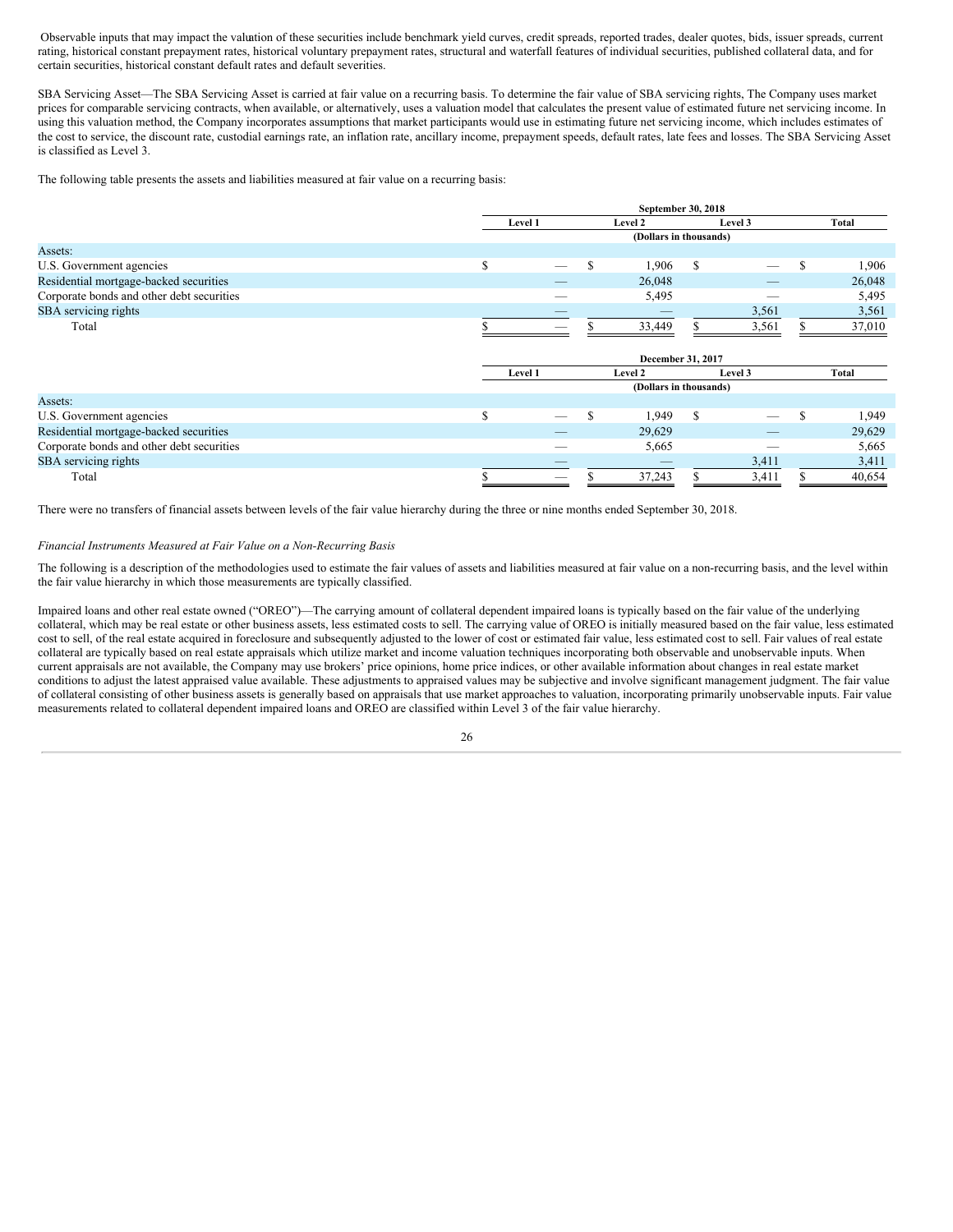Observable inputs that may impact the valuation of these securities include benchmark yield curves, credit spreads, reported trades, dealer quotes, bids, issuer spreads, current rating, historical constant prepayment rates, historical voluntary prepayment rates, structural and waterfall features of individual securities, published collateral data, and for certain securities, historical constant default rates and default severities.

SBA Servicing Asset—The SBA Servicing Asset is carried at fair value on a recurring basis. To determine the fair value of SBA servicing rights, The Company uses market prices for comparable servicing contracts, when available, or alternatively, uses a valuation model that calculates the present value of estimated future net servicing income. In using this valuation method, the Company incorporates assumptions that market participants would use in estimating future net servicing income, which includes estimates of the cost to service, the discount rate, custodial earnings rate, an inflation rate, ancillary income, prepayment speeds, default rates, late fees and losses. The SBA Servicing Asset is classified as Level 3.

The following table presents the assets and liabilities measured at fair value on a recurring basis:

| | September 30, 2018 | | | |
|---|---|---|---|---|
| | Level 1 | Level 2 | Level 3 | Total |
| | (Dollars in thousands) | | | |
| Assets: | | | | |
| U.S. Government agencies | $ — | $ 1,906 | $ — | $ 1,906 |
| Residential mortgage-backed securities | — | 26,048 | — | 26,048 |
| Corporate bonds and other debt securities | — | 5,495 | — | 5,495 |
| SBA servicing rights | — | — | 3,561 | 3,561 |
| Total | $ — | $ 33,449 | $ 3,561 | $ 37,010 |

| | December 31, 2017 | | | |
|---|---|---|---|---|
| | Level 1 | Level 2 | Level 3 | Total |
| | (Dollars in thousands) | | | |
| Assets: | | | | |
| U.S. Government agencies | $ — | $ 1,949 | $ — | $ 1,949 |
| Residential mortgage-backed securities | — | 29,629 | — | 29,629 |
| Corporate bonds and other debt securities | — | 5,665 | — | 5,665 |
| SBA servicing rights | — | — | 3,411 | 3,411 |
| Total | $ — | $ 37,243 | $ 3,411 | $ 40,654 |

There were no transfers of financial assets between levels of the fair value hierarchy during the three or nine months ended September 30, 2018.

*Financial Instruments Measured at Fair Value on a Non-Recurring Basis*

The following is a description of the methodologies used to estimate the fair values of assets and liabilities measured at fair value on a non-recurring basis, and the level within the fair value hierarchy in which those measurements are typically classified.

Impaired loans and other real estate owned ("OREO")—The carrying amount of collateral dependent impaired loans is typically based on the fair value of the underlying collateral, which may be real estate or other business assets, less estimated costs to sell. The carrying value of OREO is initially measured based on the fair value, less estimated cost to sell, of the real estate acquired in foreclosure and subsequently adjusted to the lower of cost or estimated fair value, less estimated cost to sell. Fair values of real estate collateral are typically based on real estate appraisals which utilize market and income valuation techniques incorporating both observable and unobservable inputs. When current appraisals are not available, the Company may use brokers' price opinions, home price indices, or other available information about changes in real estate market conditions to adjust the latest appraised value available. These adjustments to appraised values may be subjective and involve significant management judgment. The fair value of collateral consisting of other business assets is generally based on appraisals that use market approaches to valuation, incorporating primarily unobservable inputs. Fair value measurements related to collateral dependent impaired loans and OREO are classified within Level 3 of the fair value hierarchy.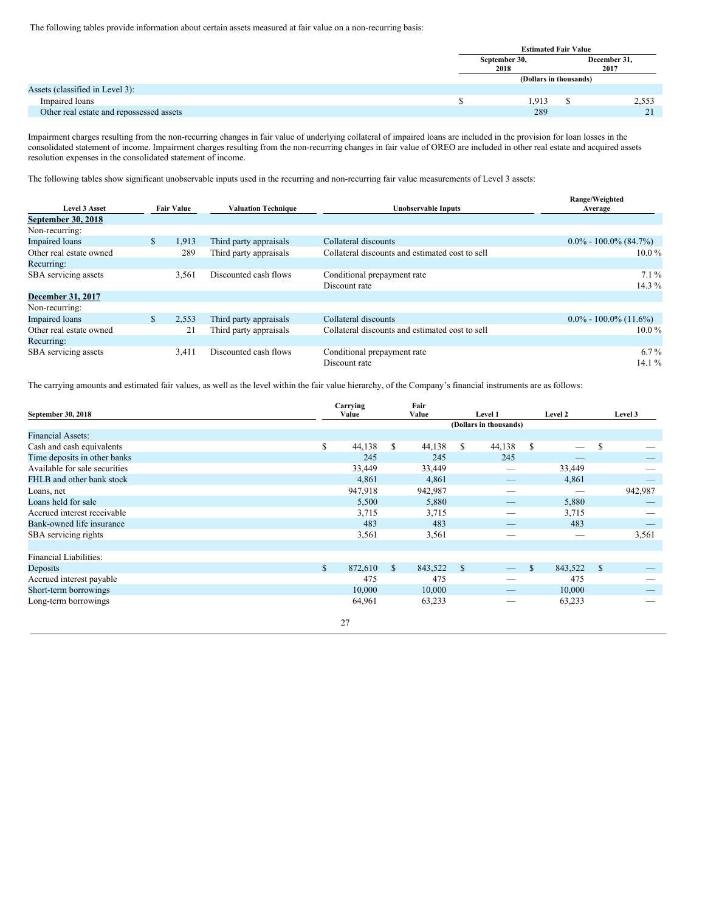The following tables provide information about certain assets measured at fair value on a non-recurring basis:

| | Estimated Fair Value | |
|---|---|---|
| | September 30, 2018 | December 31, 2017 |
| | (Dollars in thousands) | |
| Assets (classified in Level 3): | | |
| Impaired loans | $ 1,913 | $ 2,553 |
| Other real estate and repossessed assets | 289 | 21 |

Impairment charges resulting from the non-recurring changes in fair value of underlying collateral of impaired loans are included in the provision for loan losses in the consolidated statement of income. Impairment charges resulting from the non-recurring changes in fair value of OREO are included in other real estate and acquired assets resolution expenses in the consolidated statement of income.

The following tables show significant unobservable inputs used in the recurring and non-recurring fair value measurements of Level 3 assets:

| Level 3 Asset | Fair Value | Valuation Technique | Unobservable Inputs | Range/Weighted Average |
|---|---|---|---|---|
| **September 30, 2018** | | | | |
| Non-recurring: | | | | |
| Impaired loans | $ 1,913 | Third party appraisals | Collateral discounts | 0.0% - 100.0% (84.7%) |
| Other real estate owned | 289 | Third party appraisals | Collateral discounts and estimated cost to sell | 10.0 % |
| Recurring: | | | | |
| SBA servicing assets | 3,561 | Discounted cash flows | Conditional prepayment rate | 7.1 % |
| | | | Discount rate | 14.3 % |
| **December 31, 2017** | | | | |
| Non-recurring: | | | | |
| Impaired loans | $ 2,553 | Third party appraisals | Collateral discounts | 0.0% - 100.0% (11.6%) |
| Other real estate owned | 21 | Third party appraisals | Collateral discounts and estimated cost to sell | 10.0 % |
| Recurring: | | | | |
| SBA servicing assets | 3,411 | Discounted cash flows | Conditional prepayment rate | 6.7 % |
| | | | Discount rate | 14.1 % |

The carrying amounts and estimated fair values, as well as the level within the fair value hierarchy, of the Company's financial instruments are as follows:

| September 30, 2018 | Carrying Value | Fair Value | Level 1 | Level 2 | Level 3 |
|---|---|---|---|---|---|
| | (Dollars in thousands) | | | | |
| Financial Assets: | | | | | |
| Cash and cash equivalents | $ 44,138 | $ 44,138 | $ 44,138 | $ — | $ — |
| Time deposits in other banks | 245 | 245 | 245 | — | — |
| Available for sale securities | 33,449 | 33,449 | — | 33,449 | — |
| FHLB and other bank stock | 4,861 | 4,861 | — | 4,861 | — |
| Loans, net | 947,918 | 942,987 | — | — | 942,987 |
| Loans held for sale | 5,500 | 5,880 | — | 5,880 | — |
| Accrued interest receivable | 3,715 | 3,715 | — | 3,715 | — |
| Bank-owned life insurance | 483 | 483 | — | 483 | — |
| SBA servicing rights | 3,561 | 3,561 | — | — | 3,561 |
| | | | | | |
| Financial Liabilities: | | | | | |
| Deposits | $ 872,610 | $ 843,522 | $ — | $ 843,522 | $ — |
| Accrued interest payable | 475 | 475 | — | 475 | — |
| Short-term borrowings | 10,000 | 10,000 | — | 10,000 | — |
| Long-term borrowings | 64,961 | 63,233 | — | 63,233 | — |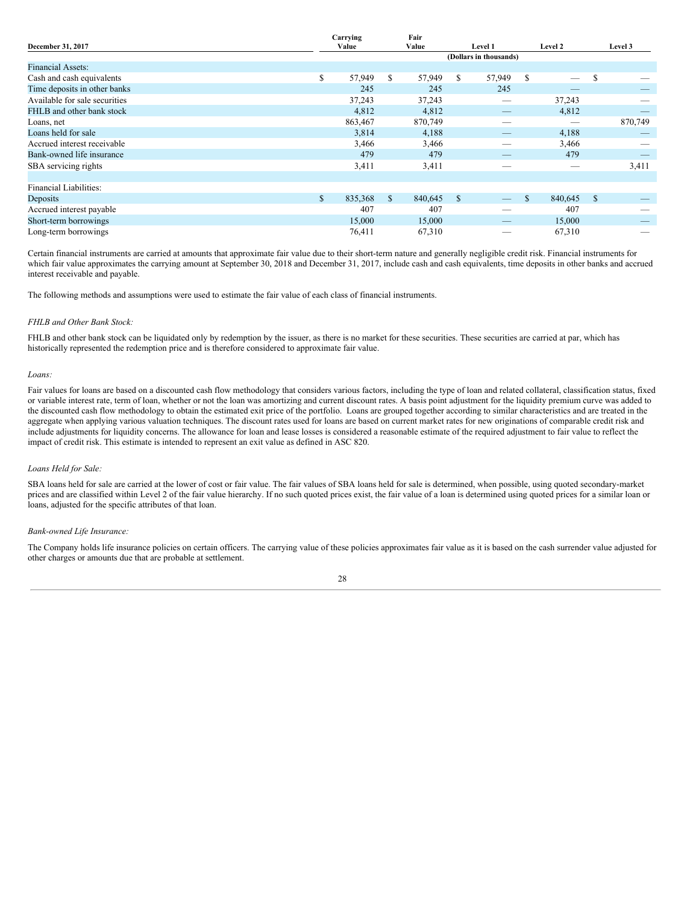| December 31, 2017 | Carrying Value | Fair Value | Level 1 | Level 2 | Level 3 |
|---|---|---|---|---|---|
| | | | (Dollars in thousands) | | |
| Financial Assets: | | | | | |
| Cash and cash equivalents | $ 57,949 | $ 57,949 | $ 57,949 | $ — | $ — |
| Time deposits in other banks | 245 | 245 | 245 | — | — |
| Available for sale securities | 37,243 | 37,243 | — | 37,243 | — |
| FHLB and other bank stock | 4,812 | 4,812 | — | 4,812 | — |
| Loans, net | 863,467 | 870,749 | — | — | 870,749 |
| Loans held for sale | 3,814 | 4,188 | — | 4,188 | — |
| Accrued interest receivable | 3,466 | 3,466 | — | 3,466 | — |
| Bank-owned life insurance | 479 | 479 | — | 479 | — |
| SBA servicing rights | 3,411 | 3,411 | — | — | 3,411 |
| | | | | | |
| Financial Liabilities: | | | | | |
| Deposits | $ 835,368 | $ 840,645 | $ — | $ 840,645 | $ — |
| Accrued interest payable | 407 | 407 | — | 407 | — |
| Short-term borrowings | 15,000 | 15,000 | — | 15,000 | — |
| Long-term borrowings | 76,411 | 67,310 | — | 67,310 | — |

Certain financial instruments are carried at amounts that approximate fair value due to their short-term nature and generally negligible credit risk. Financial instruments for which fair value approximates the carrying amount at September 30, 2018 and December 31, 2017, include cash and cash equivalents, time deposits in other banks and accrued interest receivable and payable.

The following methods and assumptions were used to estimate the fair value of each class of financial instruments.

*FHLB and Other Bank Stock:*

FHLB and other bank stock can be liquidated only by redemption by the issuer, as there is no market for these securities. These securities are carried at par, which has historically represented the redemption price and is therefore considered to approximate fair value.

*Loans:*

Fair values for loans are based on a discounted cash flow methodology that considers various factors, including the type of loan and related collateral, classification status, fixed or variable interest rate, term of loan, whether or not the loan was amortizing and current discount rates. A basis point adjustment for the liquidity premium curve was added to the discounted cash flow methodology to obtain the estimated exit price of the portfolio. Loans are grouped together according to similar characteristics and are treated in the aggregate when applying various valuation techniques. The discount rates used for loans are based on current market rates for new originations of comparable credit risk and include adjustments for liquidity concerns. The allowance for loan and lease losses is considered a reasonable estimate of the required adjustment to fair value to reflect the impact of credit risk. This estimate is intended to represent an exit value as defined in ASC 820.

*Loans Held for Sale:*

SBA loans held for sale are carried at the lower of cost or fair value. The fair values of SBA loans held for sale is determined, when possible, using quoted secondary-market prices and are classified within Level 2 of the fair value hierarchy. If no such quoted prices exist, the fair value of a loan is determined using quoted prices for a similar loan or loans, adjusted for the specific attributes of that loan.

*Bank-owned Life Insurance:*

The Company holds life insurance policies on certain officers. The carrying value of these policies approximates fair value as it is based on the cash surrender value adjusted for other charges or amounts due that are probable at settlement.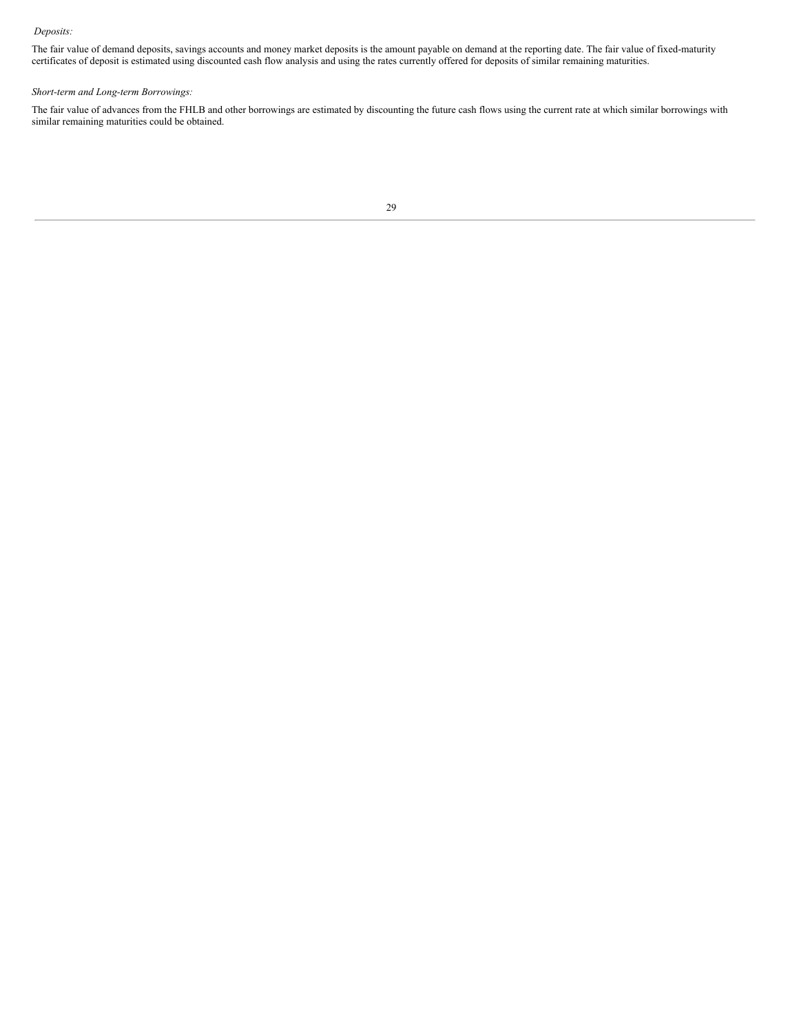*Deposits:*

The fair value of demand deposits, savings accounts and money market deposits is the amount payable on demand at the reporting date. The fair value of fixed-maturity certificates of deposit is estimated using discounted cash flow analysis and using the rates currently offered for deposits of similar remaining maturities.

*Short-term and Long-term Borrowings:*

The fair value of advances from the FHLB and other borrowings are estimated by discounting the future cash flows using the current rate at which similar borrowings with similar remaining maturities could be obtained.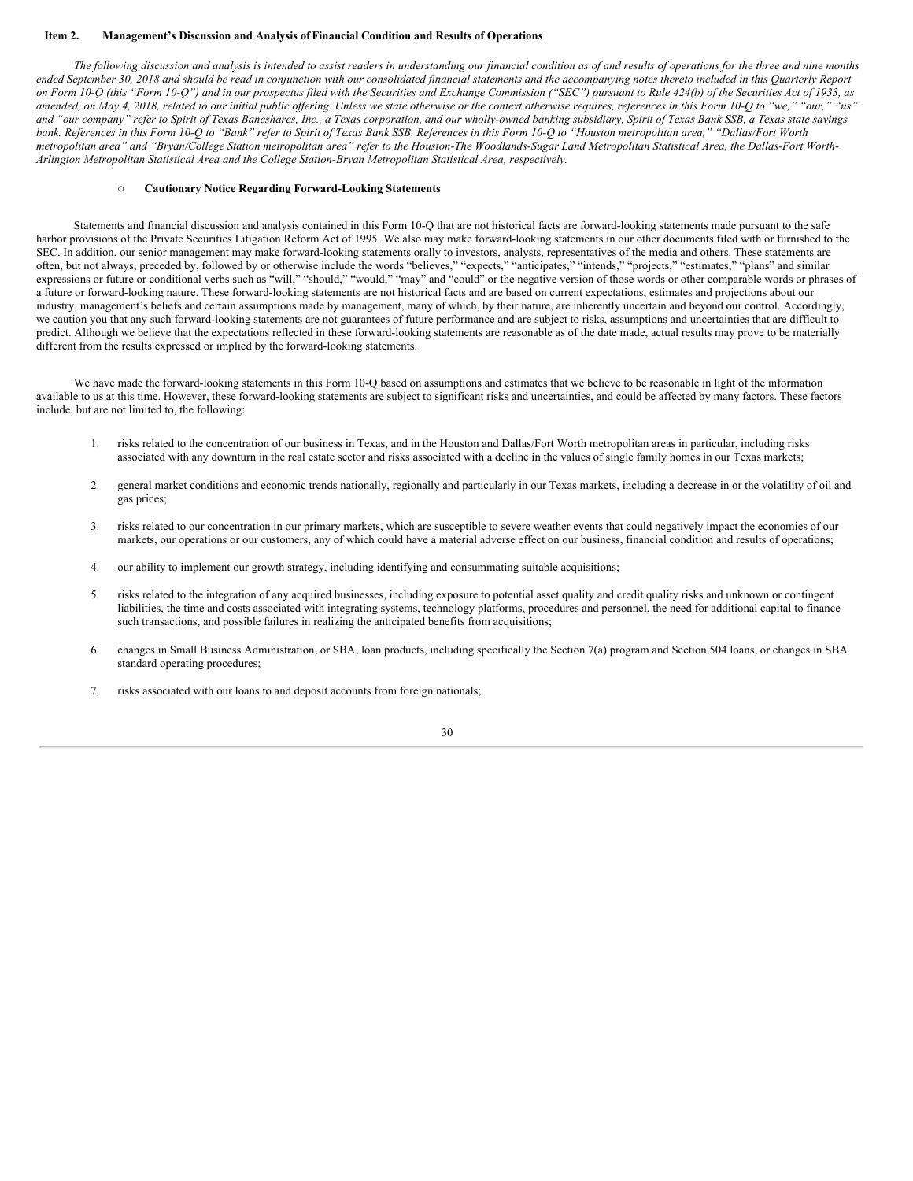## Item 2. Management's Discussion and Analysis of Financial Condition and Results of Operations

*The following discussion and analysis is intended to assist readers in understanding our financial condition as of and results of operations for the three and nine months ended September 30, 2018 and should be read in conjunction with our consolidated financial statements and the accompanying notes thereto included in this Quarterly Report on Form 10-Q (this "Form 10-Q") and in our prospectus filed with the Securities and Exchange Commission ("SEC") pursuant to Rule 424(b) of the Securities Act of 1933, as amended, on May 4, 2018, related to our initial public offering. Unless we state otherwise or the context otherwise requires, references in this Form 10-Q to "we," "our," "us" and "our company" refer to Spirit of Texas Bancshares, Inc., a Texas corporation, and our wholly-owned banking subsidiary, Spirit of Texas Bank SSB, a Texas state savings bank. References in this Form 10-Q to "Bank" refer to Spirit of Texas Bank SSB. References in this Form 10-Q to "Houston metropolitan area," "Dallas/Fort Worth metropolitan area" and "Bryan/College Station metropolitan area" refer to the Houston-The Woodlands-Sugar Land Metropolitan Statistical Area, the Dallas-Fort Worth-Arlington Metropolitan Statistical Area and the College Station-Bryan Metropolitan Statistical Area, respectively.*

- **Cautionary Notice Regarding Forward-Looking Statements**

Statements and financial discussion and analysis contained in this Form 10-Q that are not historical facts are forward-looking statements made pursuant to the safe harbor provisions of the Private Securities Litigation Reform Act of 1995. We also may make forward-looking statements in our other documents filed with or furnished to the SEC. In addition, our senior management may make forward-looking statements orally to investors, analysts, representatives of the media and others. These statements are often, but not always, preceded by, followed by or otherwise include the words "believes," "expects," "anticipates," "intends," "projects," "estimates," "plans" and similar expressions or future or conditional verbs such as "will," "should," "would," "may" and "could" or the negative version of those words or other comparable words or phrases of a future or forward-looking nature. These forward-looking statements are not historical facts and are based on current expectations, estimates and projections about our industry, management's beliefs and certain assumptions made by management, many of which, by their nature, are inherently uncertain and beyond our control. Accordingly, we caution you that any such forward-looking statements are not guarantees of future performance and are subject to risks, assumptions and uncertainties that are difficult to predict. Although we believe that the expectations reflected in these forward-looking statements are reasonable as of the date made, actual results may prove to be materially different from the results expressed or implied by the forward-looking statements.

We have made the forward-looking statements in this Form 10-Q based on assumptions and estimates that we believe to be reasonable in light of the information available to us at this time. However, these forward-looking statements are subject to significant risks and uncertainties, and could be affected by many factors. These factors include, but are not limited to, the following:

1. risks related to the concentration of our business in Texas, and in the Houston and Dallas/Fort Worth metropolitan areas in particular, including risks associated with any downturn in the real estate sector and risks associated with a decline in the values of single family homes in our Texas markets;
2. general market conditions and economic trends nationally, regionally and particularly in our Texas markets, including a decrease in or the volatility of oil and gas prices;
3. risks related to our concentration in our primary markets, which are susceptible to severe weather events that could negatively impact the economies of our markets, our operations or our customers, any of which could have a material adverse effect on our business, financial condition and results of operations;
4. our ability to implement our growth strategy, including identifying and consummating suitable acquisitions;
5. risks related to the integration of any acquired businesses, including exposure to potential asset quality and credit quality risks and unknown or contingent liabilities, the time and costs associated with integrating systems, technology platforms, procedures and personnel, the need for additional capital to finance such transactions, and possible failures in realizing the anticipated benefits from acquisitions;
6. changes in Small Business Administration, or SBA, loan products, including specifically the Section 7(a) program and Section 504 loans, or changes in SBA standard operating procedures;
7. risks associated with our loans to and deposit accounts from foreign nationals;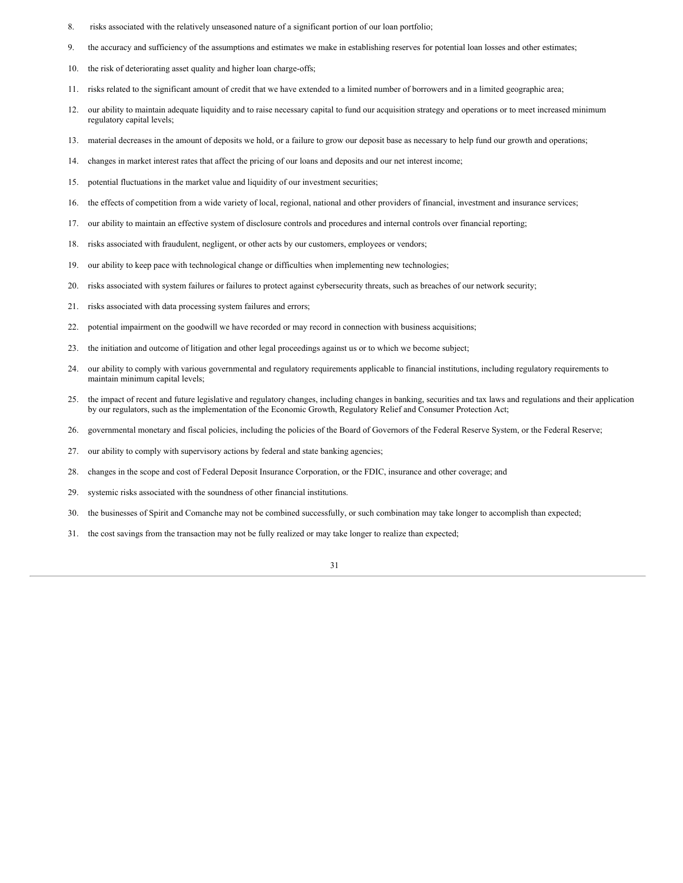8. risks associated with the relatively unseasoned nature of a significant portion of our loan portfolio;
9. the accuracy and sufficiency of the assumptions and estimates we make in establishing reserves for potential loan losses and other estimates;
10. the risk of deteriorating asset quality and higher loan charge-offs;
11. risks related to the significant amount of credit that we have extended to a limited number of borrowers and in a limited geographic area;
12. our ability to maintain adequate liquidity and to raise necessary capital to fund our acquisition strategy and operations or to meet increased minimum regulatory capital levels;
13. material decreases in the amount of deposits we hold, or a failure to grow our deposit base as necessary to help fund our growth and operations;
14. changes in market interest rates that affect the pricing of our loans and deposits and our net interest income;
15. potential fluctuations in the market value and liquidity of our investment securities;
16. the effects of competition from a wide variety of local, regional, national and other providers of financial, investment and insurance services;
17. our ability to maintain an effective system of disclosure controls and procedures and internal controls over financial reporting;
18. risks associated with fraudulent, negligent, or other acts by our customers, employees or vendors;
19. our ability to keep pace with technological change or difficulties when implementing new technologies;
20. risks associated with system failures or failures to protect against cybersecurity threats, such as breaches of our network security;
21. risks associated with data processing system failures and errors;
22. potential impairment on the goodwill we have recorded or may record in connection with business acquisitions;
23. the initiation and outcome of litigation and other legal proceedings against us or to which we become subject;
24. our ability to comply with various governmental and regulatory requirements applicable to financial institutions, including regulatory requirements to maintain minimum capital levels;
25. the impact of recent and future legislative and regulatory changes, including changes in banking, securities and tax laws and regulations and their application by our regulators, such as the implementation of the Economic Growth, Regulatory Relief and Consumer Protection Act;
26. governmental monetary and fiscal policies, including the policies of the Board of Governors of the Federal Reserve System, or the Federal Reserve;
27. our ability to comply with supervisory actions by federal and state banking agencies;
28. changes in the scope and cost of Federal Deposit Insurance Corporation, or the FDIC, insurance and other coverage; and
29. systemic risks associated with the soundness of other financial institutions.
30. the businesses of Spirit and Comanche may not be combined successfully, or such combination may take longer to accomplish than expected;
31. the cost savings from the transaction may not be fully realized or may take longer to realize than expected;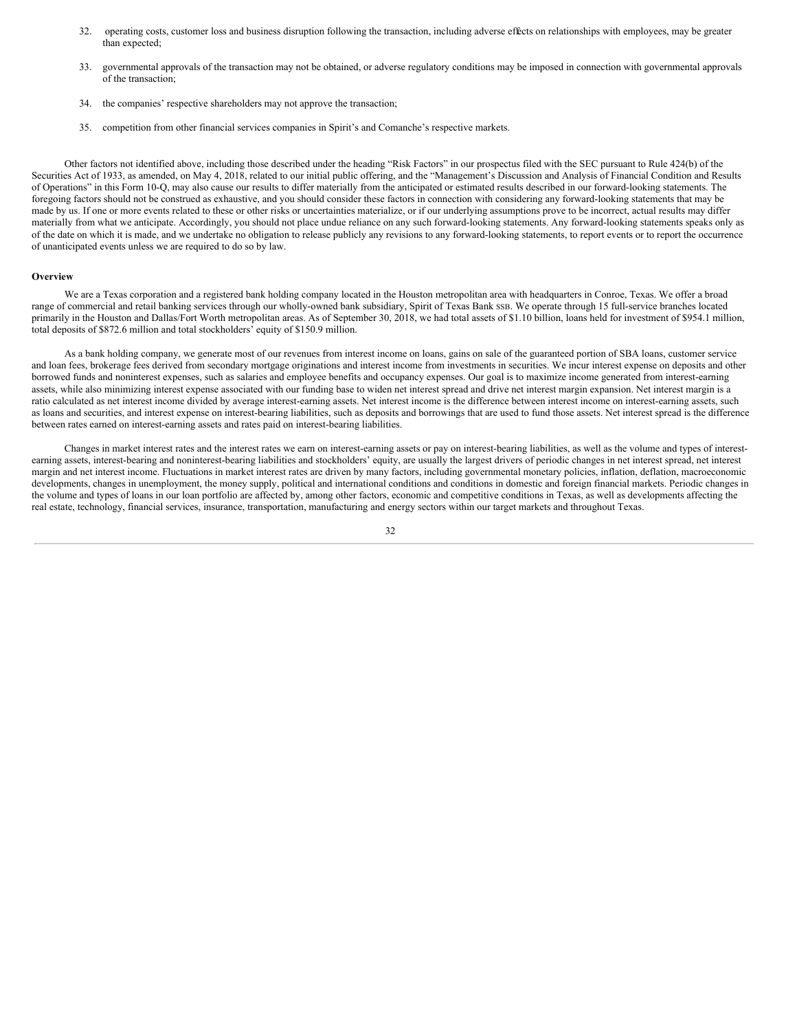32. operating costs, customer loss and business disruption following the transaction, including adverse effects on relationships with employees, may be greater than expected;

33. governmental approvals of the transaction may not be obtained, or adverse regulatory conditions may be imposed in connection with governmental approvals of the transaction;

34. the companies' respective shareholders may not approve the transaction;

35. competition from other financial services companies in Spirit's and Comanche's respective markets.

Other factors not identified above, including those described under the heading "Risk Factors" in our prospectus filed with the SEC pursuant to Rule 424(b) of the Securities Act of 1933, as amended, on May 4, 2018, related to our initial public offering, and the "Management's Discussion and Analysis of Financial Condition and Results of Operations" in this Form 10-Q, may also cause our results to differ materially from the anticipated or estimated results described in our forward-looking statements. The foregoing factors should not be construed as exhaustive, and you should consider these factors in connection with considering any forward-looking statements that may be made by us. If one or more events related to these or other risks or uncertainties materialize, or if our underlying assumptions prove to be incorrect, actual results may differ materially from what we anticipate. Accordingly, you should not place undue reliance on any such forward-looking statements. Any forward-looking statements speaks only as of the date on which it is made, and we undertake no obligation to release publicly any revisions to any forward-looking statements, to report events or to report the occurrence of unanticipated events unless we are required to do so by law.

**Overview**

We are a Texas corporation and a registered bank holding company located in the Houston metropolitan area with headquarters in Conroe, Texas. We offer a broad range of commercial and retail banking services through our wholly-owned bank subsidiary, Spirit of Texas Bank SSB. We operate through 15 full-service branches located primarily in the Houston and Dallas/Fort Worth metropolitan areas. As of September 30, 2018, we had total assets of $1.10 billion, loans held for investment of $954.1 million, total deposits of $872.6 million and total stockholders' equity of $150.9 million.

As a bank holding company, we generate most of our revenues from interest income on loans, gains on sale of the guaranteed portion of SBA loans, customer service and loan fees, brokerage fees derived from secondary mortgage originations and interest income from investments in securities. We incur interest expense on deposits and other borrowed funds and noninterest expenses, such as salaries and employee benefits and occupancy expenses. Our goal is to maximize income generated from interest-earning assets, while also minimizing interest expense associated with our funding base to widen net interest spread and drive net interest margin expansion. Net interest margin is a ratio calculated as net interest income divided by average interest-earning assets. Net interest income is the difference between interest income on interest-earning assets, such as loans and securities, and interest expense on interest-bearing liabilities, such as deposits and borrowings that are used to fund those assets. Net interest spread is the difference between rates earned on interest-earning assets and rates paid on interest-bearing liabilities.

Changes in market interest rates and the interest rates we earn on interest-earning assets or pay on interest-bearing liabilities, as well as the volume and types of interest-earning assets, interest-bearing and noninterest-bearing liabilities and stockholders' equity, are usually the largest drivers of periodic changes in net interest spread, net interest margin and net interest income. Fluctuations in market interest rates are driven by many factors, including governmental monetary policies, inflation, deflation, macroeconomic developments, changes in unemployment, the money supply, political and international conditions and conditions in domestic and foreign financial markets. Periodic changes in the volume and types of loans in our loan portfolio are affected by, among other factors, economic and competitive conditions in Texas, as well as developments affecting the real estate, technology, financial services, insurance, transportation, manufacturing and energy sectors within our target markets and throughout Texas.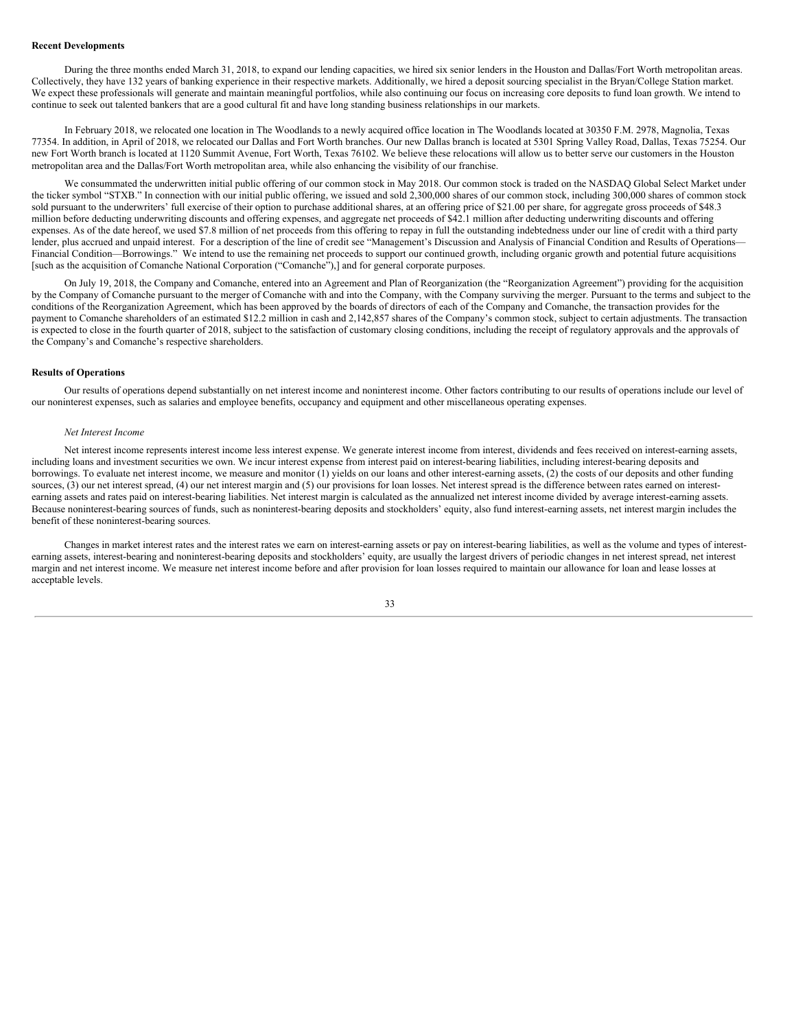**Recent Developments**

During the three months ended March 31, 2018, to expand our lending capacities, we hired six senior lenders in the Houston and Dallas/Fort Worth metropolitan areas. Collectively, they have 132 years of banking experience in their respective markets. Additionally, we hired a deposit sourcing specialist in the Bryan/College Station market. We expect these professionals will generate and maintain meaningful portfolios, while also continuing our focus on increasing core deposits to fund loan growth. We intend to continue to seek out talented bankers that are a good cultural fit and have long standing business relationships in our markets.

In February 2018, we relocated one location in The Woodlands to a newly acquired office location in The Woodlands located at 30350 F.M. 2978, Magnolia, Texas 77354. In addition, in April of 2018, we relocated our Dallas and Fort Worth branches. Our new Dallas branch is located at 5301 Spring Valley Road, Dallas, Texas 75254. Our new Fort Worth branch is located at 1120 Summit Avenue, Fort Worth, Texas 76102. We believe these relocations will allow us to better serve our customers in the Houston metropolitan area and the Dallas/Fort Worth metropolitan area, while also enhancing the visibility of our franchise.

We consummated the underwritten initial public offering of our common stock in May 2018. Our common stock is traded on the NASDAQ Global Select Market under the ticker symbol "STXB." In connection with our initial public offering, we issued and sold 2,300,000 shares of our common stock, including 300,000 shares of common stock sold pursuant to the underwriters' full exercise of their option to purchase additional shares, at an offering price of $21.00 per share, for aggregate gross proceeds of $48.3 million before deducting underwriting discounts and offering expenses, and aggregate net proceeds of $42.1 million after deducting underwriting discounts and offering expenses. As of the date hereof, we used $7.8 million of net proceeds from this offering to repay in full the outstanding indebtedness under our line of credit with a third party lender, plus accrued and unpaid interest. For a description of the line of credit see "Management's Discussion and Analysis of Financial Condition and Results of Operations—Financial Condition—Borrowings." We intend to use the remaining net proceeds to support our continued growth, including organic growth and potential future acquisitions [such as the acquisition of Comanche National Corporation ("Comanche"),] and for general corporate purposes.

On July 19, 2018, the Company and Comanche, entered into an Agreement and Plan of Reorganization (the "Reorganization Agreement") providing for the acquisition by the Company of Comanche pursuant to the merger of Comanche with and into the Company, with the Company surviving the merger. Pursuant to the terms and subject to the conditions of the Reorganization Agreement, which has been approved by the boards of directors of each of the Company and Comanche, the transaction provides for the payment to Comanche shareholders of an estimated $12.2 million in cash and 2,142,857 shares of the Company's common stock, subject to certain adjustments. The transaction is expected to close in the fourth quarter of 2018, subject to the satisfaction of customary closing conditions, including the receipt of regulatory approvals and the approvals of the Company's and Comanche's respective shareholders.

**Results of Operations**

Our results of operations depend substantially on net interest income and noninterest income. Other factors contributing to our results of operations include our level of our noninterest expenses, such as salaries and employee benefits, occupancy and equipment and other miscellaneous operating expenses.

*Net Interest Income*

Net interest income represents interest income less interest expense. We generate interest income from interest, dividends and fees received on interest-earning assets, including loans and investment securities we own. We incur interest expense from interest paid on interest-bearing liabilities, including interest-bearing deposits and borrowings. To evaluate net interest income, we measure and monitor (1) yields on our loans and other interest-earning assets, (2) the costs of our deposits and other funding sources, (3) our net interest spread, (4) our net interest margin and (5) our provisions for loan losses. Net interest spread is the difference between rates earned on interest-earning assets and rates paid on interest-bearing liabilities. Net interest margin is calculated as the annualized net interest income divided by average interest-earning assets. Because noninterest-bearing sources of funds, such as noninterest-bearing deposits and stockholders' equity, also fund interest-earning assets, net interest margin includes the benefit of these noninterest-bearing sources.

Changes in market interest rates and the interest rates we earn on interest-earning assets or pay on interest-bearing liabilities, as well as the volume and types of interest-earning assets, interest-bearing and noninterest-bearing deposits and stockholders' equity, are usually the largest drivers of periodic changes in net interest spread, net interest margin and net interest income. We measure net interest income before and after provision for loan losses required to maintain our allowance for loan and lease losses at acceptable levels.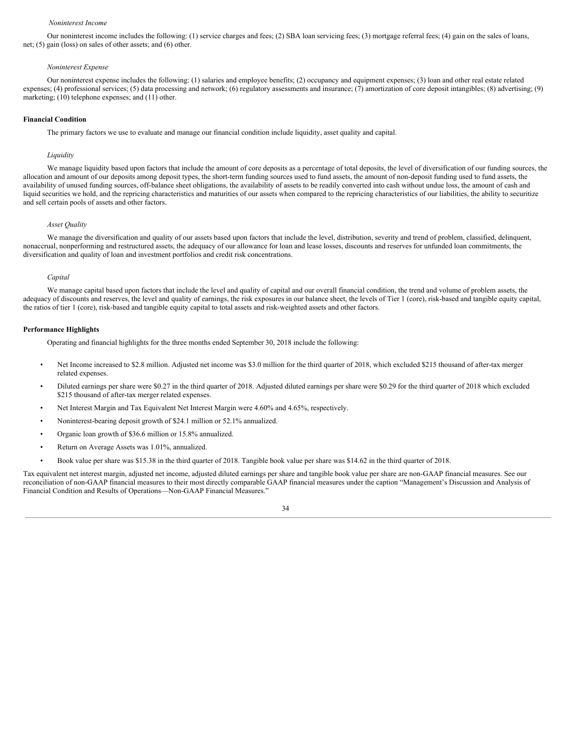*Noninterest Income*

Our noninterest income includes the following: (1) service charges and fees; (2) SBA loan servicing fees; (3) mortgage referral fees; (4) gain on the sales of loans, net; (5) gain (loss) on sales of other assets; and (6) other.

*Noninterest Expense*

Our noninterest expense includes the following: (1) salaries and employee benefits; (2) occupancy and equipment expenses; (3) loan and other real estate related expenses; (4) professional services; (5) data processing and network; (6) regulatory assessments and insurance; (7) amortization of core deposit intangibles; (8) advertising; (9) marketing; (10) telephone expenses; and (11) other.

**Financial Condition**

The primary factors we use to evaluate and manage our financial condition include liquidity, asset quality and capital.

*Liquidity*

We manage liquidity based upon factors that include the amount of core deposits as a percentage of total deposits, the level of diversification of our funding sources, the allocation and amount of our deposits among deposit types, the short-term funding sources used to fund assets, the amount of non-deposit funding used to fund assets, the availability of unused funding sources, off-balance sheet obligations, the availability of assets to be readily converted into cash without undue loss, the amount of cash and liquid securities we hold, and the repricing characteristics and maturities of our assets when compared to the repricing characteristics of our liabilities, the ability to securitize and sell certain pools of assets and other factors.

*Asset Quality*

We manage the diversification and quality of our assets based upon factors that include the level, distribution, severity and trend of problem, classified, delinquent, nonaccrual, nonperforming and restructured assets, the adequacy of our allowance for loan and lease losses, discounts and reserves for unfunded loan commitments, the diversification and quality of loan and investment portfolios and credit risk concentrations.

*Capital*

We manage capital based upon factors that include the level and quality of capital and our overall financial condition, the trend and volume of problem assets, the adequacy of discounts and reserves, the level and quality of earnings, the risk exposures in our balance sheet, the levels of Tier 1 (core), risk-based and tangible equity capital, the ratios of tier 1 (core), risk-based and tangible equity capital to total assets and risk-weighted assets and other factors.

**Performance Highlights**

Operating and financial highlights for the three months ended September 30, 2018 include the following:

- Net Income increased to $2.8 million. Adjusted net income was $3.0 million for the third quarter of 2018, which excluded $215 thousand of after-tax merger related expenses.
- Diluted earnings per share were $0.27 in the third quarter of 2018. Adjusted diluted earnings per share were $0.29 for the third quarter of 2018 which excluded $215 thousand of after-tax merger related expenses.
- Net Interest Margin and Tax Equivalent Net Interest Margin were 4.60% and 4.65%, respectively.
- Noninterest-bearing deposit growth of $24.1 million or 52.1% annualized.
- Organic loan growth of $36.6 million or 15.8% annualized.
- Return on Average Assets was 1.01%, annualized.
- Book value per share was $15.38 in the third quarter of 2018. Tangible book value per share was $14.62 in the third quarter of 2018.

Tax equivalent net interest margin, adjusted net income, adjusted diluted earnings per share and tangible book value per share are non-GAAP financial measures. See our reconciliation of non-GAAP financial measures to their most directly comparable GAAP financial measures under the caption "Management's Discussion and Analysis of Financial Condition and Results of Operations—Non-GAAP Financial Measures."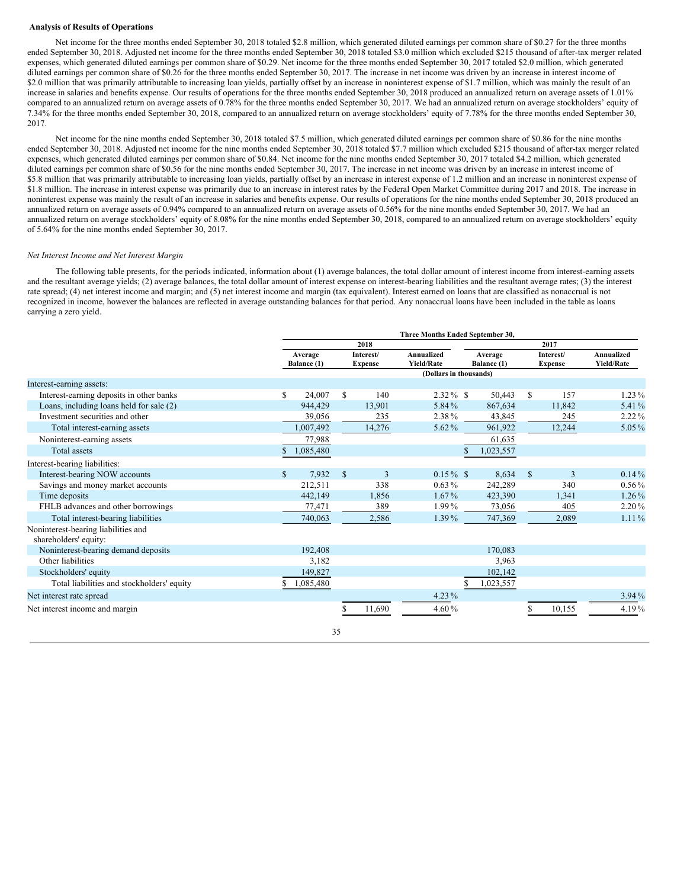**Analysis of Results of Operations**

Net income for the three months ended September 30, 2018 totaled $2.8 million, which generated diluted earnings per common share of $0.27 for the three months ended September 30, 2018. Adjusted net income for the three months ended September 30, 2018 totaled $3.0 million which excluded $215 thousand of after-tax merger related expenses, which generated diluted earnings per common share of $0.29. Net income for the three months ended September 30, 2017 totaled $2.0 million, which generated diluted earnings per common share of $0.26 for the three months ended September 30, 2017. The increase in net income was driven by an increase in interest income of $2.0 million that was primarily attributable to increasing loan yields, partially offset by an increase in noninterest expense of $1.7 million, which was mainly the result of an increase in salaries and benefits expense. Our results of operations for the three months ended September 30, 2018 produced an annualized return on average assets of 1.01% compared to an annualized return on average assets of 0.78% for the three months ended September 30, 2017. We had an annualized return on average stockholders' equity of 7.34% for the three months ended September 30, 2018, compared to an annualized return on average stockholders' equity of 7.78% for the three months ended September 30, 2017.

Net income for the nine months ended September 30, 2018 totaled $7.5 million, which generated diluted earnings per common share of $0.86 for the nine months ended September 30, 2018. Adjusted net income for the nine months ended September 30, 2018 totaled $7.7 million which excluded $215 thousand of after-tax merger related expenses, which generated diluted earnings per common share of $0.84. Net income for the nine months ended September 30, 2017 totaled $4.2 million, which generated diluted earnings per common share of $0.56 for the nine months ended September 30, 2017. The increase in net income was driven by an increase in interest income of $5.8 million that was primarily attributable to increasing loan yields, partially offset by an increase in interest expense of 1.2 million and an increase in noninterest expense of $1.8 million. The increase in interest expense was primarily due to an increase in interest rates by the Federal Open Market Committee during 2017 and 2018. The increase in noninterest expense was mainly the result of an increase in salaries and benefits expense. Our results of operations for the nine months ended September 30, 2018 produced an annualized return on average assets of 0.94% compared to an annualized return on average assets of 0.56% for the nine months ended September 30, 2017. We had an annualized return on average stockholders' equity of 8.08% for the nine months ended September 30, 2018, compared to an annualized return on average stockholders' equity of 5.64% for the nine months ended September 30, 2017.

*Net Interest Income and Net Interest Margin*

The following table presents, for the periods indicated, information about (1) average balances, the total dollar amount of interest income from interest-earning assets and the resultant average yields; (2) average balances, the total dollar amount of interest expense on interest-bearing liabilities and the resultant average rates; (3) the interest rate spread; (4) net interest income and margin; and (5) net interest income and margin (tax equivalent). Interest earned on loans that are classified as nonaccrual is not recognized in income, however the balances are reflected in average outstanding balances for that period. Any nonaccrual loans have been included in the table as loans carrying a zero yield.

| | Three Months Ended September 30, | | | | | |
|---|---|---|---|---|---|---|
| | 2018 | | | 2017 | | |
| | Average Balance (1) | Interest/ Expense | Annualized Yield/Rate | Average Balance (1) | Interest/ Expense | Annualized Yield/Rate |
| | (Dollars in thousands) | | | | | |
| Interest-earning assets: | | | | | | |
| Interest-earning deposits in other banks | $ 24,007 | $ 140 | 2.32 % | $ 50,443 | $ 157 | 1.23 % |
| Loans, including loans held for sale (2) | 944,429 | 13,901 | 5.84 % | 867,634 | 11,842 | 5.41 % |
| Investment securities and other | 39,056 | 235 | 2.38 % | 43,845 | 245 | 2.22 % |
| Total interest-earning assets | 1,007,492 | 14,276 | 5.62 % | 961,922 | 12,244 | 5.05 % |
| Noninterest-earning assets | 77,988 | | | 61,635 | | |
| Total assets | $ 1,085,480 | | | $ 1,023,557 | | |
| Interest-bearing liabilities: | | | | | | |
| Interest-bearing NOW accounts | $ 7,932 | $ 3 | 0.15 % | $ 8,634 | $ 3 | 0.14 % |
| Savings and money market accounts | 212,511 | 338 | 0.63 % | 242,289 | 340 | 0.56 % |
| Time deposits | 442,149 | 1,856 | 1.67 % | 423,390 | 1,341 | 1.26 % |
| FHLB advances and other borrowings | 77,471 | 389 | 1.99 % | 73,056 | 405 | 2.20 % |
| Total interest-bearing liabilities | 740,063 | 2,586 | 1.39 % | 747,369 | 2,089 | 1.11 % |
| Noninterest-bearing liabilities and shareholders' equity: | | | | | | |
| Noninterest-bearing demand deposits | 192,408 | | | 170,083 | | |
| Other liabilities | 3,182 | | | 3,963 | | |
| Stockholders' equity | 149,827 | | | 102,142 | | |
| Total liabilities and stockholders' equity | $ 1,085,480 | | | $ 1,023,557 | | |
| Net interest rate spread | | | 4.23 % | | | 3.94 % |
| Net interest income and margin | | $ 11,690 | 4.60 % | | $ 10,155 | 4.19 % |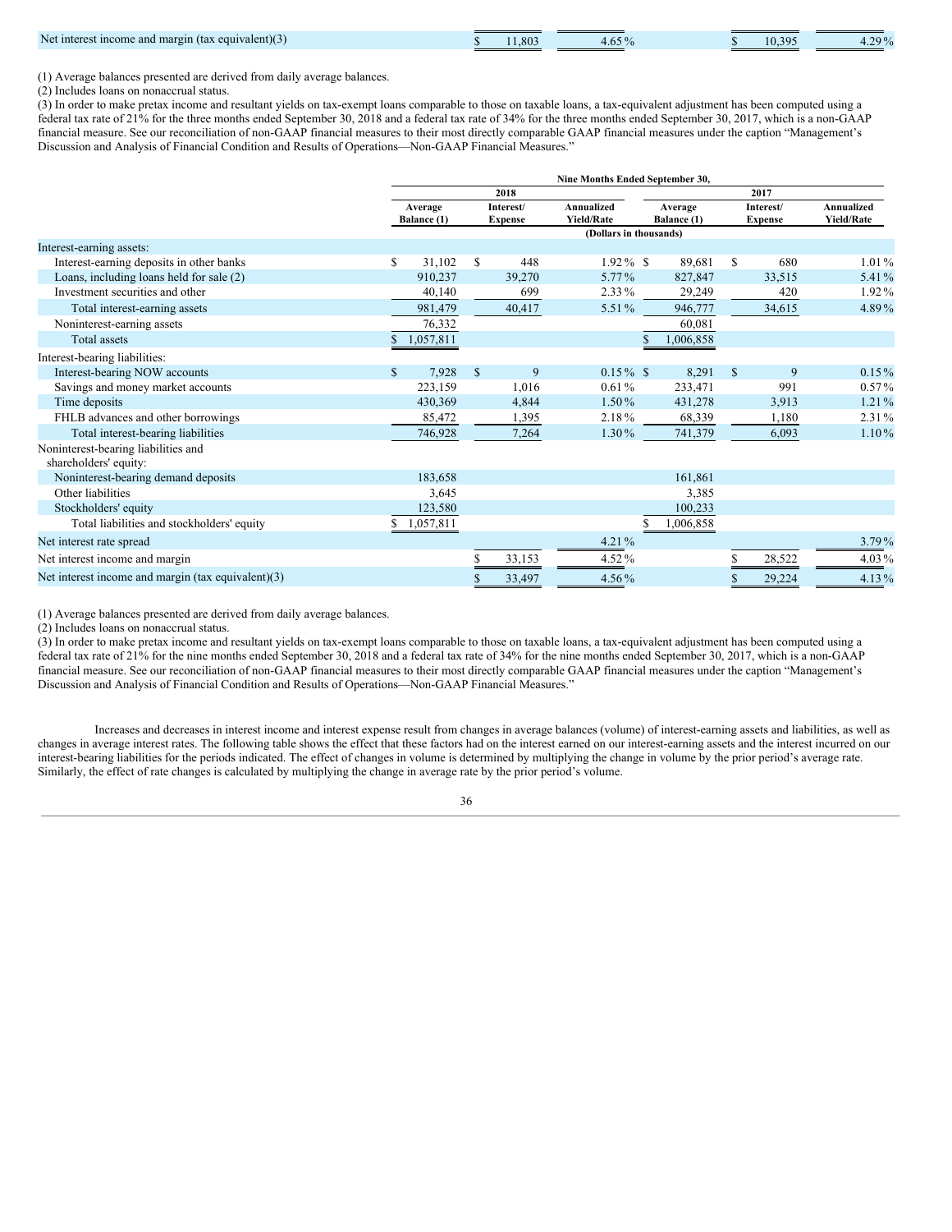| | | | | | | |
|---|---|---|---|---|---|---|
| Net interest income and margin (tax equivalent)(3) | | $ 11,803 | 4.65 % | | $ 10,395 | 4.29 % |

(1) Average balances presented are derived from daily average balances.
(2) Includes loans on nonaccrual status.
(3) In order to make pretax income and resultant yields on tax-exempt loans comparable to those on taxable loans, a tax-equivalent adjustment has been computed using a federal tax rate of 21% for the three months ended September 30, 2018 and a federal tax rate of 34% for the three months ended September 30, 2017, which is a non-GAAP financial measure. See our reconciliation of non-GAAP financial measures to their most directly comparable GAAP financial measures under the caption "Management's Discussion and Analysis of Financial Condition and Results of Operations—Non-GAAP Financial Measures."

| | Nine Months Ended September 30, | | | | | |
|---|---|---|---|---|---|---|
| | 2018 | | | 2017 | | |
| | Average Balance (1) | Interest/ Expense | Annualized Yield/Rate | Average Balance (1) | Interest/ Expense | Annualized Yield/Rate |
| | (Dollars in thousands) | | | | | |
| Interest-earning assets: | | | | | | |
| Interest-earning deposits in other banks | $ 31,102 | $ 448 | 1.92 % | $ 89,681 | $ 680 | 1.01 % |
| Loans, including loans held for sale (2) | 910,237 | 39,270 | 5.77 % | 827,847 | 33,515 | 5.41 % |
| Investment securities and other | 40,140 | 699 | 2.33 % | 29,249 | 420 | 1.92 % |
| Total interest-earning assets | 981,479 | 40,417 | 5.51 % | 946,777 | 34,615 | 4.89 % |
| Noninterest-earning assets | 76,332 | | | 60,081 | | |
| Total assets | $ 1,057,811 | | | $ 1,006,858 | | |
| Interest-bearing liabilities: | | | | | | |
| Interest-bearing NOW accounts | $ 7,928 | $ 9 | 0.15 % | $ 8,291 | $ 9 | 0.15 % |
| Savings and money market accounts | 223,159 | 1,016 | 0.61 % | 233,471 | 991 | 0.57 % |
| Time deposits | 430,369 | 4,844 | 1.50 % | 431,278 | 3,913 | 1.21 % |
| FHLB advances and other borrowings | 85,472 | 1,395 | 2.18 % | 68,339 | 1,180 | 2.31 % |
| Total interest-bearing liabilities | 746,928 | 7,264 | 1.30 % | 741,379 | 6,093 | 1.10 % |
| Noninterest-bearing liabilities and shareholders' equity: | | | | | | |
| Noninterest-bearing demand deposits | 183,658 | | | 161,861 | | |
| Other liabilities | 3,645 | | | 3,385 | | |
| Stockholders' equity | 123,580 | | | 100,233 | | |
| Total liabilities and stockholders' equity | $ 1,057,811 | | | $ 1,006,858 | | |
| Net interest rate spread | | | 4.21 % | | | 3.79 % |
| Net interest income and margin | | $ 33,153 | 4.52 % | | $ 28,522 | 4.03 % |
| Net interest income and margin (tax equivalent)(3) | | $ 33,497 | 4.56 % | | $ 29,224 | 4.13 % |

(1) Average balances presented are derived from daily average balances.
(2) Includes loans on nonaccrual status.
(3) In order to make pretax income and resultant yields on tax-exempt loans comparable to those on taxable loans, a tax-equivalent adjustment has been computed using a federal tax rate of 21% for the nine months ended September 30, 2018 and a federal tax rate of 34% for the nine months ended September 30, 2017, which is a non-GAAP financial measure. See our reconciliation of non-GAAP financial measures to their most directly comparable GAAP financial measures under the caption "Management's Discussion and Analysis of Financial Condition and Results of Operations—Non-GAAP Financial Measures."

Increases and decreases in interest income and interest expense result from changes in average balances (volume) of interest-earning assets and liabilities, as well as changes in average interest rates. The following table shows the effect that these factors had on the interest earned on our interest-earning assets and the interest incurred on our interest-bearing liabilities for the periods indicated. The effect of changes in volume is determined by multiplying the change in volume by the prior period's average rate. Similarly, the effect of rate changes is calculated by multiplying the change in average rate by the prior period's volume.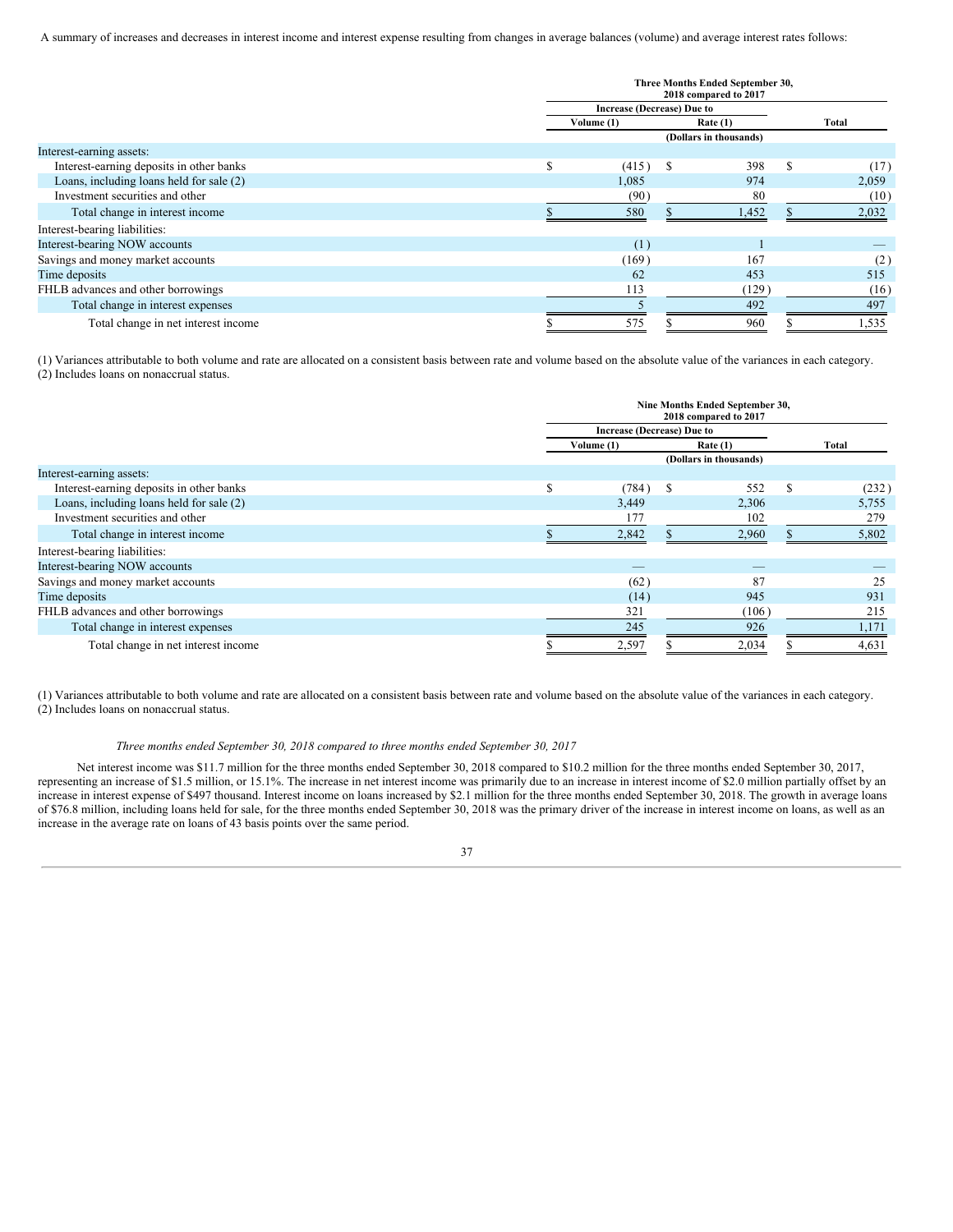A summary of increases and decreases in interest income and interest expense resulting from changes in average balances (volume) and average interest rates follows:

| | Three Months Ended September 30, 2018 compared to 2017 | | |
|---|---|---|---|
| | Increase (Decrease) Due to | | |
| | Volume (1) | Rate (1) | Total |
| | (Dollars in thousands) | | |
| Interest-earning assets: | | | |
| Interest-earning deposits in other banks | $ (415) | $ 398 | $ (17) |
| Loans, including loans held for sale (2) | 1,085 | 974 | 2,059 |
| Investment securities and other | (90) | 80 | (10) |
| Total change in interest income | $ 580 | $ 1,452 | $ 2,032 |
| Interest-bearing liabilities: | | | |
| Interest-bearing NOW accounts | (1) | 1 | — |
| Savings and money market accounts | (169) | 167 | (2) |
| Time deposits | 62 | 453 | 515 |
| FHLB advances and other borrowings | 113 | (129) | (16) |
| Total change in interest expenses | 5 | 492 | 497 |
| Total change in net interest income | $ 575 | $ 960 | $ 1,535 |

(1) Variances attributable to both volume and rate are allocated on a consistent basis between rate and volume based on the absolute value of the variances in each category.
(2) Includes loans on nonaccrual status.

| | Nine Months Ended September 30, 2018 compared to 2017 | | |
|---|---|---|---|
| | Increase (Decrease) Due to | | |
| | Volume (1) | Rate (1) | Total |
| | (Dollars in thousands) | | |
| Interest-earning assets: | | | |
| Interest-earning deposits in other banks | $ (784) | $ 552 | $ (232) |
| Loans, including loans held for sale (2) | 3,449 | 2,306 | 5,755 |
| Investment securities and other | 177 | 102 | 279 |
| Total change in interest income | $ 2,842 | $ 2,960 | $ 5,802 |
| Interest-bearing liabilities: | | | |
| Interest-bearing NOW accounts | — | — | — |
| Savings and money market accounts | (62) | 87 | 25 |
| Time deposits | (14) | 945 | 931 |
| FHLB advances and other borrowings | 321 | (106) | 215 |
| Total change in interest expenses | 245 | 926 | 1,171 |
| Total change in net interest income | $ 2,597 | $ 2,034 | $ 4,631 |

(1) Variances attributable to both volume and rate are allocated on a consistent basis between rate and volume based on the absolute value of the variances in each category.
(2) Includes loans on nonaccrual status.

*Three months ended September 30, 2018 compared to three months ended September 30, 2017*

Net interest income was $11.7 million for the three months ended September 30, 2018 compared to $10.2 million for the three months ended September 30, 2017, representing an increase of $1.5 million, or 15.1%. The increase in net interest income was primarily due to an increase in interest income of $2.0 million partially offset by an increase in interest expense of $497 thousand. Interest income on loans increased by $2.1 million for the three months ended September 30, 2018. The growth in average loans of $76.8 million, including loans held for sale, for the three months ended September 30, 2018 was the primary driver of the increase in interest income on loans, as well as an increase in the average rate on loans of 43 basis points over the same period.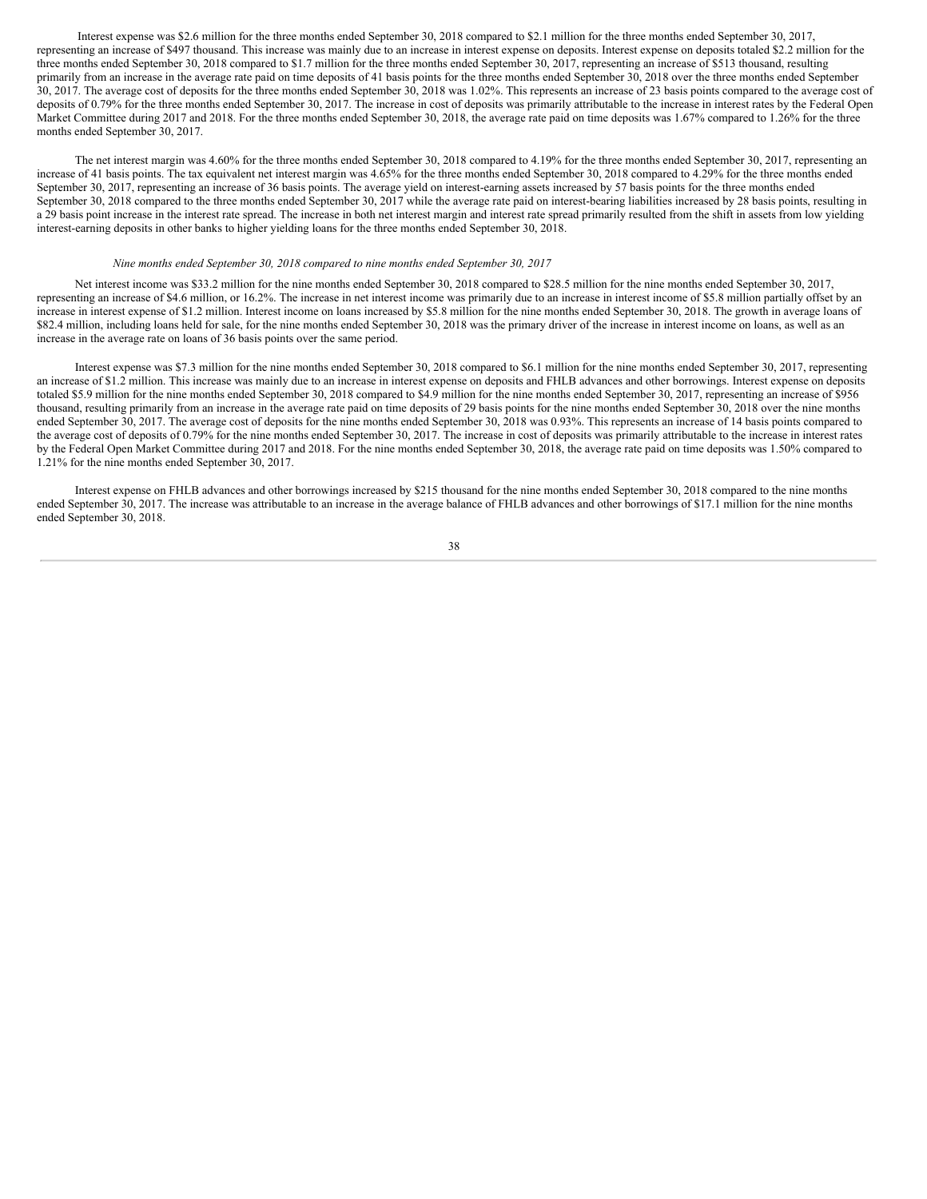Interest expense was $2.6 million for the three months ended September 30, 2018 compared to $2.1 million for the three months ended September 30, 2017, representing an increase of $497 thousand. This increase was mainly due to an increase in interest expense on deposits. Interest expense on deposits totaled $2.2 million for the three months ended September 30, 2018 compared to $1.7 million for the three months ended September 30, 2017, representing an increase of $513 thousand, resulting primarily from an increase in the average rate paid on time deposits of 41 basis points for the three months ended September 30, 2018 over the three months ended September 30, 2017. The average cost of deposits for the three months ended September 30, 2018 was 1.02%. This represents an increase of 23 basis points compared to the average cost of deposits of 0.79% for the three months ended September 30, 2017. The increase in cost of deposits was primarily attributable to the increase in interest rates by the Federal Open Market Committee during 2017 and 2018. For the three months ended September 30, 2018, the average rate paid on time deposits was 1.67% compared to 1.26% for the three months ended September 30, 2017.

The net interest margin was 4.60% for the three months ended September 30, 2018 compared to 4.19% for the three months ended September 30, 2017, representing an increase of 41 basis points. The tax equivalent net interest margin was 4.65% for the three months ended September 30, 2018 compared to 4.29% for the three months ended September 30, 2017, representing an increase of 36 basis points. The average yield on interest-earning assets increased by 57 basis points for the three months ended September 30, 2018 compared to the three months ended September 30, 2017 while the average rate paid on interest-bearing liabilities increased by 28 basis points, resulting in a 29 basis point increase in the interest rate spread. The increase in both net interest margin and interest rate spread primarily resulted from the shift in assets from low yielding interest-earning deposits in other banks to higher yielding loans for the three months ended September 30, 2018.

*Nine months ended September 30, 2018 compared to nine months ended September 30, 2017*

Net interest income was $33.2 million for the nine months ended September 30, 2018 compared to $28.5 million for the nine months ended September 30, 2017, representing an increase of $4.6 million, or 16.2%. The increase in net interest income was primarily due to an increase in interest income of $5.8 million partially offset by an increase in interest expense of $1.2 million. Interest income on loans increased by $5.8 million for the nine months ended September 30, 2018. The growth in average loans of $82.4 million, including loans held for sale, for the nine months ended September 30, 2018 was the primary driver of the increase in interest income on loans, as well as an increase in the average rate on loans of 36 basis points over the same period.

Interest expense was $7.3 million for the nine months ended September 30, 2018 compared to $6.1 million for the nine months ended September 30, 2017, representing an increase of $1.2 million. This increase was mainly due to an increase in interest expense on deposits and FHLB advances and other borrowings. Interest expense on deposits totaled $5.9 million for the nine months ended September 30, 2018 compared to $4.9 million for the nine months ended September 30, 2017, representing an increase of $956 thousand, resulting primarily from an increase in the average rate paid on time deposits of 29 basis points for the nine months ended September 30, 2018 over the nine months ended September 30, 2017. The average cost of deposits for the nine months ended September 30, 2018 was 0.93%. This represents an increase of 14 basis points compared to the average cost of deposits of 0.79% for the nine months ended September 30, 2017. The increase in cost of deposits was primarily attributable to the increase in interest rates by the Federal Open Market Committee during 2017 and 2018. For the nine months ended September 30, 2018, the average rate paid on time deposits was 1.50% compared to 1.21% for the nine months ended September 30, 2017.

Interest expense on FHLB advances and other borrowings increased by $215 thousand for the nine months ended September 30, 2018 compared to the nine months ended September 30, 2017. The increase was attributable to an increase in the average balance of FHLB advances and other borrowings of $17.1 million for the nine months ended September 30, 2018.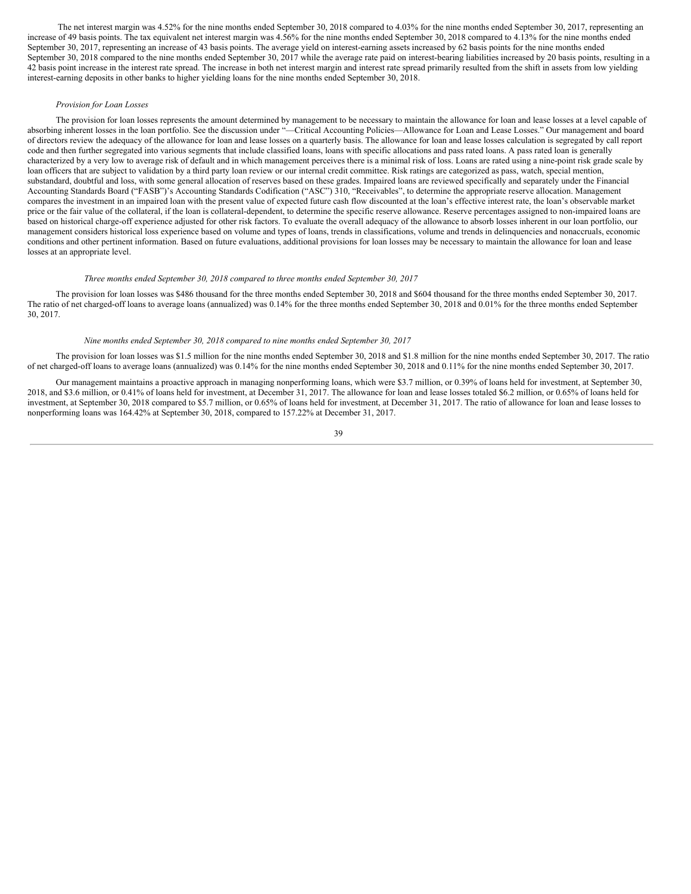The net interest margin was 4.52% for the nine months ended September 30, 2018 compared to 4.03% for the nine months ended September 30, 2017, representing an increase of 49 basis points. The tax equivalent net interest margin was 4.56% for the nine months ended September 30, 2018 compared to 4.13% for the nine months ended September 30, 2017, representing an increase of 43 basis points. The average yield on interest-earning assets increased by 62 basis points for the nine months ended September 30, 2018 compared to the nine months ended September 30, 2017 while the average rate paid on interest-bearing liabilities increased by 20 basis points, resulting in a 42 basis point increase in the interest rate spread. The increase in both net interest margin and interest rate spread primarily resulted from the shift in assets from low yielding interest-earning deposits in other banks to higher yielding loans for the nine months ended September 30, 2018.

*Provision for Loan Losses*

The provision for loan losses represents the amount determined by management to be necessary to maintain the allowance for loan and lease losses at a level capable of absorbing inherent losses in the loan portfolio. See the discussion under "—Critical Accounting Policies—Allowance for Loan and Lease Losses." Our management and board of directors review the adequacy of the allowance for loan and lease losses on a quarterly basis. The allowance for loan and lease losses calculation is segregated by call report code and then further segregated into various segments that include classified loans, loans with specific allocations and pass rated loans. A pass rated loan is generally characterized by a very low to average risk of default and in which management perceives there is a minimal risk of loss. Loans are rated using a nine-point risk grade scale by loan officers that are subject to validation by a third party loan review or our internal credit committee. Risk ratings are categorized as pass, watch, special mention, substandard, doubtful and loss, with some general allocation of reserves based on these grades. Impaired loans are reviewed specifically and separately under the Financial Accounting Standards Board ("FASB")'s Accounting Standards Codification ("ASC") 310, "Receivables", to determine the appropriate reserve allocation. Management compares the investment in an impaired loan with the present value of expected future cash flow discounted at the loan's effective interest rate, the loan's observable market price or the fair value of the collateral, if the loan is collateral-dependent, to determine the specific reserve allowance. Reserve percentages assigned to non-impaired loans are based on historical charge-off experience adjusted for other risk factors. To evaluate the overall adequacy of the allowance to absorb losses inherent in our loan portfolio, our management considers historical loss experience based on volume and types of loans, trends in classifications, volume and trends in delinquencies and nonaccruals, economic conditions and other pertinent information. Based on future evaluations, additional provisions for loan losses may be necessary to maintain the allowance for loan and lease losses at an appropriate level.

*Three months ended September 30, 2018 compared to three months ended September 30, 2017*

The provision for loan losses was $486 thousand for the three months ended September 30, 2018 and $604 thousand for the three months ended September 30, 2017. The ratio of net charged-off loans to average loans (annualized) was 0.14% for the three months ended September 30, 2018 and 0.01% for the three months ended September 30, 2017.

*Nine months ended September 30, 2018 compared to nine months ended September 30, 2017*

The provision for loan losses was $1.5 million for the nine months ended September 30, 2018 and $1.8 million for the nine months ended September 30, 2017. The ratio of net charged-off loans to average loans (annualized) was 0.14% for the nine months ended September 30, 2018 and 0.11% for the nine months ended September 30, 2017.

Our management maintains a proactive approach in managing nonperforming loans, which were $3.7 million, or 0.39% of loans held for investment, at September 30, 2018, and $3.6 million, or 0.41% of loans held for investment, at December 31, 2017. The allowance for loan and lease losses totaled $6.2 million, or 0.65% of loans held for investment, at September 30, 2018 compared to $5.7 million, or 0.65% of loans held for investment, at December 31, 2017. The ratio of allowance for loan and lease losses to nonperforming loans was 164.42% at September 30, 2018, compared to 157.22% at December 31, 2017.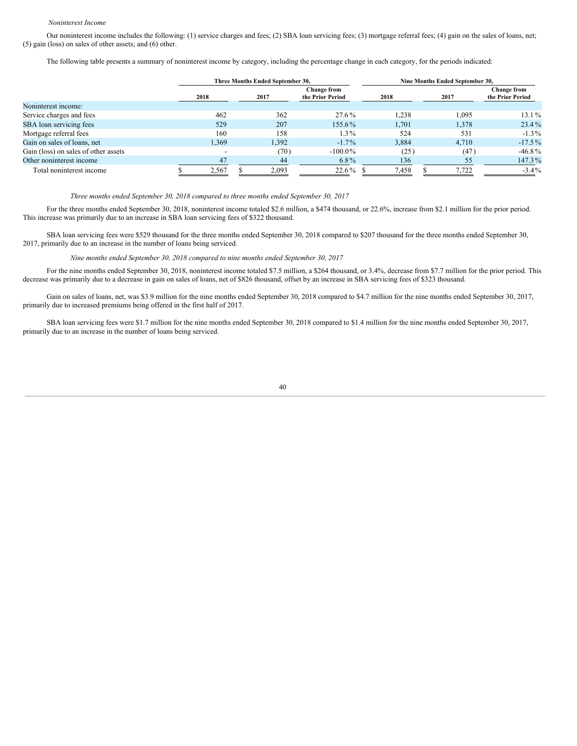*Noninterest Income*

Our noninterest income includes the following: (1) service charges and fees; (2) SBA loan servicing fees; (3) mortgage referral fees; (4) gain on the sales of loans, net; (5) gain (loss) on sales of other assets; and (6) other.

The following table presents a summary of noninterest income by category, including the percentage change in each category, for the periods indicated:

| | Three Months Ended September 30, | | | Nine Months Ended September 30, | | |
|---|---|---|---|---|---|---|
| | 2018 | 2017 | Change from the Prior Period | 2018 | 2017 | Change from the Prior Period |
| Noninterest income: | | | | | | |
| Service charges and fees | 462 | 362 | 27.6% | 1,238 | 1,095 | 13.1% |
| SBA loan servicing fees | 529 | 207 | 155.6% | 1,701 | 1,378 | 23.4% |
| Mortgage referral fees | 160 | 158 | 1.3% | 524 | 531 | -1.3% |
| Gain on sales of loans, net | 1,369 | 1,392 | -1.7% | 3,884 | 4,710 | -17.5% |
| Gain (loss) on sales of other assets | - | (70) | -100.0% | (25) | (47) | -46.8% |
| Other noninterest income | 47 | 44 | 6.8% | 136 | 55 | 147.3% |
| Total noninterest income | $ 2,567 | $ 2,093 | 22.6% | $ 7,458 | $ 7,722 | -3.4% |

*Three months ended September 30, 2018 compared to three months ended September 30, 2017*

For the three months ended September 30, 2018, noninterest income totaled $2.6 million, a $474 thousand, or 22.6%, increase from $2.1 million for the prior period. This increase was primarily due to an increase in SBA loan servicing fees of $322 thousand.

SBA loan servicing fees were $529 thousand for the three months ended September 30, 2018 compared to $207 thousand for the three months ended September 30, 2017, primarily due to an increase in the number of loans being serviced.

*Nine months ended September 30, 2018 compared to nine months ended September 30, 2017*

For the nine months ended September 30, 2018, noninterest income totaled $7.5 million, a $264 thousand, or 3.4%, decrease from $7.7 million for the prior period. This decrease was primarily due to a decrease in gain on sales of loans, net of $826 thousand, offset by an increase in SBA servicing fees of $323 thousand.

Gain on sales of loans, net, was $3.9 million for the nine months ended September 30, 2018 compared to $4.7 million for the nine months ended September 30, 2017, primarily due to increased premiums being offered in the first half of 2017.

SBA loan servicing fees were $1.7 million for the nine months ended September 30, 2018 compared to $1.4 million for the nine months ended September 30, 2017, primarily due to an increase in the number of loans being serviced.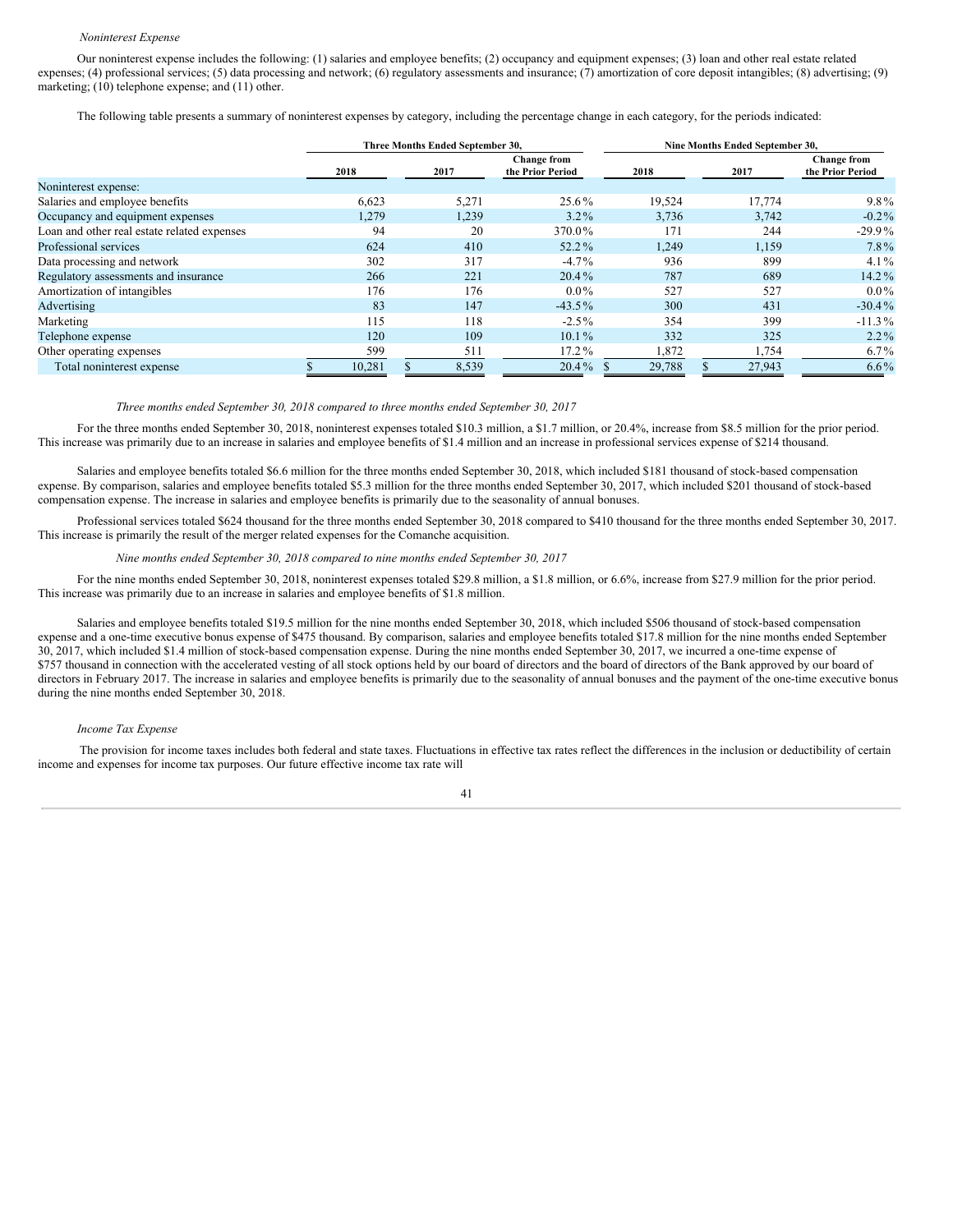*Noninterest Expense*

Our noninterest expense includes the following: (1) salaries and employee benefits; (2) occupancy and equipment expenses; (3) loan and other real estate related expenses; (4) professional services; (5) data processing and network; (6) regulatory assessments and insurance; (7) amortization of core deposit intangibles; (8) advertising; (9) marketing; (10) telephone expense; and (11) other.

The following table presents a summary of noninterest expenses by category, including the percentage change in each category, for the periods indicated:

| | Three Months Ended September 30, | | | Nine Months Ended September 30, | | |
|---|---|---|---|---|---|---|
| | 2018 | 2017 | Change from the Prior Period | 2018 | 2017 | Change from the Prior Period |
| Noninterest expense: | | | | | | |
| Salaries and employee benefits | 6,623 | 5,271 | 25.6% | 19,524 | 17,774 | 9.8% |
| Occupancy and equipment expenses | 1,279 | 1,239 | 3.2% | 3,736 | 3,742 | -0.2% |
| Loan and other real estate related expenses | 94 | 20 | 370.0% | 171 | 244 | -29.9% |
| Professional services | 624 | 410 | 52.2% | 1,249 | 1,159 | 7.8% |
| Data processing and network | 302 | 317 | -4.7% | 936 | 899 | 4.1% |
| Regulatory assessments and insurance | 266 | 221 | 20.4% | 787 | 689 | 14.2% |
| Amortization of intangibles | 176 | 176 | 0.0% | 527 | 527 | 0.0% |
| Advertising | 83 | 147 | -43.5% | 300 | 431 | -30.4% |
| Marketing | 115 | 118 | -2.5% | 354 | 399 | -11.3% |
| Telephone expense | 120 | 109 | 10.1% | 332 | 325 | 2.2% |
| Other operating expenses | 599 | 511 | 17.2% | 1,872 | 1,754 | 6.7% |
| Total noninterest expense | $ 10,281 | $ 8,539 | 20.4% | $ 29,788 | $ 27,943 | 6.6% |

*Three months ended September 30, 2018 compared to three months ended September 30, 2017*

For the three months ended September 30, 2018, noninterest expenses totaled $10.3 million, a $1.7 million, or 20.4%, increase from $8.5 million for the prior period. This increase was primarily due to an increase in salaries and employee benefits of $1.4 million and an increase in professional services expense of $214 thousand.

Salaries and employee benefits totaled $6.6 million for the three months ended September 30, 2018, which included $181 thousand of stock-based compensation expense. By comparison, salaries and employee benefits totaled $5.3 million for the three months ended September 30, 2017, which included $201 thousand of stock-based compensation expense. The increase in salaries and employee benefits is primarily due to the seasonality of annual bonuses.

Professional services totaled $624 thousand for the three months ended September 30, 2018 compared to $410 thousand for the three months ended September 30, 2017. This increase is primarily the result of the merger related expenses for the Comanche acquisition.

*Nine months ended September 30, 2018 compared to nine months ended September 30, 2017*

For the nine months ended September 30, 2018, noninterest expenses totaled $29.8 million, a $1.8 million, or 6.6%, increase from $27.9 million for the prior period. This increase was primarily due to an increase in salaries and employee benefits of $1.8 million.

Salaries and employee benefits totaled $19.5 million for the nine months ended September 30, 2018, which included $506 thousand of stock-based compensation expense and a one-time executive bonus expense of $475 thousand. By comparison, salaries and employee benefits totaled $17.8 million for the nine months ended September 30, 2017, which included $1.4 million of stock-based compensation expense. During the nine months ended September 30, 2017, we incurred a one-time expense of $757 thousand in connection with the accelerated vesting of all stock options held by our board of directors and the board of directors of the Bank approved by our board of directors in February 2017. The increase in salaries and employee benefits is primarily due to the seasonality of annual bonuses and the payment of the one-time executive bonus during the nine months ended September 30, 2018.

*Income Tax Expense*

The provision for income taxes includes both federal and state taxes. Fluctuations in effective tax rates reflect the differences in the inclusion or deductibility of certain income and expenses for income tax purposes. Our future effective income tax rate will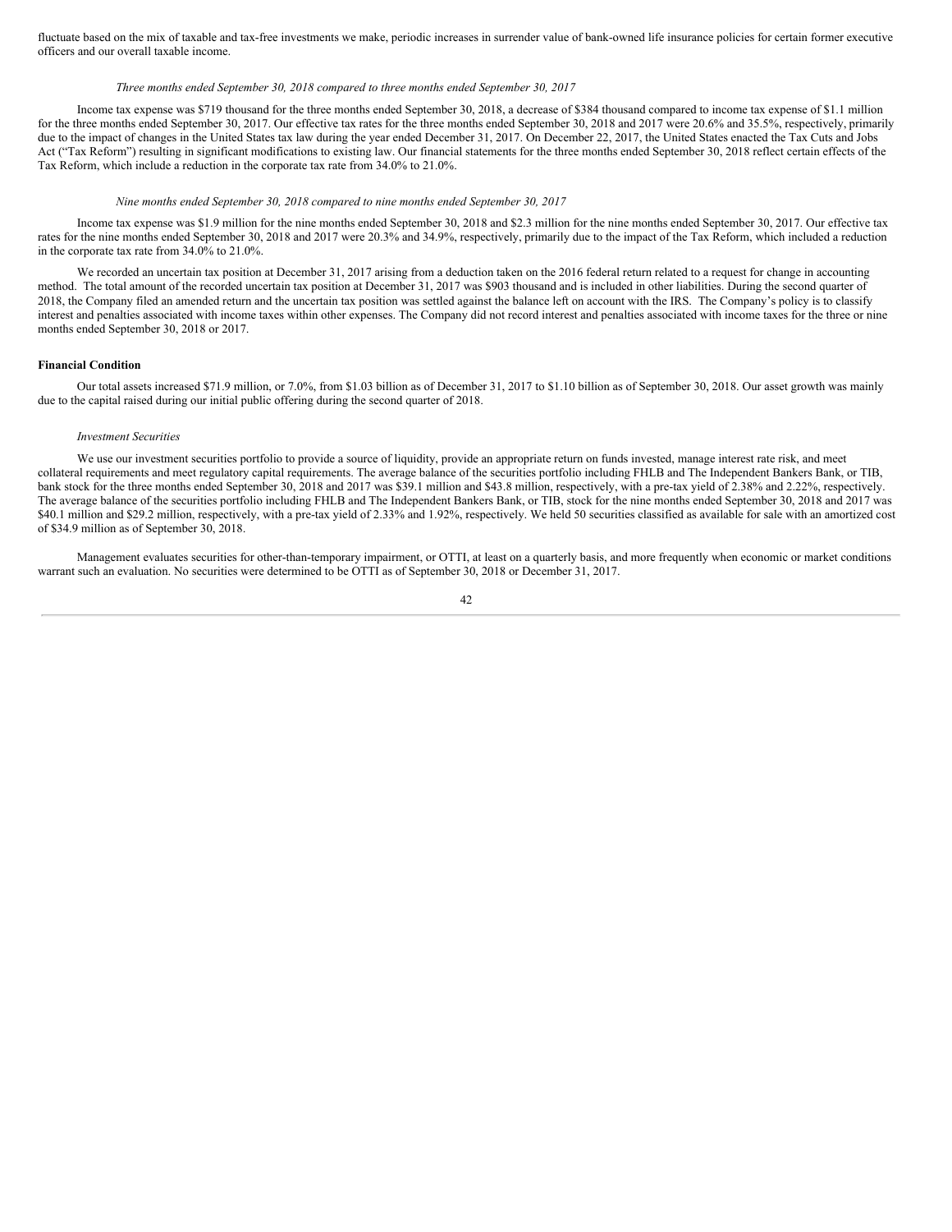fluctuate based on the mix of taxable and tax-free investments we make, periodic increases in surrender value of bank-owned life insurance policies for certain former executive officers and our overall taxable income.

*Three months ended September 30, 2018 compared to three months ended September 30, 2017*

Income tax expense was $719 thousand for the three months ended September 30, 2018, a decrease of $384 thousand compared to income tax expense of $1.1 million for the three months ended September 30, 2017. Our effective tax rates for the three months ended September 30, 2018 and 2017 were 20.6% and 35.5%, respectively, primarily due to the impact of changes in the United States tax law during the year ended December 31, 2017. On December 22, 2017, the United States enacted the Tax Cuts and Jobs Act ("Tax Reform") resulting in significant modifications to existing law. Our financial statements for the three months ended September 30, 2018 reflect certain effects of the Tax Reform, which include a reduction in the corporate tax rate from 34.0% to 21.0%.

*Nine months ended September 30, 2018 compared to nine months ended September 30, 2017*

Income tax expense was $1.9 million for the nine months ended September 30, 2018 and $2.3 million for the nine months ended September 30, 2017. Our effective tax rates for the nine months ended September 30, 2018 and 2017 were 20.3% and 34.9%, respectively, primarily due to the impact of the Tax Reform, which included a reduction in the corporate tax rate from 34.0% to 21.0%.

We recorded an uncertain tax position at December 31, 2017 arising from a deduction taken on the 2016 federal return related to a request for change in accounting method. The total amount of the recorded uncertain tax position at December 31, 2017 was $903 thousand and is included in other liabilities. During the second quarter of 2018, the Company filed an amended return and the uncertain tax position was settled against the balance left on account with the IRS. The Company's policy is to classify interest and penalties associated with income taxes within other expenses. The Company did not record interest and penalties associated with income taxes for the three or nine months ended September 30, 2018 or 2017.

**Financial Condition**

Our total assets increased $71.9 million, or 7.0%, from $1.03 billion as of December 31, 2017 to $1.10 billion as of September 30, 2018. Our asset growth was mainly due to the capital raised during our initial public offering during the second quarter of 2018.

*Investment Securities*

We use our investment securities portfolio to provide a source of liquidity, provide an appropriate return on funds invested, manage interest rate risk, and meet collateral requirements and meet regulatory capital requirements. The average balance of the securities portfolio including FHLB and The Independent Bankers Bank, or TIB, bank stock for the three months ended September 30, 2018 and 2017 was $39.1 million and $43.8 million, respectively, with a pre-tax yield of 2.38% and 2.22%, respectively. The average balance of the securities portfolio including FHLB and The Independent Bankers Bank, or TIB, stock for the nine months ended September 30, 2018 and 2017 was $40.1 million and $29.2 million, respectively, with a pre-tax yield of 2.33% and 1.92%, respectively. We held 50 securities classified as available for sale with an amortized cost of $34.9 million as of September 30, 2018.

Management evaluates securities for other-than-temporary impairment, or OTTI, at least on a quarterly basis, and more frequently when economic or market conditions warrant such an evaluation. No securities were determined to be OTTI as of September 30, 2018 or December 31, 2017.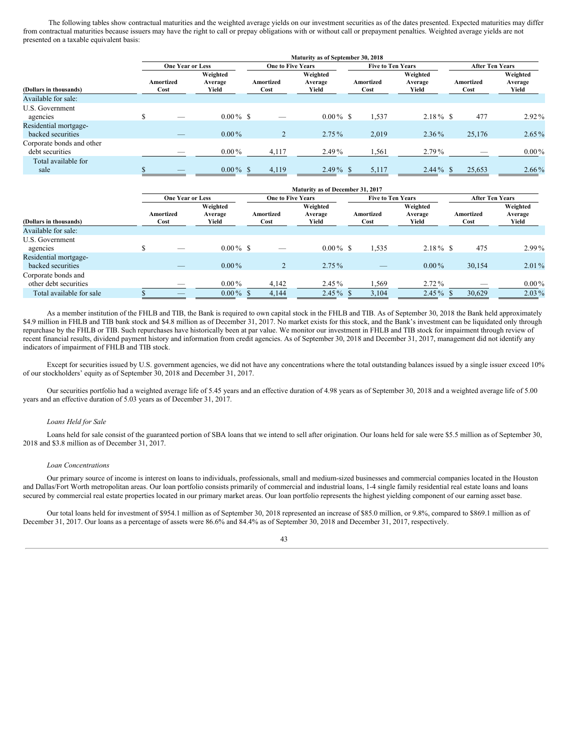The following tables show contractual maturities and the weighted average yields on our investment securities as of the dates presented. Expected maturities may differ from contractual maturities because issuers may have the right to call or prepay obligations with or without call or prepayment penalties. Weighted average yields are not presented on a taxable equivalent basis:

| | Maturity as of September 30, 2018 | | | | | | | |
|---|---|---|---|---|---|---|---|---|
| | One Year or Less | | One to Five Years | | Five to Ten Years | | After Ten Years | |
| (Dollars in thousands) | Amortized Cost | Weighted Average Yield | Amortized Cost | Weighted Average Yield | Amortized Cost | Weighted Average Yield | Amortized Cost | Weighted Average Yield |
| Available for sale: | | | | | | | | |
| U.S. Government agencies | $ — | 0.00% | $ — | 0.00% | $ 1,537 | 2.18% | $ 477 | 2.92% |
| Residential mortgage-backed securities | — | 0.00% | 2 | 2.75% | 2,019 | 2.36% | 25,176 | 2.65% |
| Corporate bonds and other debt securities | — | 0.00% | 4,117 | 2.49% | 1,561 | 2.79% | — | 0.00% |
| Total available for sale | $ — | 0.00% | $ 4,119 | 2.49% | $ 5,117 | 2.44% | $ 25,653 | 2.66% |

| | Maturity as of December 31, 2017 | | | | | | | |
|---|---|---|---|---|---|---|---|---|
| | One Year or Less | | One to Five Years | | Five to Ten Years | | After Ten Years | |
| (Dollars in thousands) | Amortized Cost | Weighted Average Yield | Amortized Cost | Weighted Average Yield | Amortized Cost | Weighted Average Yield | Amortized Cost | Weighted Average Yield |
| Available for sale: | | | | | | | | |
| U.S. Government agencies | $ — | 0.00% | $ — | 0.00% | $ 1,535 | 2.18% | $ 475 | 2.99% |
| Residential mortgage-backed securities | — | 0.00% | 2 | 2.75% | — | 0.00% | 30,154 | 2.01% |
| Corporate bonds and other debt securities | — | 0.00% | 4,142 | 2.45% | 1,569 | 2.72% | — | 0.00% |
| Total available for sale | $ — | 0.00% | $ 4,144 | 2.45% | $ 3,104 | 2.45% | $ 30,629 | 2.03% |

As a member institution of the FHLB and TIB, the Bank is required to own capital stock in the FHLB and TIB. As of September 30, 2018 the Bank held approximately $4.9 million in FHLB and TIB bank stock and $4.8 million as of December 31, 2017. No market exists for this stock, and the Bank's investment can be liquidated only through repurchase by the FHLB or TIB. Such repurchases have historically been at par value. We monitor our investment in FHLB and TIB stock for impairment through review of recent financial results, dividend payment history and information from credit agencies. As of September 30, 2018 and December 31, 2017, management did not identify any indicators of impairment of FHLB and TIB stock.

Except for securities issued by U.S. government agencies, we did not have any concentrations where the total outstanding balances issued by a single issuer exceed 10% of our stockholders' equity as of September 30, 2018 and December 31, 2017.

Our securities portfolio had a weighted average life of 5.45 years and an effective duration of 4.98 years as of September 30, 2018 and a weighted average life of 5.00 years and an effective duration of 5.03 years as of December 31, 2017.

*Loans Held for Sale*

Loans held for sale consist of the guaranteed portion of SBA loans that we intend to sell after origination. Our loans held for sale were $5.5 million as of September 30, 2018 and $3.8 million as of December 31, 2017.

*Loan Concentrations*

Our primary source of income is interest on loans to individuals, professionals, small and medium-sized businesses and commercial companies located in the Houston and Dallas/Fort Worth metropolitan areas. Our loan portfolio consists primarily of commercial and industrial loans, 1-4 single family residential real estate loans and loans secured by commercial real estate properties located in our primary market areas. Our loan portfolio represents the highest yielding component of our earning asset base.

Our total loans held for investment of $954.1 million as of September 30, 2018 represented an increase of $85.0 million, or 9.8%, compared to $869.1 million as of December 31, 2017. Our loans as a percentage of assets were 86.6% and 84.4% as of September 30, 2018 and December 31, 2017, respectively.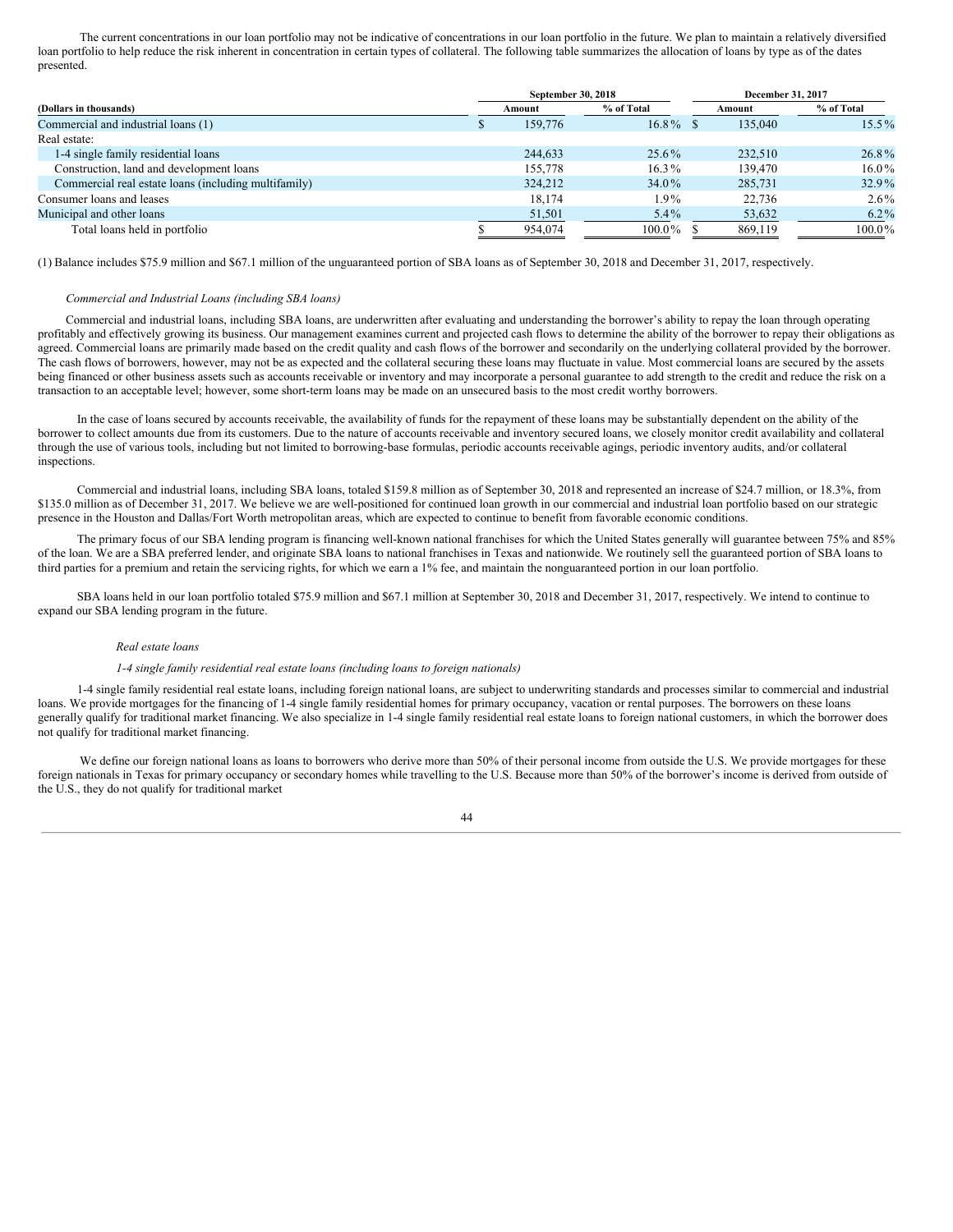The current concentrations in our loan portfolio may not be indicative of concentrations in our loan portfolio in the future. We plan to maintain a relatively diversified loan portfolio to help reduce the risk inherent in concentration in certain types of collateral. The following table summarizes the allocation of loans by type as of the dates presented.

| (Dollars in thousands) | September 30, 2018 | | December 31, 2017 | |
|---|---|---|---|---|
| | Amount | % of Total | Amount | % of Total |
| Commercial and industrial loans (1) | $ 159,776 | 16.8 % | $ 135,040 | 15.5 % |
| Real estate: | | | | |
| 1-4 single family residential loans | 244,633 | 25.6 % | 232,510 | 26.8 % |
| Construction, land and development loans | 155,778 | 16.3 % | 139,470 | 16.0 % |
| Commercial real estate loans (including multifamily) | 324,212 | 34.0 % | 285,731 | 32.9 % |
| Consumer loans and leases | 18,174 | 1.9 % | 22,736 | 2.6 % |
| Municipal and other loans | 51,501 | 5.4 % | 53,632 | 6.2 % |
| Total loans held in portfolio | $ 954,074 | 100.0 % | $ 869,119 | 100.0 % |

(1) Balance includes $75.9 million and $67.1 million of the unguaranteed portion of SBA loans as of September 30, 2018 and December 31, 2017, respectively.

*Commercial and Industrial Loans (including SBA loans)*

Commercial and industrial loans, including SBA loans, are underwritten after evaluating and understanding the borrower's ability to repay the loan through operating profitably and effectively growing its business. Our management examines current and projected cash flows to determine the ability of the borrower to repay their obligations as agreed. Commercial loans are primarily made based on the credit quality and cash flows of the borrower and secondarily on the underlying collateral provided by the borrower. The cash flows of borrowers, however, may not be as expected and the collateral securing these loans may fluctuate in value. Most commercial loans are secured by the assets being financed or other business assets such as accounts receivable or inventory and may incorporate a personal guarantee to add strength to the credit and reduce the risk on a transaction to an acceptable level; however, some short-term loans may be made on an unsecured basis to the most credit worthy borrowers.

In the case of loans secured by accounts receivable, the availability of funds for the repayment of these loans may be substantially dependent on the ability of the borrower to collect amounts due from its customers. Due to the nature of accounts receivable and inventory secured loans, we closely monitor credit availability and collateral through the use of various tools, including but not limited to borrowing-base formulas, periodic accounts receivable agings, periodic inventory audits, and/or collateral inspections.

Commercial and industrial loans, including SBA loans, totaled $159.8 million as of September 30, 2018 and represented an increase of $24.7 million, or 18.3%, from $135.0 million as of December 31, 2017. We believe we are well-positioned for continued loan growth in our commercial and industrial loan portfolio based on our strategic presence in the Houston and Dallas/Fort Worth metropolitan areas, which are expected to continue to benefit from favorable economic conditions.

The primary focus of our SBA lending program is financing well-known national franchises for which the United States generally will guarantee between 75% and 85% of the loan. We are a SBA preferred lender, and originate SBA loans to national franchises in Texas and nationwide. We routinely sell the guaranteed portion of SBA loans to third parties for a premium and retain the servicing rights, for which we earn a 1% fee, and maintain the nonguaranteed portion in our loan portfolio.

SBA loans held in our loan portfolio totaled $75.9 million and $67.1 million at September 30, 2018 and December 31, 2017, respectively. We intend to continue to expand our SBA lending program in the future.

*Real estate loans*

*1-4 single family residential real estate loans (including loans to foreign nationals)*

1-4 single family residential real estate loans, including foreign national loans, are subject to underwriting standards and processes similar to commercial and industrial loans. We provide mortgages for the financing of 1-4 single family residential homes for primary occupancy, vacation or rental purposes. The borrowers on these loans generally qualify for traditional market financing. We also specialize in 1-4 single family residential real estate loans to foreign national customers, in which the borrower does not qualify for traditional market financing.

We define our foreign national loans as loans to borrowers who derive more than 50% of their personal income from outside the U.S. We provide mortgages for these foreign nationals in Texas for primary occupancy or secondary homes while travelling to the U.S. Because more than 50% of the borrower's income is derived from outside of the U.S., they do not qualify for traditional market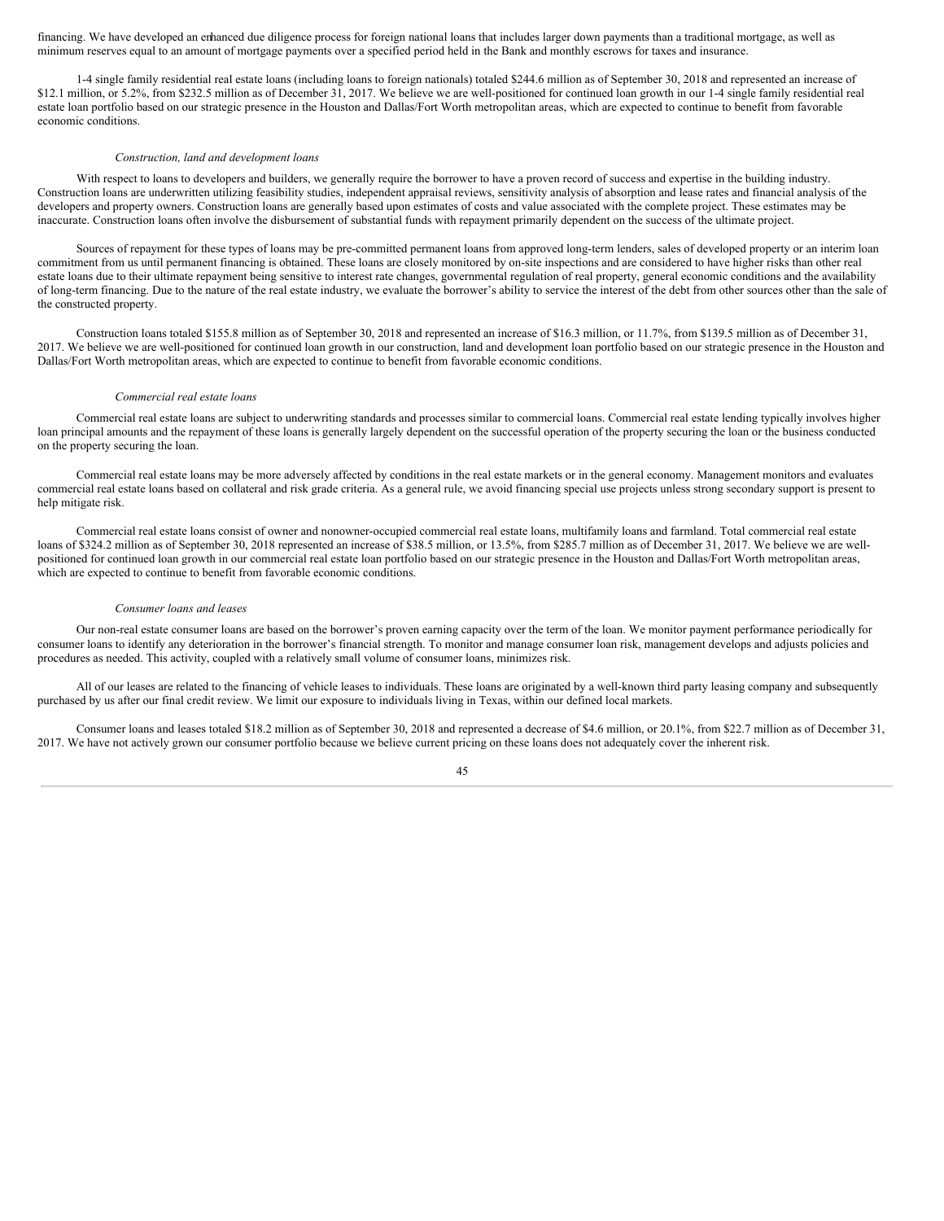financing. We have developed an enhanced due diligence process for foreign national loans that includes larger down payments than a traditional mortgage, as well as minimum reserves equal to an amount of mortgage payments over a specified period held in the Bank and monthly escrows for taxes and insurance.

1-4 single family residential real estate loans (including loans to foreign nationals) totaled $244.6 million as of September 30, 2018 and represented an increase of $12.1 million, or 5.2%, from $232.5 million as of December 31, 2017. We believe we are well-positioned for continued loan growth in our 1-4 single family residential real estate loan portfolio based on our strategic presence in the Houston and Dallas/Fort Worth metropolitan areas, which are expected to continue to benefit from favorable economic conditions.

*Construction, land and development loans*

With respect to loans to developers and builders, we generally require the borrower to have a proven record of success and expertise in the building industry. Construction loans are underwritten utilizing feasibility studies, independent appraisal reviews, sensitivity analysis of absorption and lease rates and financial analysis of the developers and property owners. Construction loans are generally based upon estimates of costs and value associated with the complete project. These estimates may be inaccurate. Construction loans often involve the disbursement of substantial funds with repayment primarily dependent on the success of the ultimate project.

Sources of repayment for these types of loans may be pre-committed permanent loans from approved long-term lenders, sales of developed property or an interim loan commitment from us until permanent financing is obtained. These loans are closely monitored by on-site inspections and are considered to have higher risks than other real estate loans due to their ultimate repayment being sensitive to interest rate changes, governmental regulation of real property, general economic conditions and the availability of long-term financing. Due to the nature of the real estate industry, we evaluate the borrower's ability to service the interest of the debt from other sources other than the sale of the constructed property.

Construction loans totaled $155.8 million as of September 30, 2018 and represented an increase of $16.3 million, or 11.7%, from $139.5 million as of December 31, 2017. We believe we are well-positioned for continued loan growth in our construction, land and development loan portfolio based on our strategic presence in the Houston and Dallas/Fort Worth metropolitan areas, which are expected to continue to benefit from favorable economic conditions.

*Commercial real estate loans*

Commercial real estate loans are subject to underwriting standards and processes similar to commercial loans. Commercial real estate lending typically involves higher loan principal amounts and the repayment of these loans is generally largely dependent on the successful operation of the property securing the loan or the business conducted on the property securing the loan.

Commercial real estate loans may be more adversely affected by conditions in the real estate markets or in the general economy. Management monitors and evaluates commercial real estate loans based on collateral and risk grade criteria. As a general rule, we avoid financing special use projects unless strong secondary support is present to help mitigate risk.

Commercial real estate loans consist of owner and nonowner-occupied commercial real estate loans, multifamily loans and farmland. Total commercial real estate loans of $324.2 million as of September 30, 2018 represented an increase of $38.5 million, or 13.5%, from $285.7 million as of December 31, 2017. We believe we are well-positioned for continued loan growth in our commercial real estate loan portfolio based on our strategic presence in the Houston and Dallas/Fort Worth metropolitan areas, which are expected to continue to benefit from favorable economic conditions.

*Consumer loans and leases*

Our non-real estate consumer loans are based on the borrower's proven earning capacity over the term of the loan. We monitor payment performance periodically for consumer loans to identify any deterioration in the borrower's financial strength. To monitor and manage consumer loan risk, management develops and adjusts policies and procedures as needed. This activity, coupled with a relatively small volume of consumer loans, minimizes risk.

All of our leases are related to the financing of vehicle leases to individuals. These loans are originated by a well-known third party leasing company and subsequently purchased by us after our final credit review. We limit our exposure to individuals living in Texas, within our defined local markets.

Consumer loans and leases totaled $18.2 million as of September 30, 2018 and represented a decrease of $4.6 million, or 20.1%, from $22.7 million as of December 31, 2017. We have not actively grown our consumer portfolio because we believe current pricing on these loans does not adequately cover the inherent risk.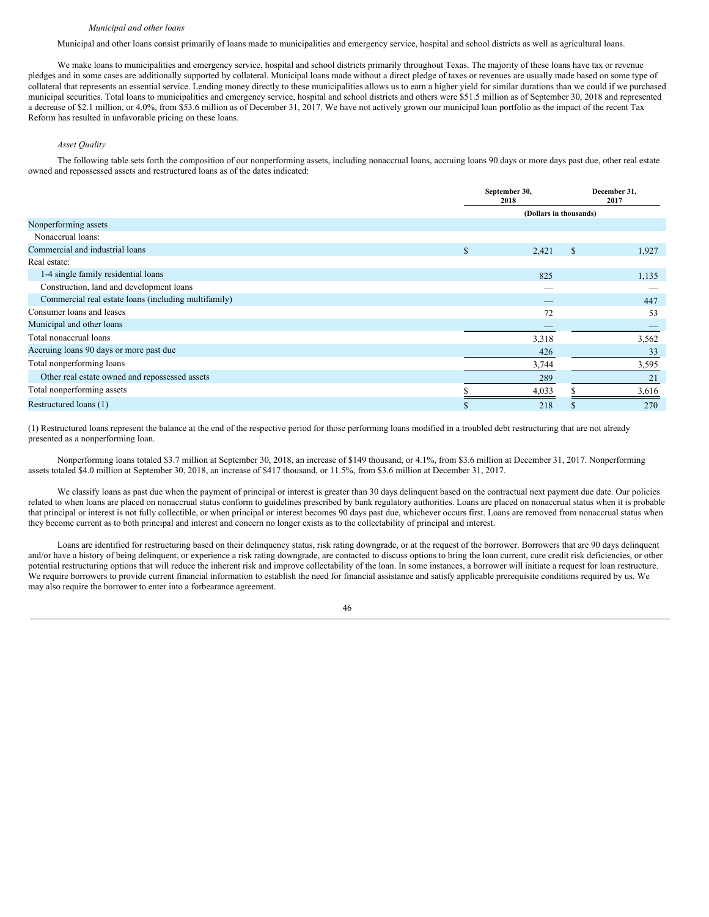*Municipal and other loans*

Municipal and other loans consist primarily of loans made to municipalities and emergency service, hospital and school districts as well as agricultural loans.

We make loans to municipalities and emergency service, hospital and school districts primarily throughout Texas. The majority of these loans have tax or revenue pledges and in some cases are additionally supported by collateral. Municipal loans made without a direct pledge of taxes or revenues are usually made based on some type of collateral that represents an essential service. Lending money directly to these municipalities allows us to earn a higher yield for similar durations than we could if we purchased municipal securities. Total loans to municipalities and emergency service, hospital and school districts and others were $51.5 million as of September 30, 2018 and represented a decrease of $2.1 million, or 4.0%, from $53.6 million as of December 31, 2017. We have not actively grown our municipal loan portfolio as the impact of the recent Tax Reform has resulted in unfavorable pricing on these loans.

*Asset Quality*

The following table sets forth the composition of our nonperforming assets, including nonaccrual loans, accruing loans 90 days or more days past due, other real estate owned and repossessed assets and restructured loans as of the dates indicated:

| | September 30, 2018 | December 31, 2017 |
|---|---|---|
| | (Dollars in thousands) | |
| Nonperforming assets | | |
| Nonaccrual loans: | | |
| Commercial and industrial loans | $ 2,421 | $ 1,927 |
| Real estate: | | |
| 1-4 single family residential loans | 825 | 1,135 |
| Construction, land and development loans | — | — |
| Commercial real estate loans (including multifamily) | — | 447 |
| Consumer loans and leases | 72 | 53 |
| Municipal and other loans | — | — |
| Total nonaccrual loans | 3,318 | 3,562 |
| Accruing loans 90 days or more past due | 426 | 33 |
| Total nonperforming loans | 3,744 | 3,595 |
| Other real estate owned and repossessed assets | 289 | 21 |
| Total nonperforming assets | $ 4,033 | $ 3,616 |
| Restructured loans (1) | $ 218 | $ 270 |

(1) Restructured loans represent the balance at the end of the respective period for those performing loans modified in a troubled debt restructuring that are not already presented as a nonperforming loan.

Nonperforming loans totaled $3.7 million at September 30, 2018, an increase of $149 thousand, or 4.1%, from $3.6 million at December 31, 2017. Nonperforming assets totaled $4.0 million at September 30, 2018, an increase of $417 thousand, or 11.5%, from $3.6 million at December 31, 2017.

We classify loans as past due when the payment of principal or interest is greater than 30 days delinquent based on the contractual next payment due date. Our policies related to when loans are placed on nonaccrual status conform to guidelines prescribed by bank regulatory authorities. Loans are placed on nonaccrual status when it is probable that principal or interest is not fully collectible, or when principal or interest becomes 90 days past due, whichever occurs first. Loans are removed from nonaccrual status when they become current as to both principal and interest and concern no longer exists as to the collectability of principal and interest.

Loans are identified for restructuring based on their delinquency status, risk rating downgrade, or at the request of the borrower. Borrowers that are 90 days delinquent and/or have a history of being delinquent, or experience a risk rating downgrade, are contacted to discuss options to bring the loan current, cure credit risk deficiencies, or other potential restructuring options that will reduce the inherent risk and improve collectability of the loan. In some instances, a borrower will initiate a request for loan restructure. We require borrowers to provide current financial information to establish the need for financial assistance and satisfy applicable prerequisite conditions required by us. We may also require the borrower to enter into a forbearance agreement.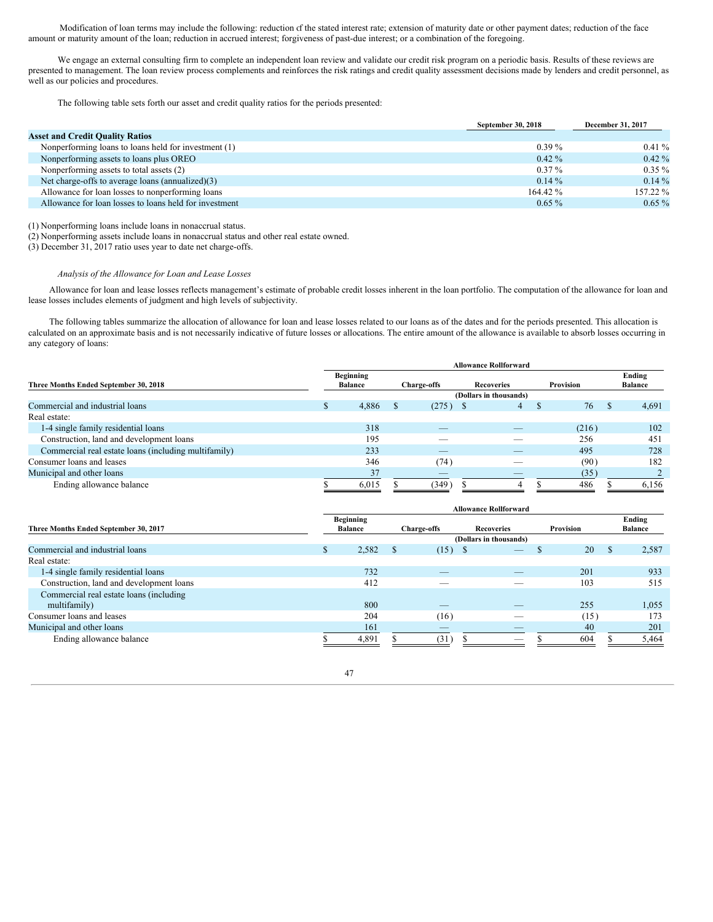Modification of loan terms may include the following: reduction of the stated interest rate; extension of maturity date or other payment dates; reduction of the face amount or maturity amount of the loan; reduction in accrued interest; forgiveness of past-due interest; or a combination of the foregoing.

We engage an external consulting firm to complete an independent loan review and validate our credit risk program on a periodic basis. Results of these reviews are presented to management. The loan review process complements and reinforces the risk ratings and credit quality assessment decisions made by lenders and credit personnel, as well as our policies and procedures.

The following table sets forth our asset and credit quality ratios for the periods presented:

| | September 30, 2018 | December 31, 2017 |
|---|---|---|
| **Asset and Credit Quality Ratios** | | |
| Nonperforming loans to loans held for investment (1) | 0.39 % | 0.41 % |
| Nonperforming assets to loans plus OREO | 0.42 % | 0.42 % |
| Nonperforming assets to total assets (2) | 0.37 % | 0.35 % |
| Net charge-offs to average loans (annualized)(3) | 0.14 % | 0.14 % |
| Allowance for loan losses to nonperforming loans | 164.42 % | 157.22 % |
| Allowance for loan losses to loans held for investment | 0.65 % | 0.65 % |

(1) Nonperforming loans include loans in nonaccrual status.
(2) Nonperforming assets include loans in nonaccrual status and other real estate owned.
(3) December 31, 2017 ratio uses year to date net charge-offs.

*Analysis of the Allowance for Loan and Lease Losses*

Allowance for loan and lease losses reflects management's estimate of probable credit losses inherent in the loan portfolio. The computation of the allowance for loan and lease losses includes elements of judgment and high levels of subjectivity.

The following tables summarize the allocation of allowance for loan and lease losses related to our loans as of the dates and for the periods presented. This allocation is calculated on an approximate basis and is not necessarily indicative of future losses or allocations. The entire amount of the allowance is available to absorb losses occurring in any category of loans:

| | Allowance Rollforward | | | | |
|---|---|---|---|---|---|
| **Three Months Ended September 30, 2018** | **Beginning Balance** | **Charge-offs** | **Recoveries** | **Provision** | **Ending Balance** |
| | (Dollars in thousands) | | | | |
| Commercial and industrial loans | $ 4,886 | $ (275) | $ 4 | $ 76 | $ 4,691 |
| Real estate: | | | | | |
| 1-4 single family residential loans | 318 | — | — | (216) | 102 |
| Construction, land and development loans | 195 | — | — | 256 | 451 |
| Commercial real estate loans (including multifamily) | 233 | — | — | 495 | 728 |
| Consumer loans and leases | 346 | (74) | — | (90) | 182 |
| Municipal and other loans | 37 | — | — | (35) | 2 |
| Ending allowance balance | $ 6,015 | $ (349) | $ 4 | $ 486 | $ 6,156 |

| | Allowance Rollforward | | | | |
|---|---|---|---|---|---|
| **Three Months Ended September 30, 2017** | **Beginning Balance** | **Charge-offs** | **Recoveries** | **Provision** | **Ending Balance** |
| | (Dollars in thousands) | | | | |
| Commercial and industrial loans | $ 2,582 | $ (15) | $ — | $ 20 | $ 2,587 |
| Real estate: | | | | | |
| 1-4 single family residential loans | 732 | — | — | 201 | 933 |
| Construction, land and development loans | 412 | — | — | 103 | 515 |
| Commercial real estate loans (including multifamily) | 800 | — | — | 255 | 1,055 |
| Consumer loans and leases | 204 | (16) | — | (15) | 173 |
| Municipal and other loans | 161 | — | — | 40 | 201 |
| Ending allowance balance | $ 4,891 | $ (31) | $ — | $ 604 | $ 5,464 |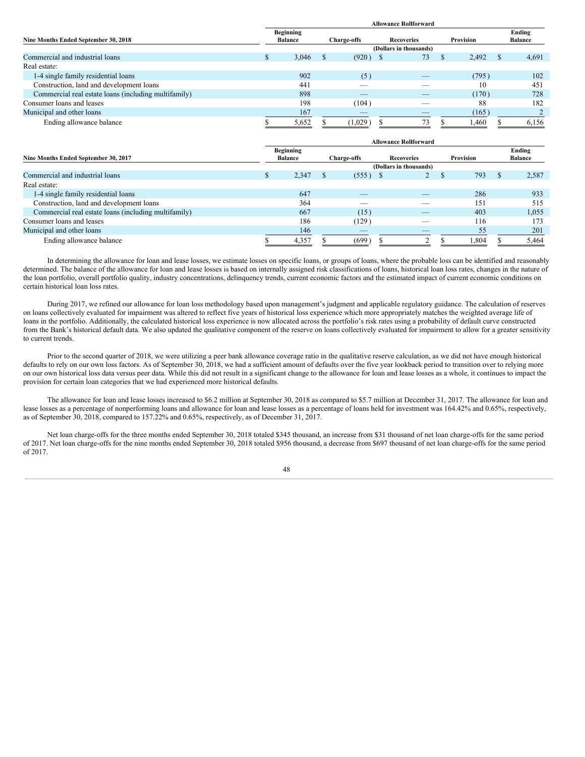| Nine Months Ended September 30, 2018 | Allowance Rollforward | | | | |
|---|---|---|---|---|---|
| | Beginning Balance | Charge-offs | Recoveries | Provision | Ending Balance |
| | (Dollars in thousands) | | | | |
| Commercial and industrial loans | $ 3,046 | $ (920) | $ 73 | $ 2,492 | $ 4,691 |
| Real estate: | | | | | |
| 1-4 single family residential loans | 902 | (5) | — | (795) | 102 |
| Construction, land and development loans | 441 | — | — | 10 | 451 |
| Commercial real estate loans (including multifamily) | 898 | — | — | (170) | 728 |
| Consumer loans and leases | 198 | (104) | — | 88 | 182 |
| Municipal and other loans | 167 | — | — | (165) | 2 |
| Ending allowance balance | $ 5,652 | $ (1,029) | $ 73 | $ 1,460 | $ 6,156 |

| Nine Months Ended September 30, 2017 | Allowance Rollforward | | | | |
|---|---|---|---|---|---|
| | Beginning Balance | Charge-offs | Recoveries | Provision | Ending Balance |
| | (Dollars in thousands) | | | | |
| Commercial and industrial loans | $ 2,347 | $ (555) | $ 2 | $ 793 | $ 2,587 |
| Real estate: | | | | | |
| 1-4 single family residential loans | 647 | — | — | 286 | 933 |
| Construction, land and development loans | 364 | — | — | 151 | 515 |
| Commercial real estate loans (including multifamily) | 667 | (15) | — | 403 | 1,055 |
| Consumer loans and leases | 186 | (129) | — | 116 | 173 |
| Municipal and other loans | 146 | — | — | 55 | 201 |
| Ending allowance balance | $ 4,357 | $ (699) | $ 2 | $ 1,804 | $ 5,464 |

In determining the allowance for loan and lease losses, we estimate losses on specific loans, or groups of loans, where the probable loss can be identified and reasonably determined. The balance of the allowance for loan and lease losses is based on internally assigned risk classifications of loans, historical loan loss rates, changes in the nature of the loan portfolio, overall portfolio quality, industry concentrations, delinquency trends, current economic factors and the estimated impact of current economic conditions on certain historical loan loss rates.

During 2017, we refined our allowance for loan loss methodology based upon management's judgment and applicable regulatory guidance. The calculation of reserves on loans collectively evaluated for impairment was altered to reflect five years of historical loss experience which more appropriately matches the weighted average life of loans in the portfolio. Additionally, the calculated historical loss experience is now allocated across the portfolio's risk rates using a probability of default curve constructed from the Bank's historical default data. We also updated the qualitative component of the reserve on loans collectively evaluated for impairment to allow for a greater sensitivity to current trends.

Prior to the second quarter of 2018, we were utilizing a peer bank allowance coverage ratio in the qualitative reserve calculation, as we did not have enough historical defaults to rely on our own loss factors. As of September 30, 2018, we had a sufficient amount of defaults over the five year lookback period to transition over to relying more on our own historical loss data versus peer data. While this did not result in a significant change to the allowance for loan and lease losses as a whole, it continues to impact the provision for certain loan categories that we had experienced more historical defaults.

The allowance for loan and lease losses increased to $6.2 million at September 30, 2018 as compared to $5.7 million at December 31, 2017. The allowance for loan and lease losses as a percentage of nonperforming loans and allowance for loan and lease losses as a percentage of loans held for investment was 164.42% and 0.65%, respectively, as of September 30, 2018, compared to 157.22% and 0.65%, respectively, as of December 31, 2017.

Net loan charge-offs for the three months ended September 30, 2018 totaled $345 thousand, an increase from $31 thousand of net loan charge-offs for the same period of 2017. Net loan charge-offs for the nine months ended September 30, 2018 totaled $956 thousand, a decrease from $697 thousand of net loan charge-offs for the same period of 2017.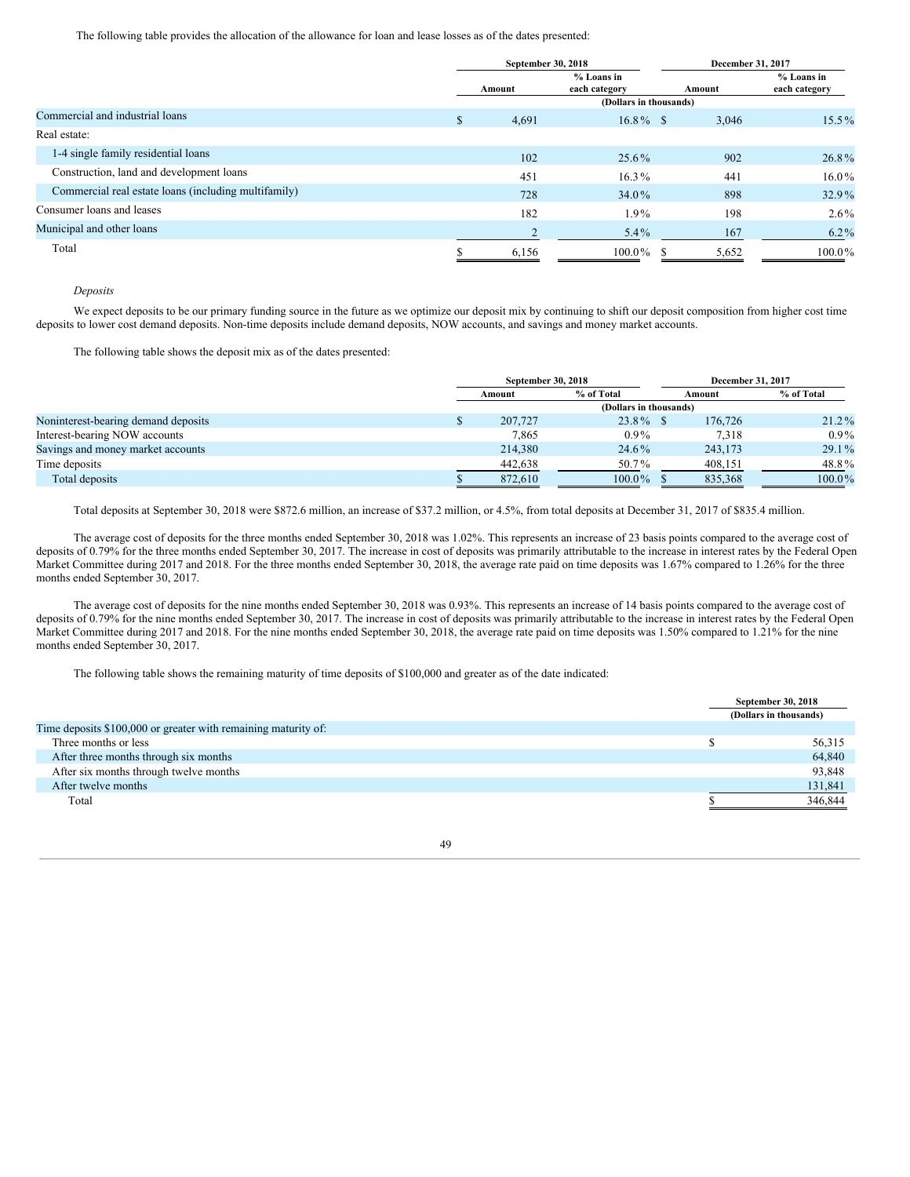The following table provides the allocation of the allowance for loan and lease losses as of the dates presented:

| | September 30, 2018 | | December 31, 2017 | |
|---|---|---|---|---|
| | Amount | % Loans in each category | Amount | % Loans in each category |
| | (Dollars in thousands) | | | |
| Commercial and industrial loans | $ 4,691 | 16.8% | $ 3,046 | 15.5% |
| Real estate: | | | | |
| 1-4 single family residential loans | 102 | 25.6% | 902 | 26.8% |
| Construction, land and development loans | 451 | 16.3% | 441 | 16.0% |
| Commercial real estate loans (including multifamily) | 728 | 34.0% | 898 | 32.9% |
| Consumer loans and leases | 182 | 1.9% | 198 | 2.6% |
| Municipal and other loans | 2 | 5.4% | 167 | 6.2% |
| Total | $ 6,156 | 100.0% | $ 5,652 | 100.0% |

*Deposits*

We expect deposits to be our primary funding source in the future as we optimize our deposit mix by continuing to shift our deposit composition from higher cost time deposits to lower cost demand deposits. Non-time deposits include demand deposits, NOW accounts, and savings and money market accounts.

The following table shows the deposit mix as of the dates presented:

| | September 30, 2018 | | December 31, 2017 | |
|---|---|---|---|---|
| | Amount | % of Total | Amount | % of Total |
| | (Dollars in thousands) | | | |
| Noninterest-bearing demand deposits | $ 207,727 | 23.8% | $ 176,726 | 21.2% |
| Interest-bearing NOW accounts | 7,865 | 0.9% | 7,318 | 0.9% |
| Savings and money market accounts | 214,380 | 24.6% | 243,173 | 29.1% |
| Time deposits | 442,638 | 50.7% | 408,151 | 48.8% |
| Total deposits | $ 872,610 | 100.0% | $ 835,368 | 100.0% |

Total deposits at September 30, 2018 were $872.6 million, an increase of $37.2 million, or 4.5%, from total deposits at December 31, 2017 of $835.4 million.

The average cost of deposits for the three months ended September 30, 2018 was 1.02%. This represents an increase of 23 basis points compared to the average cost of deposits of 0.79% for the three months ended September 30, 2017. The increase in cost of deposits was primarily attributable to the increase in interest rates by the Federal Open Market Committee during 2017 and 2018. For the three months ended September 30, 2018, the average rate paid on time deposits was 1.67% compared to 1.26% for the three months ended September 30, 2017.

The average cost of deposits for the nine months ended September 30, 2018 was 0.93%. This represents an increase of 14 basis points compared to the average cost of deposits of 0.79% for the nine months ended September 30, 2017. The increase in cost of deposits was primarily attributable to the increase in interest rates by the Federal Open Market Committee during 2017 and 2018. For the nine months ended September 30, 2018, the average rate paid on time deposits was 1.50% compared to 1.21% for the nine months ended September 30, 2017.

The following table shows the remaining maturity of time deposits of $100,000 and greater as of the date indicated:

| | September 30, 2018 |
|---|---|
| | (Dollars in thousands) |
| Time deposits $100,000 or greater with remaining maturity of: | |
| Three months or less | $ 56,315 |
| After three months through six months | 64,840 |
| After six months through twelve months | 93,848 |
| After twelve months | 131,841 |
| Total | $ 346,844 |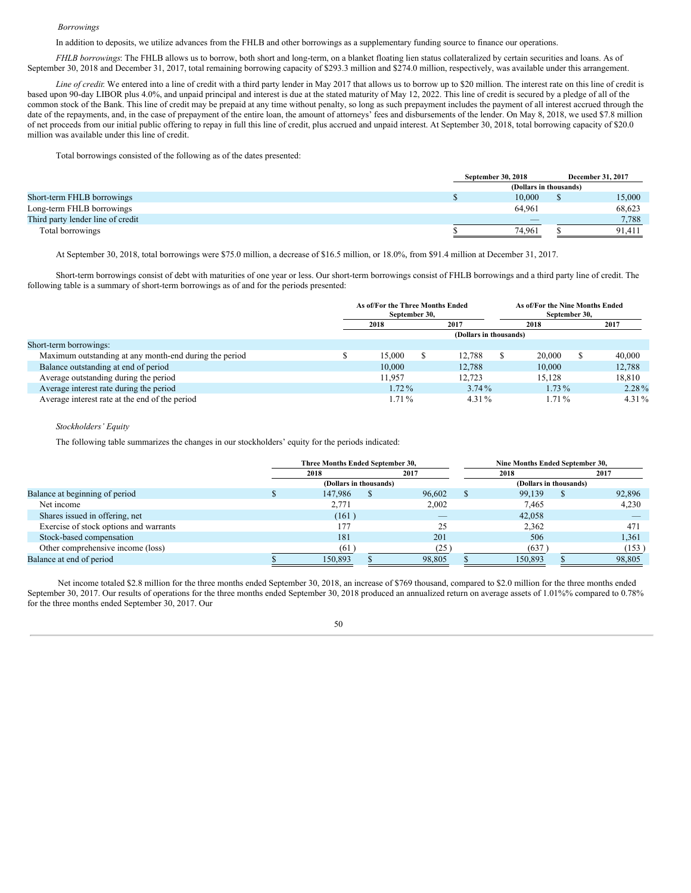*Borrowings*

In addition to deposits, we utilize advances from the FHLB and other borrowings as a supplementary funding source to finance our operations.

*FHLB borrowings*: The FHLB allows us to borrow, both short and long-term, on a blanket floating lien status collateralized by certain securities and loans. As of September 30, 2018 and December 31, 2017, total remaining borrowing capacity of $293.3 million and $274.0 million, respectively, was available under this arrangement.

*Line of credit*: We entered into a line of credit with a third party lender in May 2017 that allows us to borrow up to $20 million. The interest rate on this line of credit is based upon 90-day LIBOR plus 4.0%, and unpaid principal and interest is due at the stated maturity of May 12, 2022. This line of credit is secured by a pledge of all of the common stock of the Bank. This line of credit may be prepaid at any time without penalty, so long as such prepayment includes the payment of all interest accrued through the date of the repayments, and, in the case of prepayment of the entire loan, the amount of attorneys' fees and disbursements of the lender. On May 8, 2018, we used $7.8 million of net proceeds from our initial public offering to repay in full this line of credit, plus accrued and unpaid interest. At September 30, 2018, total borrowing capacity of $20.0 million was available under this line of credit.

Total borrowings consisted of the following as of the dates presented:

| | September 30, 2018 | December 31, 2017 |
|---|---|---|
| | (Dollars in thousands) | |
| Short-term FHLB borrowings | $ 10,000 | $ 15,000 |
| Long-term FHLB borrowings | 64,961 | 68,623 |
| Third party lender line of credit | — | 7,788 |
| Total borrowings | $ 74,961 | $ 91,411 |

At September 30, 2018, total borrowings were $75.0 million, a decrease of $16.5 million, or 18.0%, from $91.4 million at December 31, 2017.

Short-term borrowings consist of debt with maturities of one year or less. Our short-term borrowings consist of FHLB borrowings and a third party line of credit. The following table is a summary of short-term borrowings as of and for the periods presented:

| | As of/For the Three Months Ended September 30, | | As of/For the Nine Months Ended September 30, | |
|---|---|---|---|---|
| | 2018 | 2017 | 2018 | 2017 |
| | (Dollars in thousands) | | | |
| Short-term borrowings: | | | | |
| Maximum outstanding at any month-end during the period | $ 15,000 | $ 12,788 | $ 20,000 | $ 40,000 |
| Balance outstanding at end of period | 10,000 | 12,788 | 10,000 | 12,788 |
| Average outstanding during the period | 11,957 | 12,723 | 15,128 | 18,810 |
| Average interest rate during the period | 1.72 % | 3.74 % | 1.73 % | 2.28 % |
| Average interest rate at the end of the period | 1.71 % | 4.31 % | 1.71 % | 4.31 % |

*Stockholders' Equity*

The following table summarizes the changes in our stockholders' equity for the periods indicated:

| | Three Months Ended September 30, | | Nine Months Ended September 30, | |
|---|---|---|---|---|
| | 2018 | 2017 | 2018 | 2017 |
| | (Dollars in thousands) | | (Dollars in thousands) | |
| Balance at beginning of period | $ 147,986 | $ 96,602 | $ 99,139 | $ 92,896 |
| Net income | 2,771 | 2,002 | 7,465 | 4,230 |
| Shares issued in offering, net | (161 ) | — | 42,058 | — |
| Exercise of stock options and warrants | 177 | 25 | 2,362 | 471 |
| Stock-based compensation | 181 | 201 | 506 | 1,361 |
| Other comprehensive income (loss) | (61 ) | (25 ) | (637 ) | (153 ) |
| Balance at end of period | $ 150,893 | $ 98,805 | $ 150,893 | $ 98,805 |

Net income totaled $2.8 million for the three months ended September 30, 2018, an increase of $769 thousand, compared to $2.0 million for the three months ended September 30, 2017. Our results of operations for the three months ended September 30, 2018 produced an annualized return on average assets of 1.01%% compared to 0.78% for the three months ended September 30, 2017. Our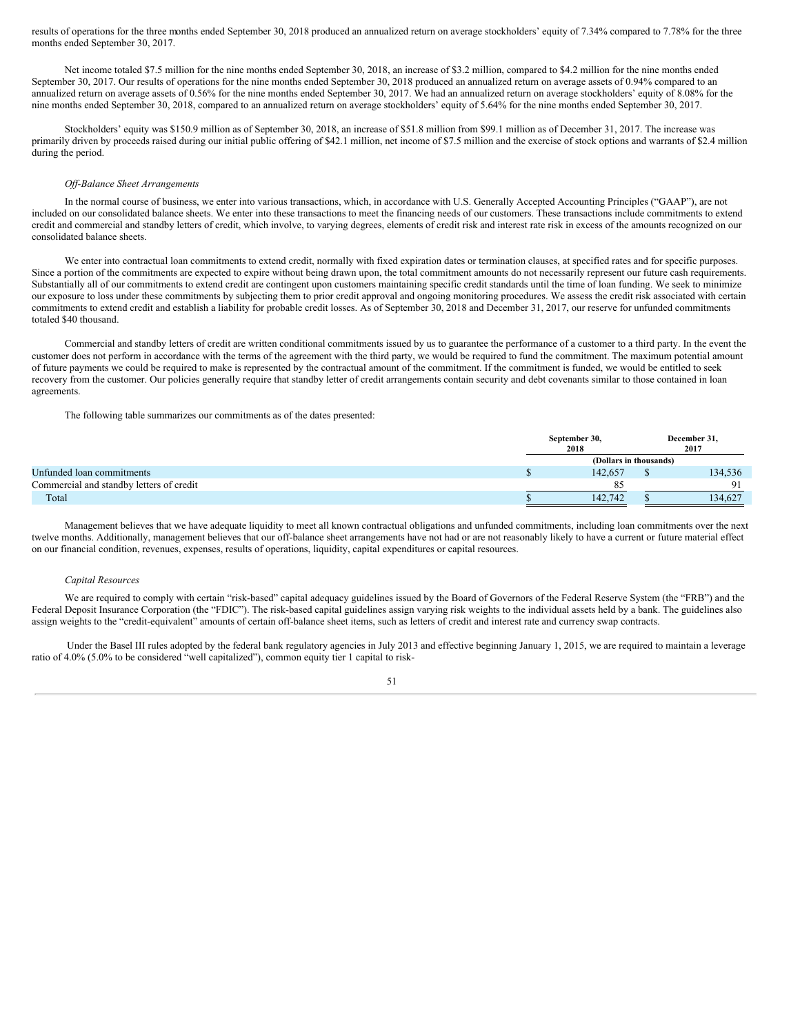results of operations for the three months ended September 30, 2018 produced an annualized return on average stockholders' equity of 7.34% compared to 7.78% for the three months ended September 30, 2017.

Net income totaled $7.5 million for the nine months ended September 30, 2018, an increase of $3.2 million, compared to $4.2 million for the nine months ended September 30, 2017. Our results of operations for the nine months ended September 30, 2018 produced an annualized return on average assets of 0.94% compared to an annualized return on average assets of 0.56% for the nine months ended September 30, 2017. We had an annualized return on average stockholders' equity of 8.08% for the nine months ended September 30, 2018, compared to an annualized return on average stockholders' equity of 5.64% for the nine months ended September 30, 2017.

Stockholders' equity was $150.9 million as of September 30, 2018, an increase of $51.8 million from $99.1 million as of December 31, 2017. The increase was primarily driven by proceeds raised during our initial public offering of $42.1 million, net income of $7.5 million and the exercise of stock options and warrants of $2.4 million during the period.

*Off-Balance Sheet Arrangements*

In the normal course of business, we enter into various transactions, which, in accordance with U.S. Generally Accepted Accounting Principles ("GAAP"), are not included on our consolidated balance sheets. We enter into these transactions to meet the financing needs of our customers. These transactions include commitments to extend credit and commercial and standby letters of credit, which involve, to varying degrees, elements of credit risk and interest rate risk in excess of the amounts recognized on our consolidated balance sheets.

We enter into contractual loan commitments to extend credit, normally with fixed expiration dates or termination clauses, at specified rates and for specific purposes. Since a portion of the commitments are expected to expire without being drawn upon, the total commitment amounts do not necessarily represent our future cash requirements. Substantially all of our commitments to extend credit are contingent upon customers maintaining specific credit standards until the time of loan funding. We seek to minimize our exposure to loss under these commitments by subjecting them to prior credit approval and ongoing monitoring procedures. We assess the credit risk associated with certain commitments to extend credit and establish a liability for probable credit losses. As of September 30, 2018 and December 31, 2017, our reserve for unfunded commitments totaled $40 thousand.

Commercial and standby letters of credit are written conditional commitments issued by us to guarantee the performance of a customer to a third party. In the event the customer does not perform in accordance with the terms of the agreement with the third party, we would be required to fund the commitment. The maximum potential amount of future payments we could be required to make is represented by the contractual amount of the commitment. If the commitment is funded, we would be entitled to seek recovery from the customer. Our policies generally require that standby letter of credit arrangements contain security and debt covenants similar to those contained in loan agreements.

The following table summarizes our commitments as of the dates presented:

| | September 30, 2018 | December 31, 2017 |
|---|---|---|
| | (Dollars in thousands) | |
| Unfunded loan commitments | $ 142,657 | $ 134,536 |
| Commercial and standby letters of credit | 85 | 91 |
| Total | $ 142,742 | $ 134,627 |

Management believes that we have adequate liquidity to meet all known contractual obligations and unfunded commitments, including loan commitments over the next twelve months. Additionally, management believes that our off-balance sheet arrangements have not had or are not reasonably likely to have a current or future material effect on our financial condition, revenues, expenses, results of operations, liquidity, capital expenditures or capital resources.

*Capital Resources*

We are required to comply with certain "risk-based" capital adequacy guidelines issued by the Board of Governors of the Federal Reserve System (the "FRB") and the Federal Deposit Insurance Corporation (the "FDIC"). The risk-based capital guidelines assign varying risk weights to the individual assets held by a bank. The guidelines also assign weights to the "credit-equivalent" amounts of certain off-balance sheet items, such as letters of credit and interest rate and currency swap contracts.

Under the Basel III rules adopted by the federal bank regulatory agencies in July 2013 and effective beginning January 1, 2015, we are required to maintain a leverage ratio of 4.0% (5.0% to be considered "well capitalized"), common equity tier 1 capital to risk-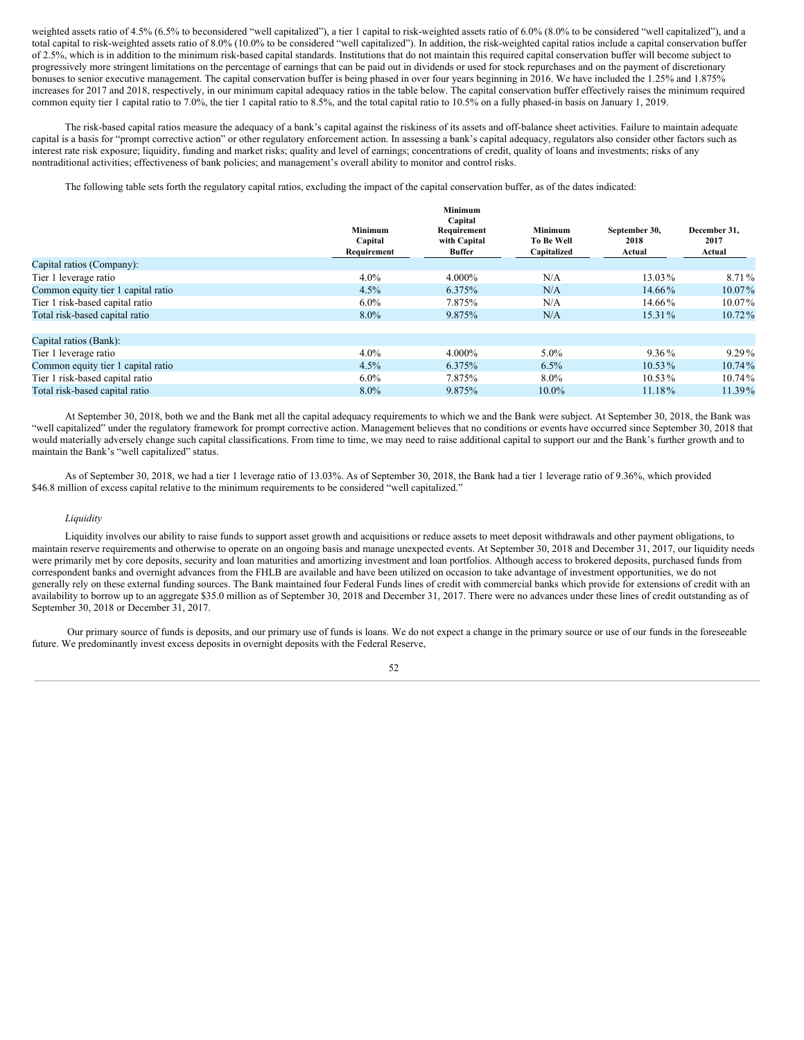weighted assets ratio of 4.5% (6.5% to beconsidered "well capitalized"), a tier 1 capital to risk-weighted assets ratio of 6.0% (8.0% to be considered "well capitalized"), and a total capital to risk-weighted assets ratio of 8.0% (10.0% to be considered "well capitalized"). In addition, the risk-weighted capital ratios include a capital conservation buffer of 2.5%, which is in addition to the minimum risk-based capital standards. Institutions that do not maintain this required capital conservation buffer will become subject to progressively more stringent limitations on the percentage of earnings that can be paid out in dividends or used for stock repurchases and on the payment of discretionary bonuses to senior executive management. The capital conservation buffer is being phased in over four years beginning in 2016. We have included the 1.25% and 1.875% increases for 2017 and 2018, respectively, in our minimum capital adequacy ratios in the table below. The capital conservation buffer effectively raises the minimum required common equity tier 1 capital ratio to 7.0%, the tier 1 capital ratio to 8.5%, and the total capital ratio to 10.5% on a fully phased-in basis on January 1, 2019.

The risk-based capital ratios measure the adequacy of a bank's capital against the riskiness of its assets and off-balance sheet activities. Failure to maintain adequate capital is a basis for "prompt corrective action" or other regulatory enforcement action. In assessing a bank's capital adequacy, regulators also consider other factors such as interest rate risk exposure; liquidity, funding and market risks; quality and level of earnings; concentrations of credit, quality of loans and investments; risks of any nontraditional activities; effectiveness of bank policies; and management's overall ability to monitor and control risks.

The following table sets forth the regulatory capital ratios, excluding the impact of the capital conservation buffer, as of the dates indicated:

| | Minimum Capital Requirement | Minimum Capital Requirement with Capital Buffer | Minimum To Be Well Capitalized | September 30, 2018 Actual | December 31, 2017 Actual |
|---|---|---|---|---|---|
| Capital ratios (Company): | | | | | |
| Tier 1 leverage ratio | 4.0% | 4.000% | N/A | 13.03% | 8.71% |
| Common equity tier 1 capital ratio | 4.5% | 6.375% | N/A | 14.66% | 10.07% |
| Tier 1 risk-based capital ratio | 6.0% | 7.875% | N/A | 14.66% | 10.07% |
| Total risk-based capital ratio | 8.0% | 9.875% | N/A | 15.31% | 10.72% |
| | | | | | |
| Capital ratios (Bank): | | | | | |
| Tier 1 leverage ratio | 4.0% | 4.000% | 5.0% | 9.36% | 9.29% |
| Common equity tier 1 capital ratio | 4.5% | 6.375% | 6.5% | 10.53% | 10.74% |
| Tier 1 risk-based capital ratio | 6.0% | 7.875% | 8.0% | 10.53% | 10.74% |
| Total risk-based capital ratio | 8.0% | 9.875% | 10.0% | 11.18% | 11.39% |

At September 30, 2018, both we and the Bank met all the capital adequacy requirements to which we and the Bank were subject. At September 30, 2018, the Bank was "well capitalized" under the regulatory framework for prompt corrective action. Management believes that no conditions or events have occurred since September 30, 2018 that would materially adversely change such capital classifications. From time to time, we may need to raise additional capital to support our and the Bank's further growth and to maintain the Bank's "well capitalized" status.

As of September 30, 2018, we had a tier 1 leverage ratio of 13.03%. As of September 30, 2018, the Bank had a tier 1 leverage ratio of 9.36%, which provided $46.8 million of excess capital relative to the minimum requirements to be considered "well capitalized."

*Liquidity*

Liquidity involves our ability to raise funds to support asset growth and acquisitions or reduce assets to meet deposit withdrawals and other payment obligations, to maintain reserve requirements and otherwise to operate on an ongoing basis and manage unexpected events. At September 30, 2018 and December 31, 2017, our liquidity needs were primarily met by core deposits, security and loan maturities and amortizing investment and loan portfolios. Although access to brokered deposits, purchased funds from correspondent banks and overnight advances from the FHLB are available and have been utilized on occasion to take advantage of investment opportunities, we do not generally rely on these external funding sources. The Bank maintained four Federal Funds lines of credit with commercial banks which provide for extensions of credit with an availability to borrow up to an aggregate $35.0 million as of September 30, 2018 and December 31, 2017. There were no advances under these lines of credit outstanding as of September 30, 2018 or December 31, 2017.

Our primary source of funds is deposits, and our primary use of funds is loans. We do not expect a change in the primary source or use of our funds in the foreseeable future. We predominantly invest excess deposits in overnight deposits with the Federal Reserve,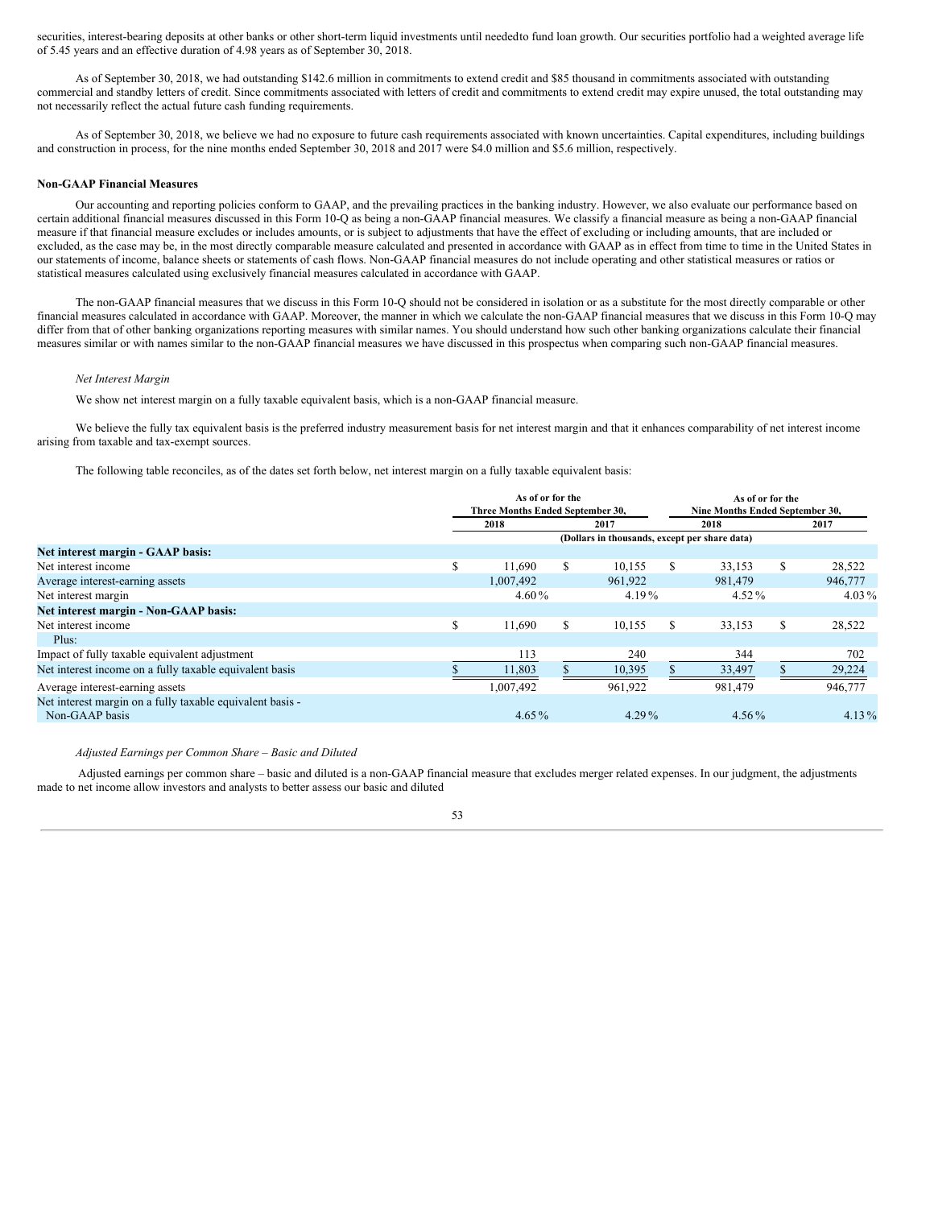securities, interest-bearing deposits at other banks or other short-term liquid investments until neededto fund loan growth. Our securities portfolio had a weighted average life of 5.45 years and an effective duration of 4.98 years as of September 30, 2018.

As of September 30, 2018, we had outstanding $142.6 million in commitments to extend credit and $85 thousand in commitments associated with outstanding commercial and standby letters of credit. Since commitments associated with letters of credit and commitments to extend credit may expire unused, the total outstanding may not necessarily reflect the actual future cash funding requirements.

As of September 30, 2018, we believe we had no exposure to future cash requirements associated with known uncertainties. Capital expenditures, including buildings and construction in process, for the nine months ended September 30, 2018 and 2017 were $4.0 million and $5.6 million, respectively.

**Non-GAAP Financial Measures**

Our accounting and reporting policies conform to GAAP, and the prevailing practices in the banking industry. However, we also evaluate our performance based on certain additional financial measures discussed in this Form 10-Q as being a non-GAAP financial measures. We classify a financial measure as being a non-GAAP financial measure if that financial measure excludes or includes amounts, or is subject to adjustments that have the effect of excluding or including amounts, that are included or excluded, as the case may be, in the most directly comparable measure calculated and presented in accordance with GAAP as in effect from time to time in the United States in our statements of income, balance sheets or statements of cash flows. Non-GAAP financial measures do not include operating and other statistical measures or ratios or statistical measures calculated using exclusively financial measures calculated in accordance with GAAP.

The non-GAAP financial measures that we discuss in this Form 10-Q should not be considered in isolation or as a substitute for the most directly comparable or other financial measures calculated in accordance with GAAP. Moreover, the manner in which we calculate the non-GAAP financial measures that we discuss in this Form 10-Q may differ from that of other banking organizations reporting measures with similar names. You should understand how such other banking organizations calculate their financial measures similar or with names similar to the non-GAAP financial measures we have discussed in this prospectus when comparing such non-GAAP financial measures.

*Net Interest Margin*

We show net interest margin on a fully taxable equivalent basis, which is a non-GAAP financial measure.

We believe the fully tax equivalent basis is the preferred industry measurement basis for net interest margin and that it enhances comparability of net interest income arising from taxable and tax-exempt sources.

The following table reconciles, as of the dates set forth below, net interest margin on a fully taxable equivalent basis:

| | As of or for the Three Months Ended September 30, | | As of or for the Nine Months Ended September 30, | |
|---|---|---|---|---|
| | 2018 | 2017 | 2018 | 2017 |
| | (Dollars in thousands, except per share data) | | | |
| **Net interest margin - GAAP basis:** | | | | |
| Net interest income | $ 11,690 | $ 10,155 | $ 33,153 | $ 28,522 |
| Average interest-earning assets | 1,007,492 | 961,922 | 981,479 | 946,777 |
| Net interest margin | 4.60 % | 4.19 % | 4.52 % | 4.03 % |
| **Net interest margin - Non-GAAP basis:** | | | | |
| Net interest income | $ 11,690 | $ 10,155 | $ 33,153 | $ 28,522 |
| Plus: | | | | |
| Impact of fully taxable equivalent adjustment | 113 | 240 | 344 | 702 |
| Net interest income on a fully taxable equivalent basis | $ 11,803 | $ 10,395 | $ 33,497 | $ 29,224 |
| Average interest-earning assets | 1,007,492 | 961,922 | 981,479 | 946,777 |
| Net interest margin on a fully taxable equivalent basis - Non-GAAP basis | 4.65 % | 4.29 % | 4.56 % | 4.13 % |

*Adjusted Earnings per Common Share – Basic and Diluted*

Adjusted earnings per common share – basic and diluted is a non-GAAP financial measure that excludes merger related expenses. In our judgment, the adjustments made to net income allow investors and analysts to better assess our basic and diluted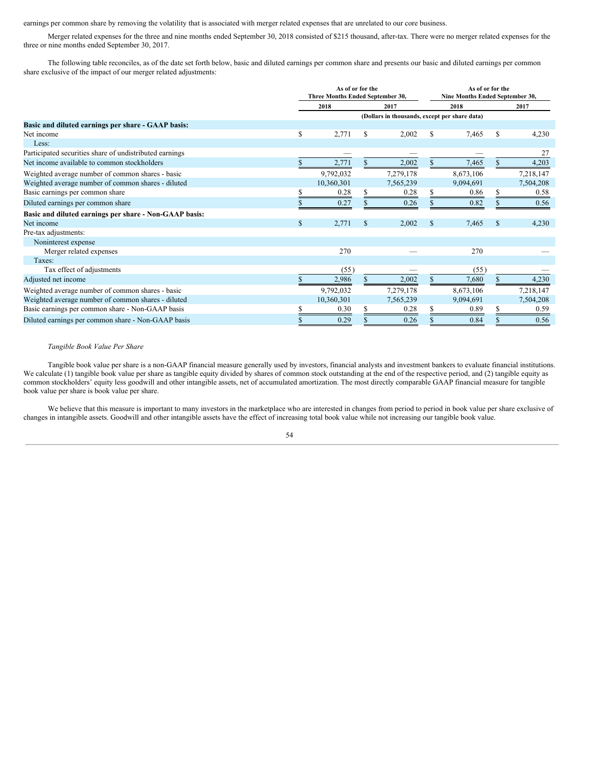earnings per common share by removing the volatility that is associated with merger related expenses that are unrelated to our core business.

Merger related expenses for the three and nine months ended September 30, 2018 consisted of $215 thousand, after-tax. There were no merger related expenses for the three or nine months ended September 30, 2017.

The following table reconciles, as of the date set forth below, basic and diluted earnings per common share and presents our basic and diluted earnings per common share exclusive of the impact of our merger related adjustments:

| | As of or for the Three Months Ended September 30, | | As of or for the Nine Months Ended September 30, | |
|---|---|---|---|---|
| | 2018 | 2017 | 2018 | 2017 |
| | (Dollars in thousands, except per share data) | | | |
| **Basic and diluted earnings per share - GAAP basis:** | | | | |
| Net income | $ 2,771 | $ 2,002 | $ 7,465 | $ 4,230 |
| Less: | | | | |
| Participated securities share of undistributed earnings | — | — | — | 27 |
| Net income available to common stockholders | $ 2,771 | $ 2,002 | $ 7,465 | $ 4,203 |
| Weighted average number of common shares - basic | 9,792,032 | 7,279,178 | 8,673,106 | 7,218,147 |
| Weighted average number of common shares - diluted | 10,360,301 | 7,565,239 | 9,094,691 | 7,504,208 |
| Basic earnings per common share | $ 0.28 | $ 0.28 | $ 0.86 | $ 0.58 |
| Diluted earnings per common share | $ 0.27 | $ 0.26 | $ 0.82 | $ 0.56 |
| **Basic and diluted earnings per share - Non-GAAP basis:** | | | | |
| Net income | $ 2,771 | $ 2,002 | $ 7,465 | $ 4,230 |
| Pre-tax adjustments: | | | | |
| Noninterest expense | | | | |
| Merger related expenses | 270 | — | 270 | — |
| Taxes: | | | | |
| Tax effect of adjustments | (55) | — | (55) | — |
| Adjusted net income | $ 2,986 | $ 2,002 | $ 7,680 | $ 4,230 |
| Weighted average number of common shares - basic | 9,792,032 | 7,279,178 | 8,673,106 | 7,218,147 |
| Weighted average number of common shares - diluted | 10,360,301 | 7,565,239 | 9,094,691 | 7,504,208 |
| Basic earnings per common share - Non-GAAP basis | $ 0.30 | $ 0.28 | $ 0.89 | $ 0.59 |
| Diluted earnings per common share - Non-GAAP basis | $ 0.29 | $ 0.26 | $ 0.84 | $ 0.56 |

*Tangible Book Value Per Share*

Tangible book value per share is a non-GAAP financial measure generally used by investors, financial analysts and investment bankers to evaluate financial institutions. We calculate (1) tangible book value per share as tangible equity divided by shares of common stock outstanding at the end of the respective period, and (2) tangible equity as common stockholders' equity less goodwill and other intangible assets, net of accumulated amortization. The most directly comparable GAAP financial measure for tangible book value per share is book value per share.

We believe that this measure is important to many investors in the marketplace who are interested in changes from period to period in book value per share exclusive of changes in intangible assets. Goodwill and other intangible assets have the effect of increasing total book value while not increasing our tangible book value.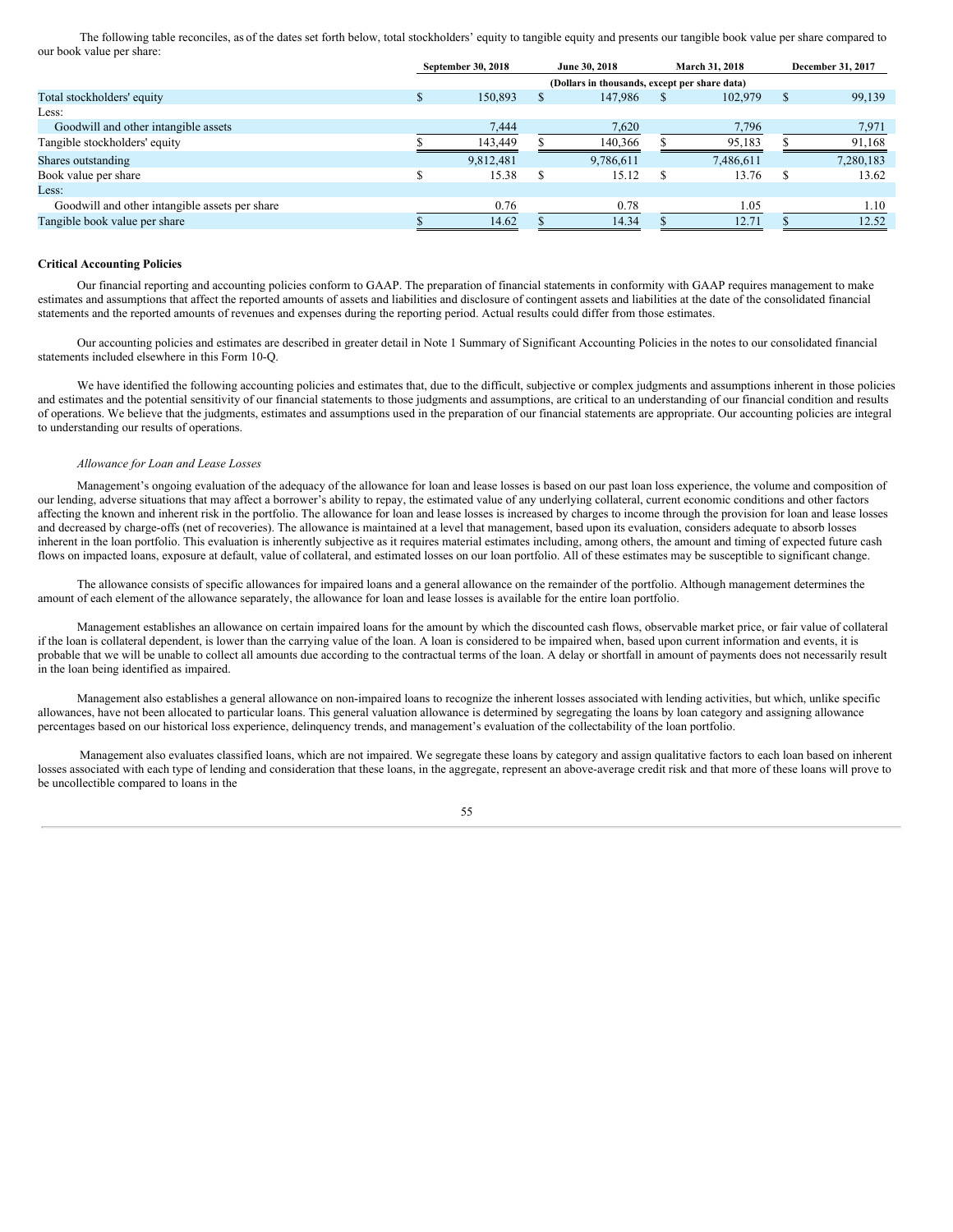The following table reconciles, as of the dates set forth below, total stockholders' equity to tangible equity and presents our tangible book value per share compared to our book value per share:

| | September 30, 2018 | June 30, 2018 | March 31, 2018 | December 31, 2017 |
|---|---|---|---|---|
| | (Dollars in thousands, except per share data) | | | |
| Total stockholders' equity | $ 150,893 | $ 147,986 | $ 102,979 | $ 99,139 |
| Less: | | | | |
| Goodwill and other intangible assets | 7,444 | 7,620 | 7,796 | 7,971 |
| Tangible stockholders' equity | $ 143,449 | $ 140,366 | $ 95,183 | $ 91,168 |
| Shares outstanding | 9,812,481 | 9,786,611 | 7,486,611 | 7,280,183 |
| Book value per share | $ 15.38 | $ 15.12 | $ 13.76 | $ 13.62 |
| Less: | | | | |
| Goodwill and other intangible assets per share | 0.76 | 0.78 | 1.05 | 1.10 |
| Tangible book value per share | $ 14.62 | $ 14.34 | $ 12.71 | $ 12.52 |

**Critical Accounting Policies**

Our financial reporting and accounting policies conform to GAAP. The preparation of financial statements in conformity with GAAP requires management to make estimates and assumptions that affect the reported amounts of assets and liabilities and disclosure of contingent assets and liabilities at the date of the consolidated financial statements and the reported amounts of revenues and expenses during the reporting period. Actual results could differ from those estimates.

Our accounting policies and estimates are described in greater detail in Note 1 Summary of Significant Accounting Policies in the notes to our consolidated financial statements included elsewhere in this Form 10-Q.

We have identified the following accounting policies and estimates that, due to the difficult, subjective or complex judgments and assumptions inherent in those policies and estimates and the potential sensitivity of our financial statements to those judgments and assumptions, are critical to an understanding of our financial condition and results of operations. We believe that the judgments, estimates and assumptions used in the preparation of our financial statements are appropriate. Our accounting policies are integral to understanding our results of operations.

*Allowance for Loan and Lease Losses*

Management's ongoing evaluation of the adequacy of the allowance for loan and lease losses is based on our past loan loss experience, the volume and composition of our lending, adverse situations that may affect a borrower's ability to repay, the estimated value of any underlying collateral, current economic conditions and other factors affecting the known and inherent risk in the portfolio. The allowance for loan and lease losses is increased by charges to income through the provision for loan and lease losses and decreased by charge-offs (net of recoveries). The allowance is maintained at a level that management, based upon its evaluation, considers adequate to absorb losses inherent in the loan portfolio. This evaluation is inherently subjective as it requires material estimates including, among others, the amount and timing of expected future cash flows on impacted loans, exposure at default, value of collateral, and estimated losses on our loan portfolio. All of these estimates may be susceptible to significant change.

The allowance consists of specific allowances for impaired loans and a general allowance on the remainder of the portfolio. Although management determines the amount of each element of the allowance separately, the allowance for loan and lease losses is available for the entire loan portfolio.

Management establishes an allowance on certain impaired loans for the amount by which the discounted cash flows, observable market price, or fair value of collateral if the loan is collateral dependent, is lower than the carrying value of the loan. A loan is considered to be impaired when, based upon current information and events, it is probable that we will be unable to collect all amounts due according to the contractual terms of the loan. A delay or shortfall in amount of payments does not necessarily result in the loan being identified as impaired.

Management also establishes a general allowance on non-impaired loans to recognize the inherent losses associated with lending activities, but which, unlike specific allowances, have not been allocated to particular loans. This general valuation allowance is determined by segregating the loans by loan category and assigning allowance percentages based on our historical loss experience, delinquency trends, and management's evaluation of the collectability of the loan portfolio.

Management also evaluates classified loans, which are not impaired. We segregate these loans by category and assign qualitative factors to each loan based on inherent losses associated with each type of lending and consideration that these loans, in the aggregate, represent an above-average credit risk and that more of these loans will prove to be uncollectible compared to loans in the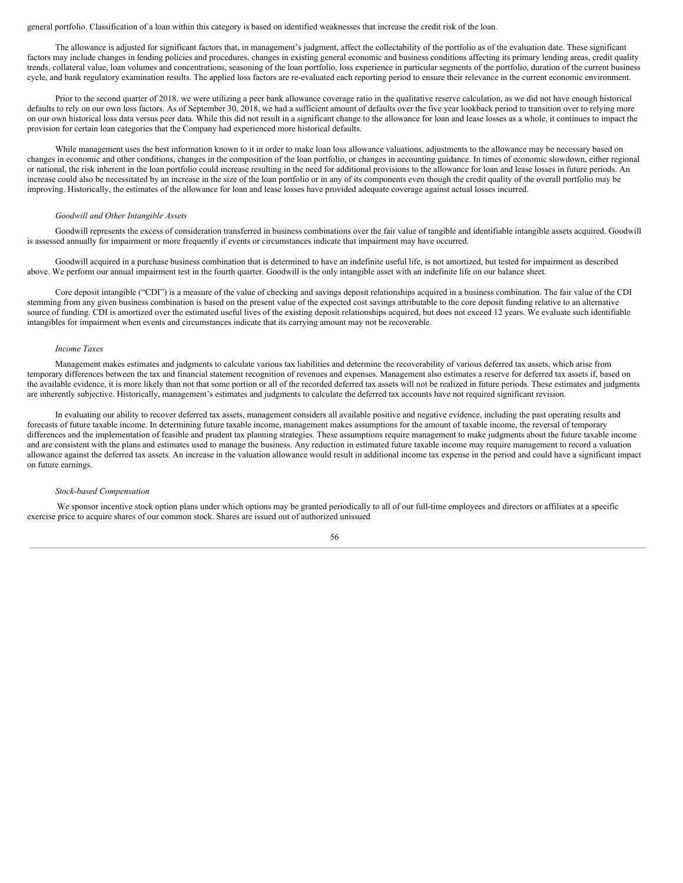general portfolio. Classification of a loan within this category is based on identified weaknesses that increase the credit risk of the loan.

The allowance is adjusted for significant factors that, in management's judgment, affect the collectability of the portfolio as of the evaluation date. These significant factors may include changes in lending policies and procedures, changes in existing general economic and business conditions affecting its primary lending areas, credit quality trends, collateral value, loan volumes and concentrations, seasoning of the loan portfolio, loss experience in particular segments of the portfolio, duration of the current business cycle, and bank regulatory examination results. The applied loss factors are re-evaluated each reporting period to ensure their relevance in the current economic environment.

Prior to the second quarter of 2018, we were utilizing a peer bank allowance coverage ratio in the qualitative reserve calculation, as we did not have enough historical defaults to rely on our own loss factors. As of September 30, 2018, we had a sufficient amount of defaults over the five year lookback period to transition over to relying more on our own historical loss data versus peer data. While this did not result in a significant change to the allowance for loan and lease losses as a whole, it continues to impact the provision for certain loan categories that the Company had experienced more historical defaults.

While management uses the best information known to it in order to make loan loss allowance valuations, adjustments to the allowance may be necessary based on changes in economic and other conditions, changes in the composition of the loan portfolio, or changes in accounting guidance. In times of economic slowdown, either regional or national, the risk inherent in the loan portfolio could increase resulting in the need for additional provisions to the allowance for loan and lease losses in future periods. An increase could also be necessitated by an increase in the size of the loan portfolio or in any of its components even though the credit quality of the overall portfolio may be improving. Historically, the estimates of the allowance for loan and lease losses have provided adequate coverage against actual losses incurred.

*Goodwill and Other Intangible Assets*

Goodwill represents the excess of consideration transferred in business combinations over the fair value of tangible and identifiable intangible assets acquired. Goodwill is assessed annually for impairment or more frequently if events or circumstances indicate that impairment may have occurred.

Goodwill acquired in a purchase business combination that is determined to have an indefinite useful life, is not amortized, but tested for impairment as described above. We perform our annual impairment test in the fourth quarter. Goodwill is the only intangible asset with an indefinite life on our balance sheet.

Core deposit intangible ("CDI") is a measure of the value of checking and savings deposit relationships acquired in a business combination. The fair value of the CDI stemming from any given business combination is based on the present value of the expected cost savings attributable to the core deposit funding relative to an alternative source of funding. CDI is amortized over the estimated useful lives of the existing deposit relationships acquired, but does not exceed 12 years. We evaluate such identifiable intangibles for impairment when events and circumstances indicate that its carrying amount may not be recoverable.

*Income Taxes*

Management makes estimates and judgments to calculate various tax liabilities and determine the recoverability of various deferred tax assets, which arise from temporary differences between the tax and financial statement recognition of revenues and expenses. Management also estimates a reserve for deferred tax assets if, based on the available evidence, it is more likely than not that some portion or all of the recorded deferred tax assets will not be realized in future periods. These estimates and judgments are inherently subjective. Historically, management's estimates and judgments to calculate the deferred tax accounts have not required significant revision.

In evaluating our ability to recover deferred tax assets, management considers all available positive and negative evidence, including the past operating results and forecasts of future taxable income. In determining future taxable income, management makes assumptions for the amount of taxable income, the reversal of temporary differences and the implementation of feasible and prudent tax planning strategies. These assumptions require management to make judgments about the future taxable income and are consistent with the plans and estimates used to manage the business. Any reduction in estimated future taxable income may require management to record a valuation allowance against the deferred tax assets. An increase in the valuation allowance would result in additional income tax expense in the period and could have a significant impact on future earnings.

*Stock-based Compensation*

We sponsor incentive stock option plans under which options may be granted periodically to all of our full-time employees and directors or affiliates at a specific exercise price to acquire shares of our common stock. Shares are issued out of authorized unissued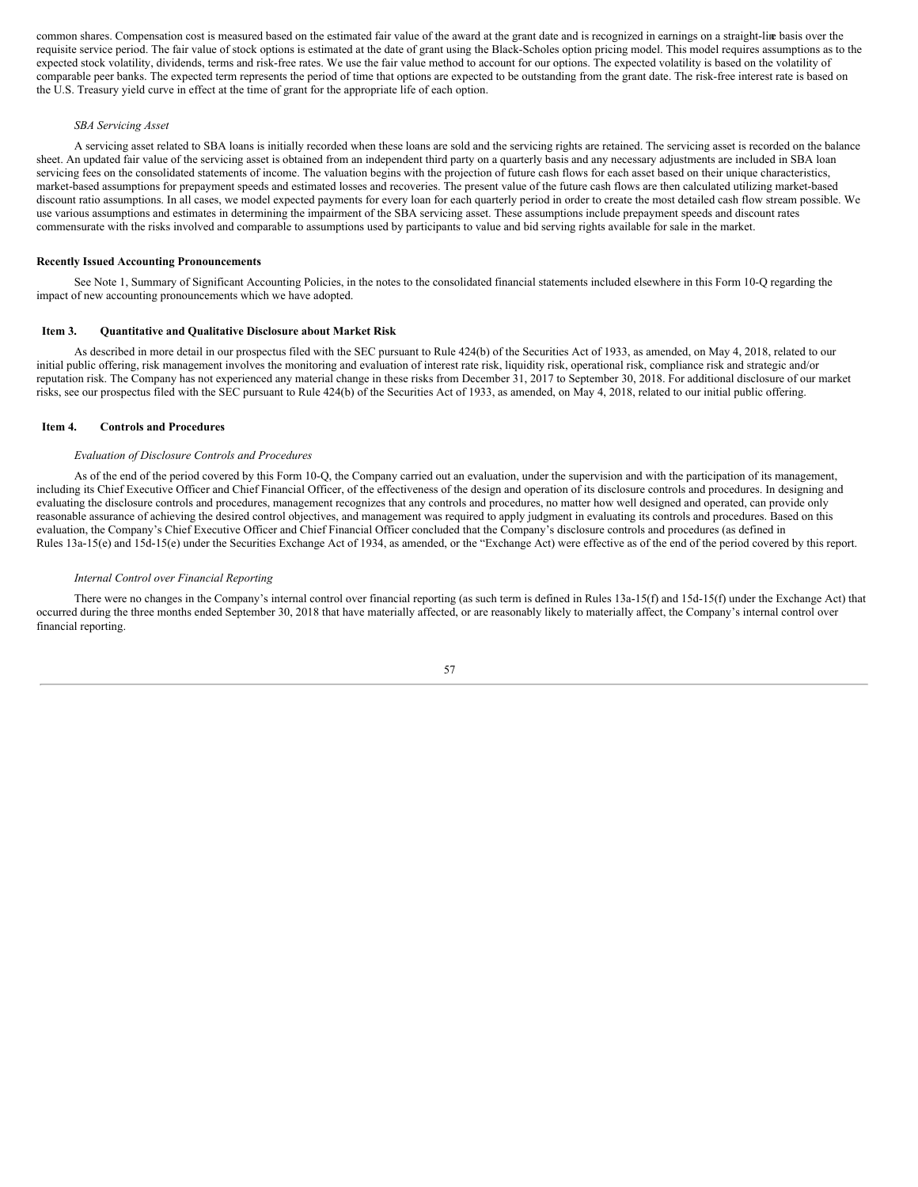common shares. Compensation cost is measured based on the estimated fair value of the award at the grant date and is recognized in earnings on a straight-line basis over the requisite service period. The fair value of stock options is estimated at the date of grant using the Black-Scholes option pricing model. This model requires assumptions as to the expected stock volatility, dividends, terms and risk-free rates. We use the fair value method to account for our options. The expected volatility is based on the volatility of comparable peer banks. The expected term represents the period of time that options are expected to be outstanding from the grant date. The risk-free interest rate is based on the U.S. Treasury yield curve in effect at the time of grant for the appropriate life of each option.

*SBA Servicing Asset*

A servicing asset related to SBA loans is initially recorded when these loans are sold and the servicing rights are retained. The servicing asset is recorded on the balance sheet. An updated fair value of the servicing asset is obtained from an independent third party on a quarterly basis and any necessary adjustments are included in SBA loan servicing fees on the consolidated statements of income. The valuation begins with the projection of future cash flows for each asset based on their unique characteristics, market-based assumptions for prepayment speeds and estimated losses and recoveries. The present value of the future cash flows are then calculated utilizing market-based discount ratio assumptions. In all cases, we model expected payments for every loan for each quarterly period in order to create the most detailed cash flow stream possible. We use various assumptions and estimates in determining the impairment of the SBA servicing asset. These assumptions include prepayment speeds and discount rates commensurate with the risks involved and comparable to assumptions used by participants to value and bid serving rights available for sale in the market.

**Recently Issued Accounting Pronouncements**

See Note 1, Summary of Significant Accounting Policies, in the notes to the consolidated financial statements included elsewhere in this Form 10-Q regarding the impact of new accounting pronouncements which we have adopted.

## Item 3. Quantitative and Qualitative Disclosure about Market Risk

As described in more detail in our prospectus filed with the SEC pursuant to Rule 424(b) of the Securities Act of 1933, as amended, on May 4, 2018, related to our initial public offering, risk management involves the monitoring and evaluation of interest rate risk, liquidity risk, operational risk, compliance risk and strategic and/or reputation risk. The Company has not experienced any material change in these risks from December 31, 2017 to September 30, 2018. For additional disclosure of our market risks, see our prospectus filed with the SEC pursuant to Rule 424(b) of the Securities Act of 1933, as amended, on May 4, 2018, related to our initial public offering.

## Item 4. Controls and Procedures

*Evaluation of Disclosure Controls and Procedures*

As of the end of the period covered by this Form 10-Q, the Company carried out an evaluation, under the supervision and with the participation of its management, including its Chief Executive Officer and Chief Financial Officer, of the effectiveness of the design and operation of its disclosure controls and procedures. In designing and evaluating the disclosure controls and procedures, management recognizes that any controls and procedures, no matter how well designed and operated, can provide only reasonable assurance of achieving the desired control objectives, and management was required to apply judgment in evaluating its controls and procedures. Based on this evaluation, the Company's Chief Executive Officer and Chief Financial Officer concluded that the Company's disclosure controls and procedures (as defined in Rules 13a-15(e) and 15d-15(e) under the Securities Exchange Act of 1934, as amended, or the "Exchange Act) were effective as of the end of the period covered by this report.

*Internal Control over Financial Reporting*

There were no changes in the Company's internal control over financial reporting (as such term is defined in Rules 13a-15(f) and 15d-15(f) under the Exchange Act) that occurred during the three months ended September 30, 2018 that have materially affected, or are reasonably likely to materially affect, the Company's internal control over financial reporting.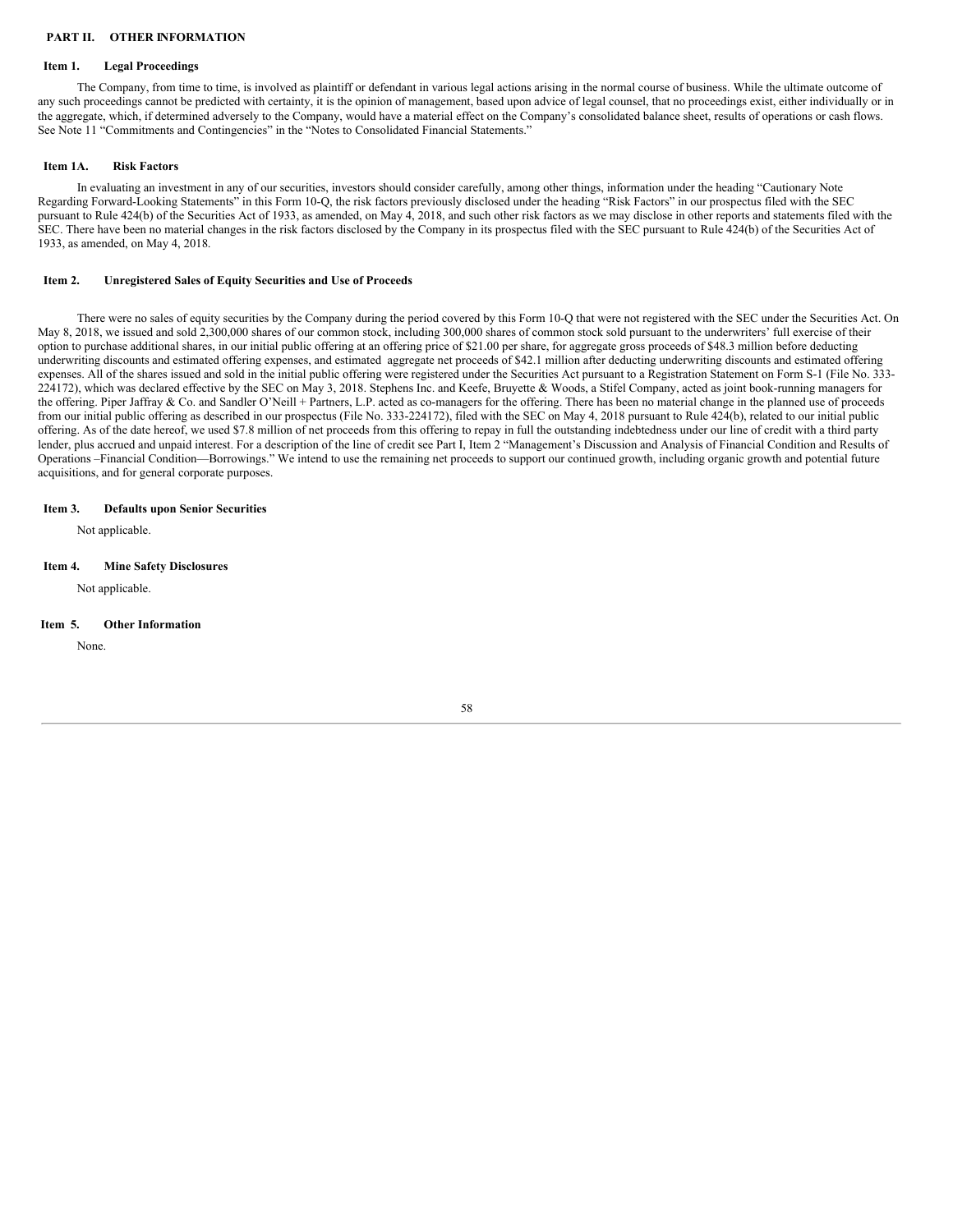## PART II. OTHER INFORMATION

### Item 1. Legal Proceedings

The Company, from time to time, is involved as plaintiff or defendant in various legal actions arising in the normal course of business. While the ultimate outcome of any such proceedings cannot be predicted with certainty, it is the opinion of management, based upon advice of legal counsel, that no proceedings exist, either individually or in the aggregate, which, if determined adversely to the Company, would have a material effect on the Company's consolidated balance sheet, results of operations or cash flows. See Note 11 "Commitments and Contingencies" in the "Notes to Consolidated Financial Statements."

### Item 1A. Risk Factors

In evaluating an investment in any of our securities, investors should consider carefully, among other things, information under the heading "Cautionary Note Regarding Forward-Looking Statements" in this Form 10-Q, the risk factors previously disclosed under the heading "Risk Factors" in our prospectus filed with the SEC pursuant to Rule 424(b) of the Securities Act of 1933, as amended, on May 4, 2018, and such other risk factors as we may disclose in other reports and statements filed with the SEC. There have been no material changes in the risk factors disclosed by the Company in its prospectus filed with the SEC pursuant to Rule 424(b) of the Securities Act of 1933, as amended, on May 4, 2018.

### Item 2. Unregistered Sales of Equity Securities and Use of Proceeds

There were no sales of equity securities by the Company during the period covered by this Form 10-Q that were not registered with the SEC under the Securities Act. On May 8, 2018, we issued and sold 2,300,000 shares of our common stock, including 300,000 shares of common stock sold pursuant to the underwriters' full exercise of their option to purchase additional shares, in our initial public offering at an offering price of $21.00 per share, for aggregate gross proceeds of $48.3 million before deducting underwriting discounts and estimated offering expenses, and estimated aggregate net proceeds of $42.1 million after deducting underwriting discounts and estimated offering expenses. All of the shares issued and sold in the initial public offering were registered under the Securities Act pursuant to a Registration Statement on Form S-1 (File No. 333-224172), which was declared effective by the SEC on May 3, 2018. Stephens Inc. and Keefe, Bruyette & Woods, a Stifel Company, acted as joint book-running managers for the offering. Piper Jaffray & Co. and Sandler O'Neill + Partners, L.P. acted as co-managers for the offering. There has been no material change in the planned use of proceeds from our initial public offering as described in our prospectus (File No. 333-224172), filed with the SEC on May 4, 2018 pursuant to Rule 424(b), related to our initial public offering. As of the date hereof, we used $7.8 million of net proceeds from this offering to repay in full the outstanding indebtedness under our line of credit with a third party lender, plus accrued and unpaid interest. For a description of the line of credit see Part I, Item 2 "Management's Discussion and Analysis of Financial Condition and Results of Operations –Financial Condition—Borrowings." We intend to use the remaining net proceeds to support our continued growth, including organic growth and potential future acquisitions, and for general corporate purposes.

### Item 3. Defaults upon Senior Securities

Not applicable.

### Item 4. Mine Safety Disclosures

Not applicable.

### Item 5. Other Information

None.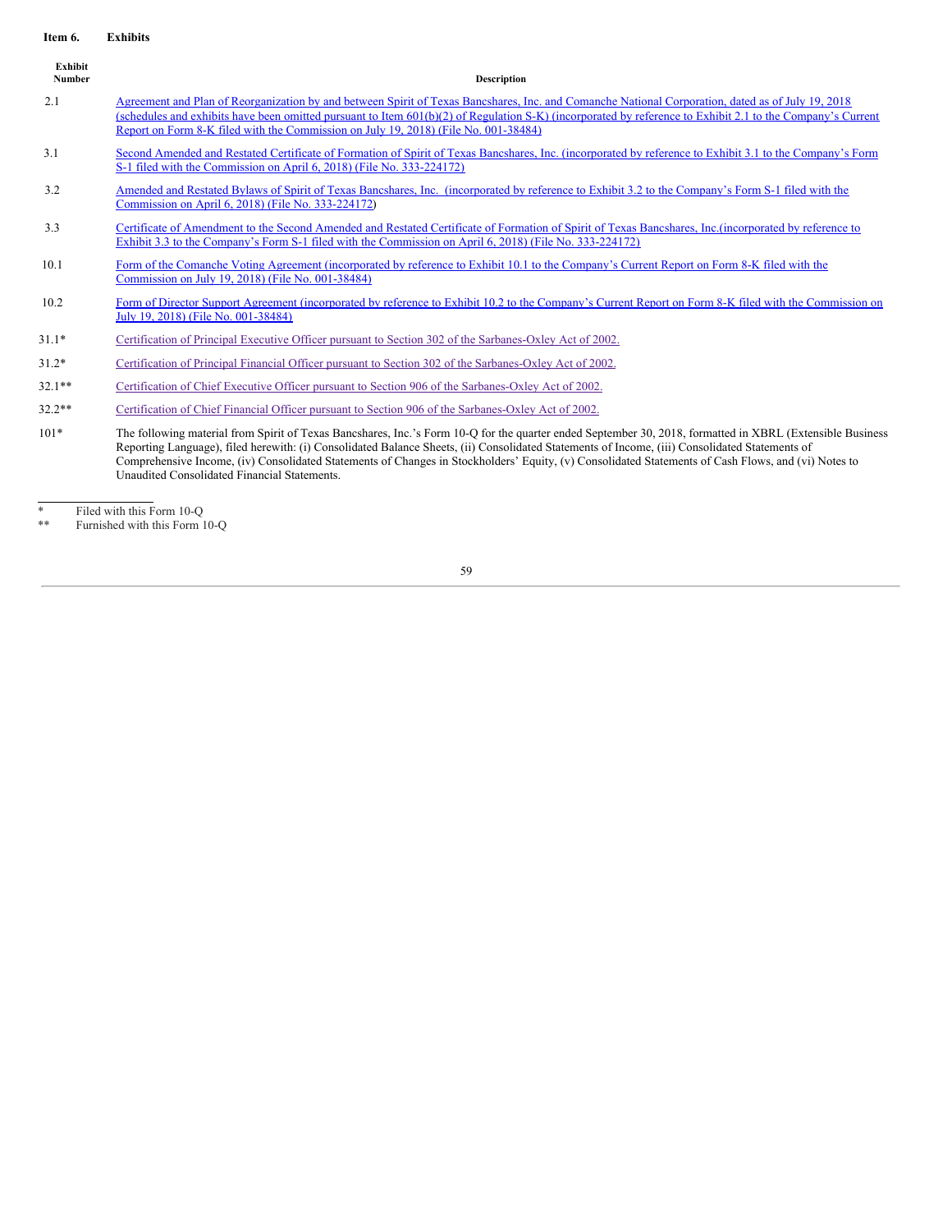**Item 6. Exhibits**

| Exhibit Number | Description |
|---|---|
| 2.1 | Agreement and Plan of Reorganization by and between Spirit of Texas Bancshares, Inc. and Comanche National Corporation, dated as of July 19, 2018 (schedules and exhibits have been omitted pursuant to Item 601(b)(2) of Regulation S-K) (incorporated by reference to Exhibit 2.1 to the Company's Current Report on Form 8-K filed with the Commission on July 19, 2018) (File No. 001-38484) |
| 3.1 | Second Amended and Restated Certificate of Formation of Spirit of Texas Bancshares, Inc. (incorporated by reference to Exhibit 3.1 to the Company's Form S-1 filed with the Commission on April 6, 2018) (File No. 333-224172) |
| 3.2 | Amended and Restated Bylaws of Spirit of Texas Bancshares, Inc. (incorporated by reference to Exhibit 3.2 to the Company's Form S-1 filed with the Commission on April 6, 2018) (File No. 333-224172) |
| 3.3 | Certificate of Amendment to the Second Amended and Restated Certificate of Formation of Spirit of Texas Bancshares, Inc.(incorporated by reference to Exhibit 3.3 to the Company's Form S-1 filed with the Commission on April 6, 2018) (File No. 333-224172) |
| 10.1 | Form of the Comanche Voting Agreement (incorporated by reference to Exhibit 10.1 to the Company's Current Report on Form 8-K filed with the Commission on July 19, 2018) (File No. 001-38484) |
| 10.2 | Form of Director Support Agreement (incorporated by reference to Exhibit 10.2 to the Company's Current Report on Form 8-K filed with the Commission on July 19, 2018) (File No. 001-38484) |
| 31.1* | Certification of Principal Executive Officer pursuant to Section 302 of the Sarbanes-Oxley Act of 2002. |
| 31.2* | Certification of Principal Financial Officer pursuant to Section 302 of the Sarbanes-Oxley Act of 2002. |
| 32.1** | Certification of Chief Executive Officer pursuant to Section 906 of the Sarbanes-Oxley Act of 2002. |
| 32.2** | Certification of Chief Financial Officer pursuant to Section 906 of the Sarbanes-Oxley Act of 2002. |
| 101* | The following material from Spirit of Texas Bancshares, Inc.'s Form 10-Q for the quarter ended September 30, 2018, formatted in XBRL (Extensible Business Reporting Language), filed herewith: (i) Consolidated Balance Sheets, (ii) Consolidated Statements of Income, (iii) Consolidated Statements of Comprehensive Income, (iv) Consolidated Statements of Changes in Stockholders' Equity, (v) Consolidated Statements of Cash Flows, and (vi) Notes to Unaudited Consolidated Financial Statements. |

\* Filed with this Form 10-Q

\** Furnished with this Form 10-Q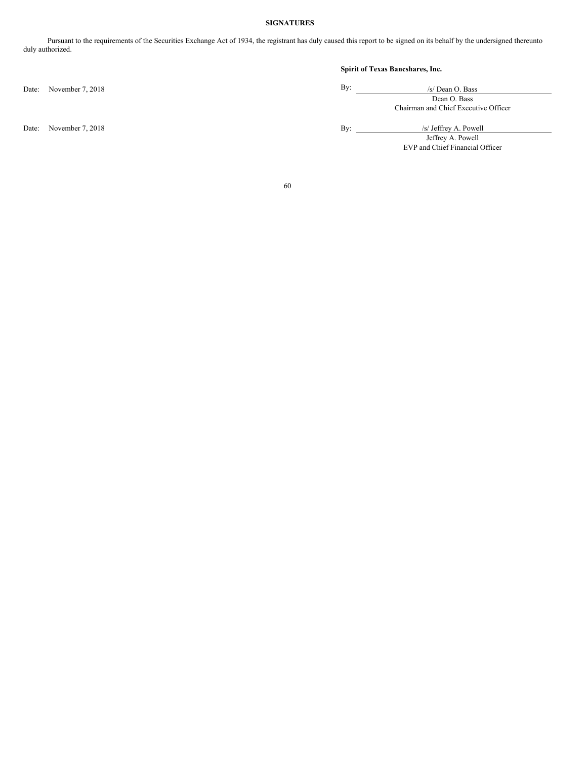## SIGNATURES

Pursuant to the requirements of the Securities Exchange Act of 1934, the registrant has duly caused this report to be signed on its behalf by the undersigned thereunto duly authorized.

**Spirit of Texas Bancshares, Inc.**

Date: November 7, 2018

By: /s/ Dean O. Bass
Dean O. Bass
Chairman and Chief Executive Officer

Date: November 7, 2018

By: /s/ Jeffrey A. Powell
Jeffrey A. Powell
EVP and Chief Financial Officer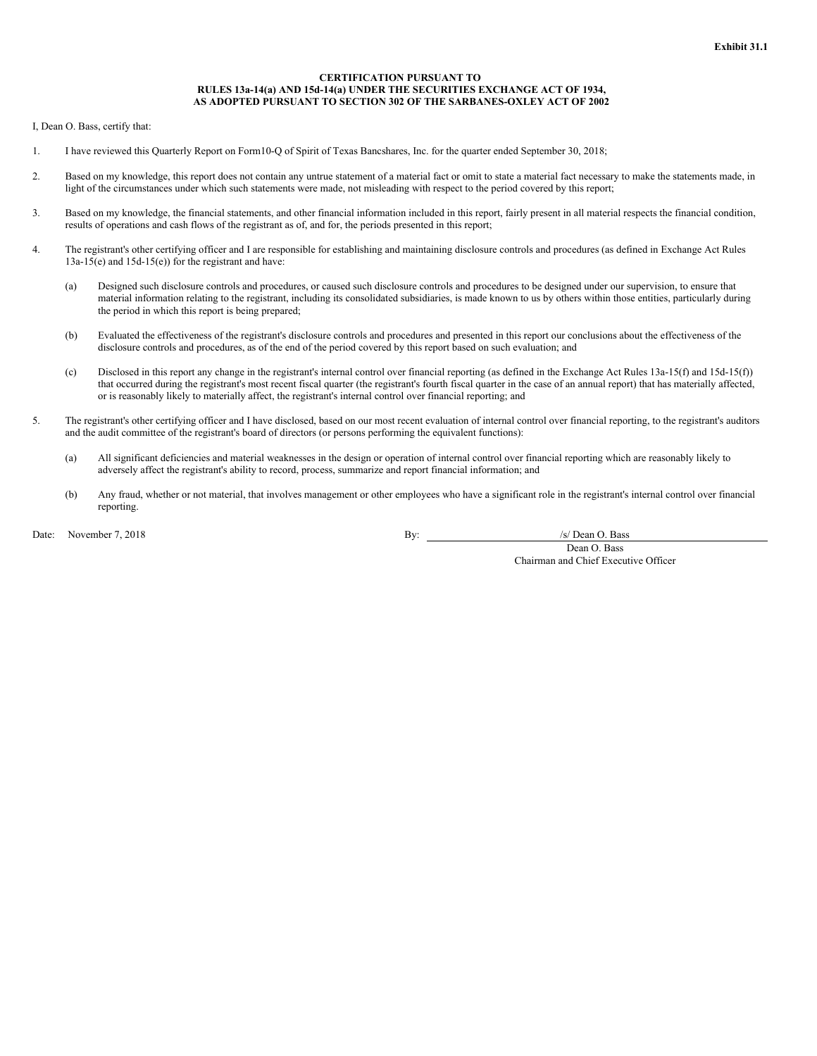**Exhibit 31.1**

**CERTIFICATION PURSUANT TO RULES 13a-14(a) AND 15d-14(a) UNDER THE SECURITIES EXCHANGE ACT OF 1934, AS ADOPTED PURSUANT TO SECTION 302 OF THE SARBANES-OXLEY ACT OF 2002**

I, Dean O. Bass, certify that:

1. I have reviewed this Quarterly Report on Form10-Q of Spirit of Texas Bancshares, Inc. for the quarter ended September 30, 2018;

2. Based on my knowledge, this report does not contain any untrue statement of a material fact or omit to state a material fact necessary to make the statements made, in light of the circumstances under which such statements were made, not misleading with respect to the period covered by this report;

3. Based on my knowledge, the financial statements, and other financial information included in this report, fairly present in all material respects the financial condition, results of operations and cash flows of the registrant as of, and for, the periods presented in this report;

4. The registrant's other certifying officer and I are responsible for establishing and maintaining disclosure controls and procedures (as defined in Exchange Act Rules 13a-15(e) and 15d-15(e)) for the registrant and have:

   (a) Designed such disclosure controls and procedures, or caused such disclosure controls and procedures to be designed under our supervision, to ensure that material information relating to the registrant, including its consolidated subsidiaries, is made known to us by others within those entities, particularly during the period in which this report is being prepared;

   (b) Evaluated the effectiveness of the registrant's disclosure controls and procedures and presented in this report our conclusions about the effectiveness of the disclosure controls and procedures, as of the end of the period covered by this report based on such evaluation; and

   (c) Disclosed in this report any change in the registrant's internal control over financial reporting (as defined in the Exchange Act Rules 13a-15(f) and 15d-15(f)) that occurred during the registrant's most recent fiscal quarter (the registrant's fourth fiscal quarter in the case of an annual report) that has materially affected, or is reasonably likely to materially affect, the registrant's internal control over financial reporting; and

5. The registrant's other certifying officer and I have disclosed, based on our most recent evaluation of internal control over financial reporting, to the registrant's auditors and the audit committee of the registrant's board of directors (or persons performing the equivalent functions):

   (a) All significant deficiencies and material weaknesses in the design or operation of internal control over financial reporting which are reasonably likely to adversely affect the registrant's ability to record, process, summarize and report financial information; and

   (b) Any fraud, whether or not material, that involves management or other employees who have a significant role in the registrant's internal control over financial reporting.

Date: November 7, 2018

By: /s/ Dean O. Bass
Dean O. Bass
Chairman and Chief Executive Officer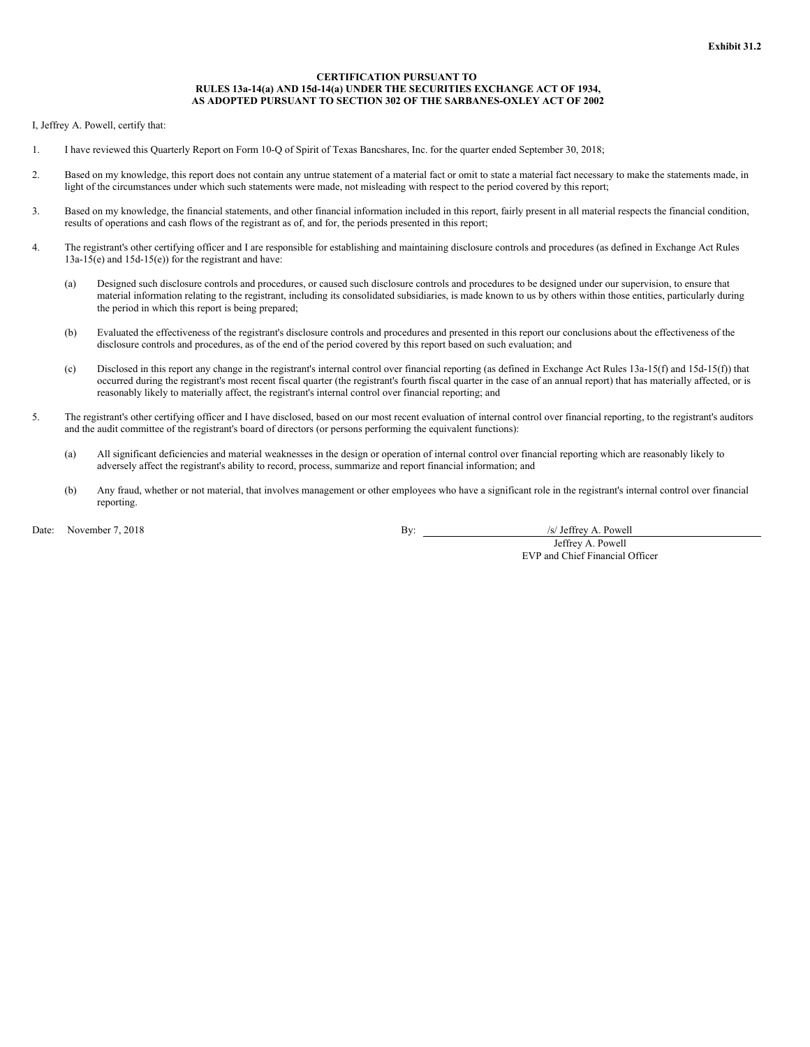**Exhibit 31.2**

**CERTIFICATION PURSUANT TO**
**RULES 13a-14(a) AND 15d-14(a) UNDER THE SECURITIES EXCHANGE ACT OF 1934,**
**AS ADOPTED PURSUANT TO SECTION 302 OF THE SARBANES-OXLEY ACT OF 2002**

I, Jeffrey A. Powell, certify that:

1. I have reviewed this Quarterly Report on Form 10-Q of Spirit of Texas Bancshares, Inc. for the quarter ended September 30, 2018;

2. Based on my knowledge, this report does not contain any untrue statement of a material fact or omit to state a material fact necessary to make the statements made, in light of the circumstances under which such statements were made, not misleading with respect to the period covered by this report;

3. Based on my knowledge, the financial statements, and other financial information included in this report, fairly present in all material respects the financial condition, results of operations and cash flows of the registrant as of, and for, the periods presented in this report;

4. The registrant's other certifying officer and I are responsible for establishing and maintaining disclosure controls and procedures (as defined in Exchange Act Rules 13a-15(e) and 15d-15(e)) for the registrant and have:

   (a) Designed such disclosure controls and procedures, or caused such disclosure controls and procedures to be designed under our supervision, to ensure that material information relating to the registrant, including its consolidated subsidiaries, is made known to us by others within those entities, particularly during the period in which this report is being prepared;

   (b) Evaluated the effectiveness of the registrant's disclosure controls and procedures and presented in this report our conclusions about the effectiveness of the disclosure controls and procedures, as of the end of the period covered by this report based on such evaluation; and

   (c) Disclosed in this report any change in the registrant's internal control over financial reporting (as defined in Exchange Act Rules 13a-15(f) and 15d-15(f)) that occurred during the registrant's most recent fiscal quarter (the registrant's fourth fiscal quarter in the case of an annual report) that has materially affected, or is reasonably likely to materially affect, the registrant's internal control over financial reporting; and

5. The registrant's other certifying officer and I have disclosed, based on our most recent evaluation of internal control over financial reporting, to the registrant's auditors and the audit committee of the registrant's board of directors (or persons performing the equivalent functions):

   (a) All significant deficiencies and material weaknesses in the design or operation of internal control over financial reporting which are reasonably likely to adversely affect the registrant's ability to record, process, summarize and report financial information; and

   (b) Any fraud, whether or not material, that involves management or other employees who have a significant role in the registrant's internal control over financial reporting.

Date: November 7, 2018

By: /s/ Jeffrey A. Powell
Jeffrey A. Powell
EVP and Chief Financial Officer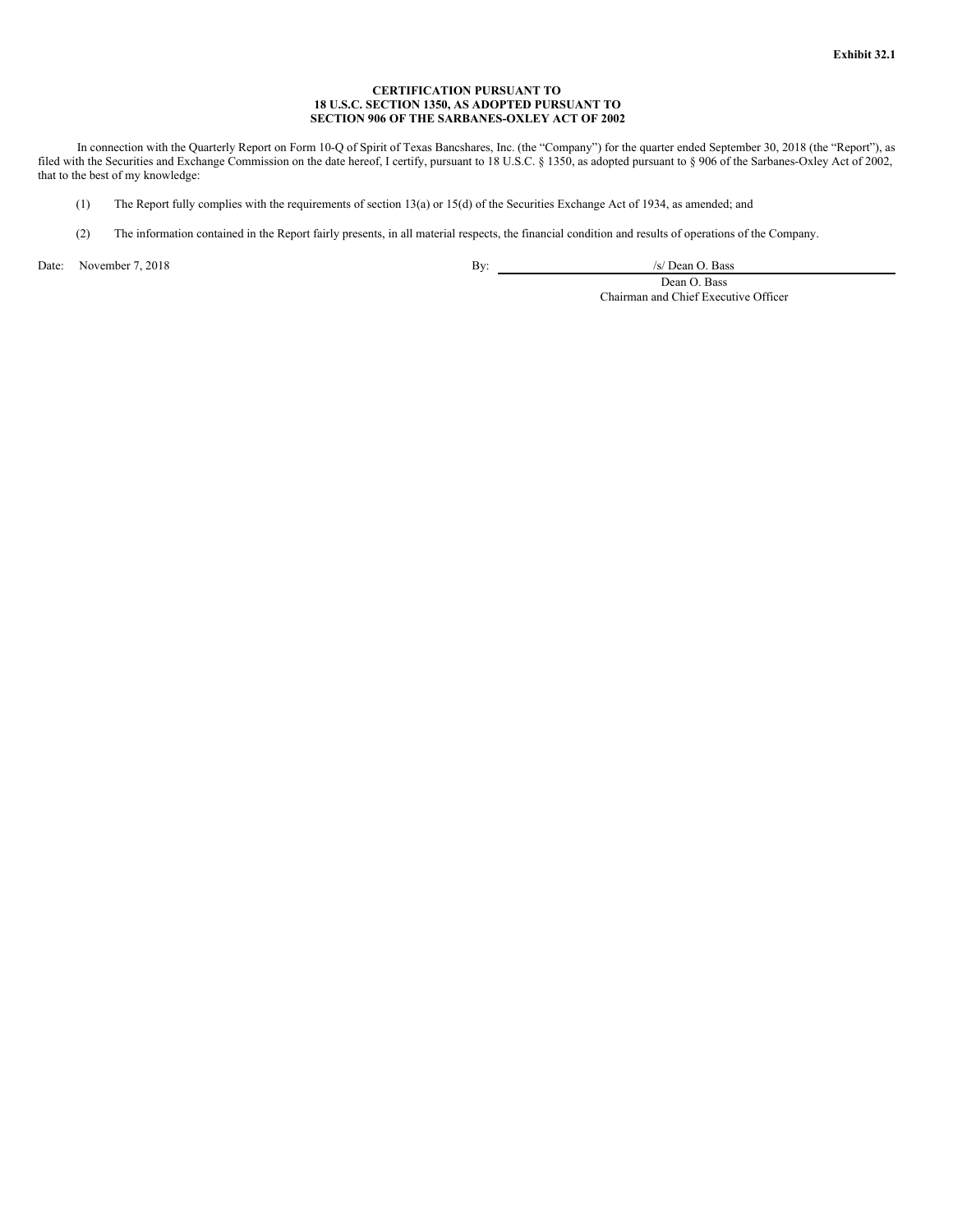**Exhibit 32.1**

**CERTIFICATION PURSUANT TO
18 U.S.C. SECTION 1350, AS ADOPTED PURSUANT TO
SECTION 906 OF THE SARBANES-OXLEY ACT OF 2002**

In connection with the Quarterly Report on Form 10-Q of Spirit of Texas Bancshares, Inc. (the "Company") for the quarter ended September 30, 2018 (the "Report"), as filed with the Securities and Exchange Commission on the date hereof, I certify, pursuant to 18 U.S.C. § 1350, as adopted pursuant to § 906 of the Sarbanes-Oxley Act of 2002, that to the best of my knowledge:

(1) The Report fully complies with the requirements of section 13(a) or 15(d) of the Securities Exchange Act of 1934, as amended; and

(2) The information contained in the Report fairly presents, in all material respects, the financial condition and results of operations of the Company.

Date: November 7, 2018

By: /s/ Dean O. Bass

Dean O. Bass

Chairman and Chief Executive Officer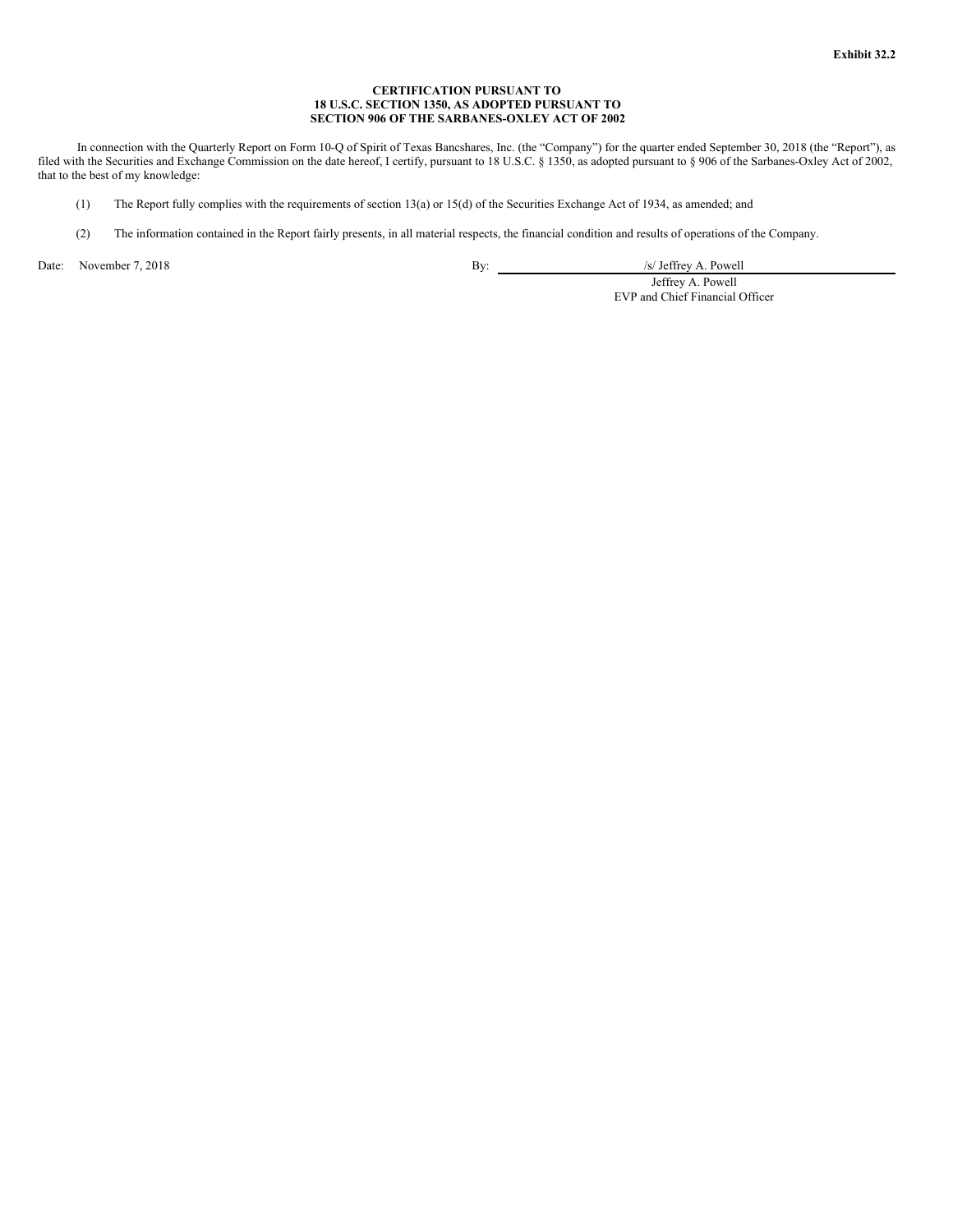**Exhibit 32.2**

**CERTIFICATION PURSUANT TO**
**18 U.S.C. SECTION 1350, AS ADOPTED PURSUANT TO**
**SECTION 906 OF THE SARBANES-OXLEY ACT OF 2002**

In connection with the Quarterly Report on Form 10-Q of Spirit of Texas Bancshares, Inc. (the "Company") for the quarter ended September 30, 2018 (the "Report"), as filed with the Securities and Exchange Commission on the date hereof, I certify, pursuant to 18 U.S.C. § 1350, as adopted pursuant to § 906 of the Sarbanes-Oxley Act of 2002, that to the best of my knowledge:

(1) The Report fully complies with the requirements of section 13(a) or 15(d) of the Securities Exchange Act of 1934, as amended; and

(2) The information contained in the Report fairly presents, in all material respects, the financial condition and results of operations of the Company.

Date: November 7, 2018

By: /s/ Jeffrey A. Powell
Jeffrey A. Powell
EVP and Chief Financial Officer